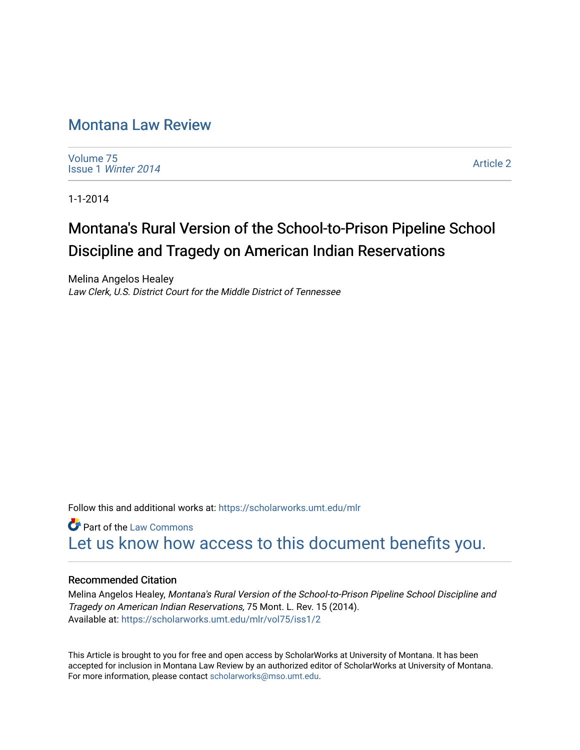# Montana Law Review

Volume 75
Issue 1 *Winter 2014*

Article 2

1-1-2014

## Montana's Rural Version of the School-to-Prison Pipeline School Discipline and Tragedy on American Indian Reservations

Melina Angelos Healey
*Law Clerk, U.S. District Court for the Middle District of Tennessee*

Follow this and additional works at: https://scholarworks.umt.edu/mlr

Part of the Law Commons
Let us know how access to this document benefits you.

### Recommended Citation

Melina Angelos Healey, *Montana's Rural Version of the School-to-Prison Pipeline School Discipline and Tragedy on American Indian Reservations,* 75 Mont. L. Rev. 15 (2014).
Available at: https://scholarworks.umt.edu/mlr/vol75/iss1/2

This Article is brought to you for free and open access by ScholarWorks at University of Montana. It has been accepted for inclusion in Montana Law Review by an authorized editor of ScholarWorks at University of Montana. For more information, please contact scholarworks@mso.umt.edu.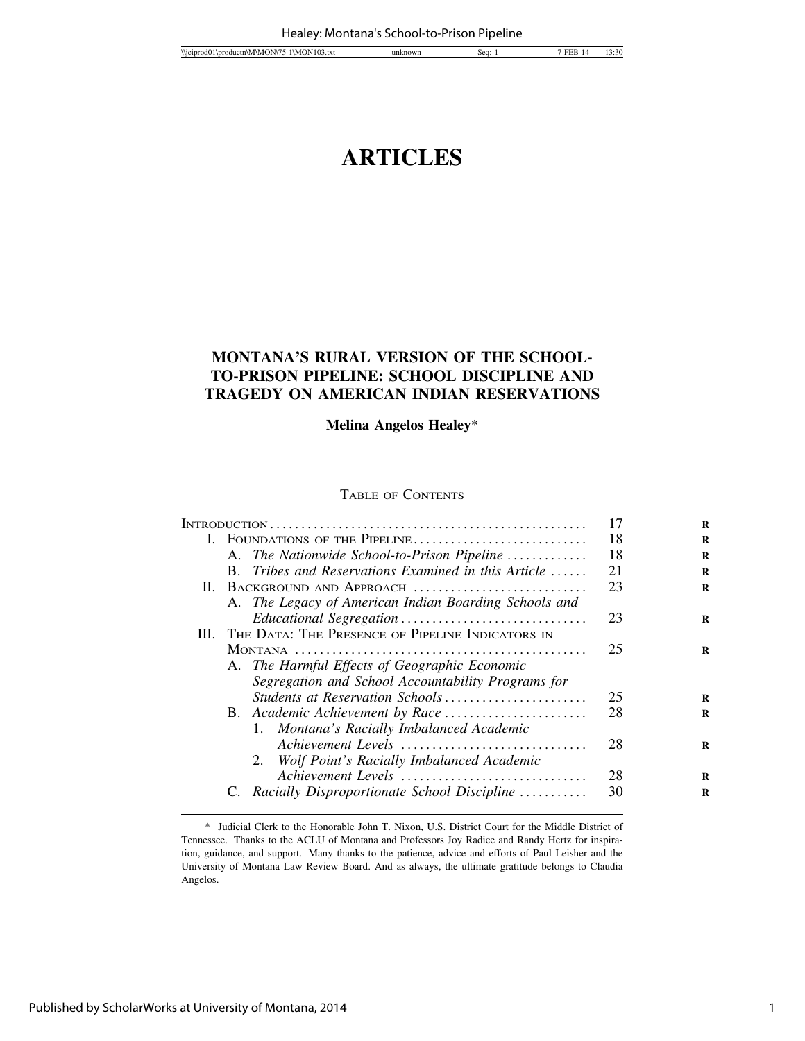# ARTICLES

## MONTANA'S RURAL VERSION OF THE SCHOOL-TO-PRISON PIPELINE: SCHOOL DISCIPLINE AND TRAGEDY ON AMERICAN INDIAN RESERVATIONS

**Melina Angelos Healey***

TABLE OF CONTENTS

| | |
|---|---|
| INTRODUCTION | 17 |
| I. FOUNDATIONS OF THE PIPELINE | 18 |
| A. *The Nationwide School-to-Prison Pipeline* | 18 |
| B. *Tribes and Reservations Examined in this Article* | 21 |
| II. BACKGROUND AND APPROACH | 23 |
| A. *The Legacy of American Indian Boarding Schools and Educational Segregation* | 23 |
| III. THE DATA: THE PRESENCE OF PIPELINE INDICATORS IN MONTANA | 25 |
| A. *The Harmful Effects of Geographic Economic Segregation and School Accountability Programs for Students at Reservation Schools* | 25 |
| B. *Academic Achievement by Race* | 28 |
| 1. *Montana's Racially Imbalanced Academic Achievement Levels* | 28 |
| 2. *Wolf Point's Racially Imbalanced Academic Achievement Levels* | 28 |
| C. *Racially Disproportionate School Discipline* | 30 |

\* Judicial Clerk to the Honorable John T. Nixon, U.S. District Court for the Middle District of Tennessee. Thanks to the ACLU of Montana and Professors Joy Radice and Randy Hertz for inspiration, guidance, and support. Many thanks to the patience, advice and efforts of Paul Leisher and the University of Montana Law Review Board. And as always, the ultimate gratitude belongs to Claudia Angelos.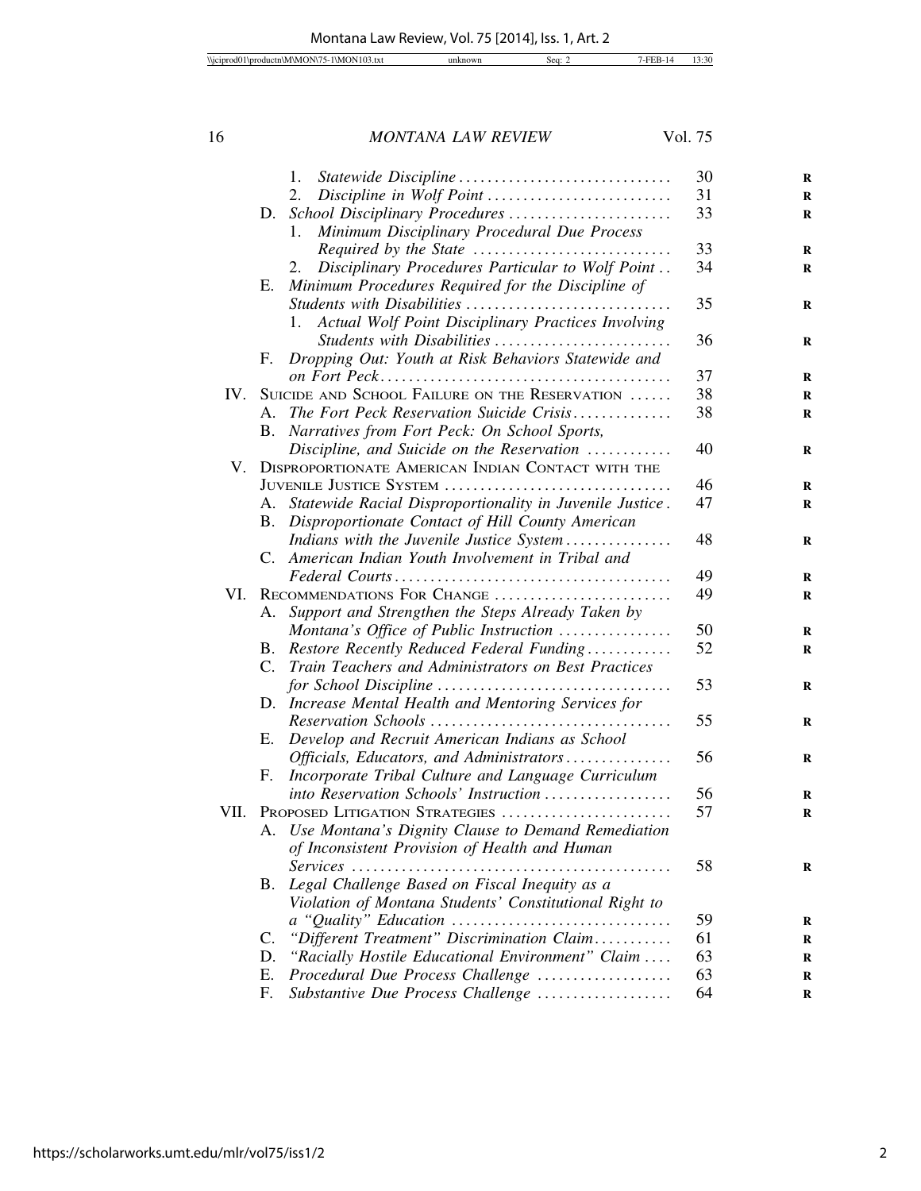1. *Statewide Discipline* .............................. 30
2. *Discipline in Wolf Point* .......................... 31

D. *School Disciplinary Procedures* ....................... 33
1. *Minimum Disciplinary Procedural Due Process Required by the State* ............................ 33
2. *Disciplinary Procedures Particular to Wolf Point* .. 34

E. *Minimum Procedures Required for the Discipline of Students with Disabilities* ............................ 35
1. *Actual Wolf Point Disciplinary Practices Involving Students with Disabilities* ......................... 36

F. *Dropping Out: Youth at Risk Behaviors Statewide and on Fort Peck*......................................... 37

IV. Suicide and School Failure on the Reservation ...... 38

A. *The Fort Peck Reservation Suicide Crisis*.............. 38

B. *Narratives from Fort Peck: On School Sports, Discipline, and Suicide on the Reservation* ............ 40

V. Disproportionate American Indian Contact with the Juvenile Justice System ................................ 46

A. *Statewide Racial Disproportionality in Juvenile Justice*. 47

B. *Disproportionate Contact of Hill County American Indians with the Juvenile Justice System*............... 48

C. *American Indian Youth Involvement in Tribal and Federal Courts*....................................... 49

VI. Recommendations For Change ......................... 49

A. *Support and Strengthen the Steps Already Taken by Montana's Office of Public Instruction* ................ 50

B. *Restore Recently Reduced Federal Funding*............ 52

C. *Train Teachers and Administrators on Best Practices for School Discipline* ................................. 53

D. *Increase Mental Health and Mentoring Services for Reservation Schools* .................................. 55

E. *Develop and Recruit American Indians as School Officials, Educators, and Administrators*............... 56

F. *Incorporate Tribal Culture and Language Curriculum into Reservation Schools' Instruction* .................. 56

VII. Proposed Litigation Strategies ........................ 57

A. *Use Montana's Dignity Clause to Demand Remediation of Inconsistent Provision of Health and Human Services* ............................................ 58

B. *Legal Challenge Based on Fiscal Inequity as a Violation of Montana Students' Constitutional Right to a "Quality" Education* ............................... 59

C. *"Different Treatment" Discrimination Claim*........... 61

D. *"Racially Hostile Educational Environment" Claim* .... 63

E. *Procedural Due Process Challenge* ................... 63

F. *Substantive Due Process Challenge* ................... 64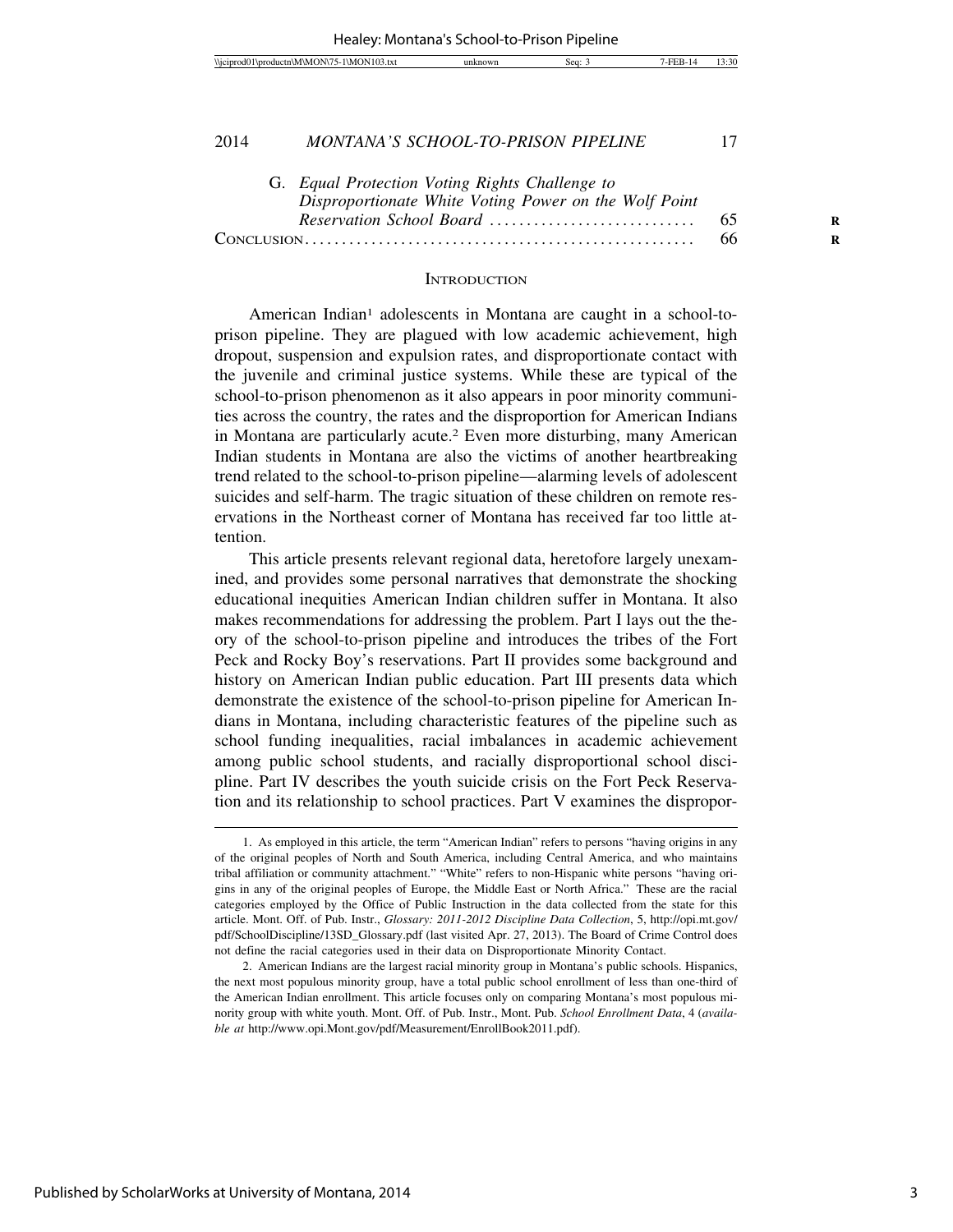G. *Equal Protection Voting Rights Challenge to Disproportionate White Voting Power on the Wolf Point Reservation School Board* ............................ 65

CONCLUSION.................................................... 66

## INTRODUCTION

American Indian[1] adolescents in Montana are caught in a school-to-prison pipeline. They are plagued with low academic achievement, high dropout, suspension and expulsion rates, and disproportionate contact with the juvenile and criminal justice systems. While these are typical of the school-to-prison phenomenon as it also appears in poor minority communities across the country, the rates and the disproportion for American Indians in Montana are particularly acute.[2] Even more disturbing, many American Indian students in Montana are also the victims of another heartbreaking trend related to the school-to-prison pipeline—alarming levels of adolescent suicides and self-harm. The tragic situation of these children on remote reservations in the Northeast corner of Montana has received far too little attention.

This article presents relevant regional data, heretofore largely unexamined, and provides some personal narratives that demonstrate the shocking educational inequities American Indian children suffer in Montana. It also makes recommendations for addressing the problem. Part I lays out the theory of the school-to-prison pipeline and introduces the tribes of the Fort Peck and Rocky Boy's reservations. Part II provides some background and history on American Indian public education. Part III presents data which demonstrate the existence of the school-to-prison pipeline for American Indians in Montana, including characteristic features of the pipeline such as school funding inequalities, racial imbalances in academic achievement among public school students, and racially disproportional school discipline. Part IV describes the youth suicide crisis on the Fort Peck Reservation and its relationship to school practices. Part V examines the dispropor-

---

1. As employed in this article, the term "American Indian" refers to persons "having origins in any of the original peoples of North and South America, including Central America, and who maintains tribal affiliation or community attachment." "White" refers to non-Hispanic white persons "having origins in any of the original peoples of Europe, the Middle East or North Africa." These are the racial categories employed by the Office of Public Instruction in the data collected from the state for this article. Mont. Off. of Pub. Instr., *Glossary: 2011-2012 Discipline Data Collection*, 5, http://opi.mt.gov/pdf/SchoolDiscipline/13SD_Glossary.pdf (last visited Apr. 27, 2013). The Board of Crime Control does not define the racial categories used in their data on Disproportionate Minority Contact.

2. American Indians are the largest racial minority group in Montana's public schools. Hispanics, the next most populous minority group, have a total public school enrollment of less than one-third of the American Indian enrollment. This article focuses only on comparing Montana's most populous minority group with white youth. Mont. Off. of Pub. Instr., Mont. Pub. *School Enrollment Data*, 4 (*available at* http://www.opi.Mont.gov/pdf/Measurement/EnrollBook2011.pdf).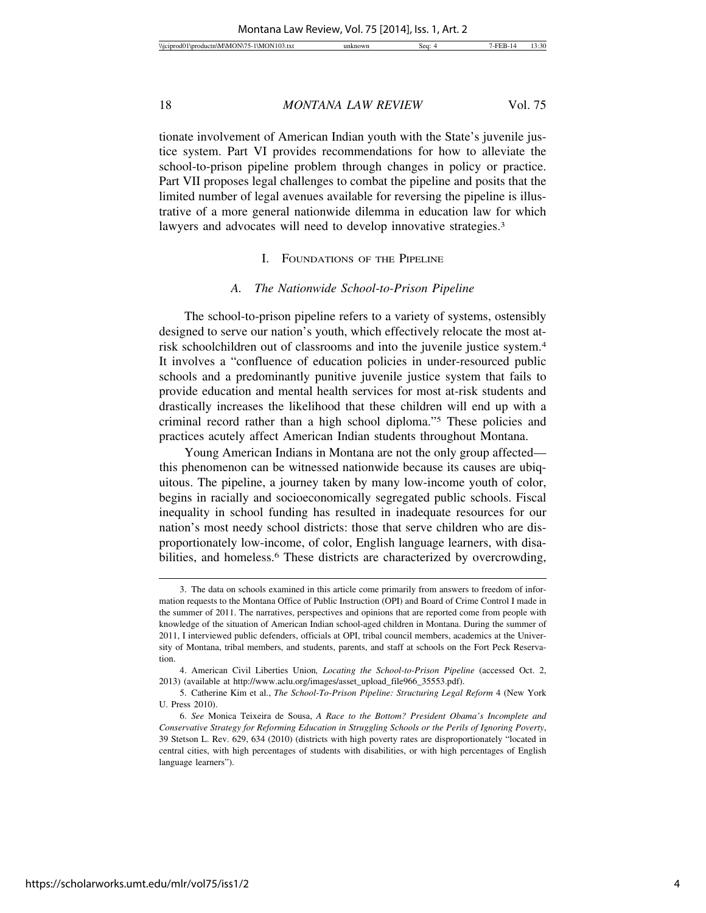tionate involvement of American Indian youth with the State's juvenile justice system. Part VI provides recommendations for how to alleviate the school-to-prison pipeline problem through changes in policy or practice. Part VII proposes legal challenges to combat the pipeline and posits that the limited number of legal avenues available for reversing the pipeline is illustrative of a more general nationwide dilemma in education law for which lawyers and advocates will need to develop innovative strategies.[3]

## I. Foundations of the Pipeline

### A. *The Nationwide School-to-Prison Pipeline*

The school-to-prison pipeline refers to a variety of systems, ostensibly designed to serve our nation's youth, which effectively relocate the most at-risk schoolchildren out of classrooms and into the juvenile justice system.[4] It involves a "confluence of education policies in under-resourced public schools and a predominantly punitive juvenile justice system that fails to provide education and mental health services for most at-risk students and drastically increases the likelihood that these children will end up with a criminal record rather than a high school diploma."[5] These policies and practices acutely affect American Indian students throughout Montana.

Young American Indians in Montana are not the only group affected—this phenomenon can be witnessed nationwide because its causes are ubiquitous. The pipeline, a journey taken by many low-income youth of color, begins in racially and socioeconomically segregated public schools. Fiscal inequality in school funding has resulted in inadequate resources for our nation's most needy school districts: those that serve children who are disproportionately low-income, of color, English language learners, with disabilities, and homeless.[6] These districts are characterized by overcrowding,

---

3. The data on schools examined in this article come primarily from answers to freedom of information requests to the Montana Office of Public Instruction (OPI) and Board of Crime Control I made in the summer of 2011. The narratives, perspectives and opinions that are reported come from people with knowledge of the situation of American Indian school-aged children in Montana. During the summer of 2011, I interviewed public defenders, officials at OPI, tribal council members, academics at the University of Montana, tribal members, and students, parents, and staff at schools on the Fort Peck Reservation.

4. American Civil Liberties Union, *Locating the School-to-Prison Pipeline* (accessed Oct. 2, 2013) (available at http://www.aclu.org/images/asset_upload_file966_35553.pdf).

5. Catherine Kim et al., *The School-To-Prison Pipeline: Structuring Legal Reform* 4 (New York U. Press 2010).

6. *See* Monica Teixeira de Sousa, *A Race to the Bottom? President Obama's Incomplete and Conservative Strategy for Reforming Education in Struggling Schools or the Perils of Ignoring Poverty*, 39 Stetson L. Rev. 629, 634 (2010) (districts with high poverty rates are disproportionately "located in central cities, with high percentages of students with disabilities, or with high percentages of English language learners").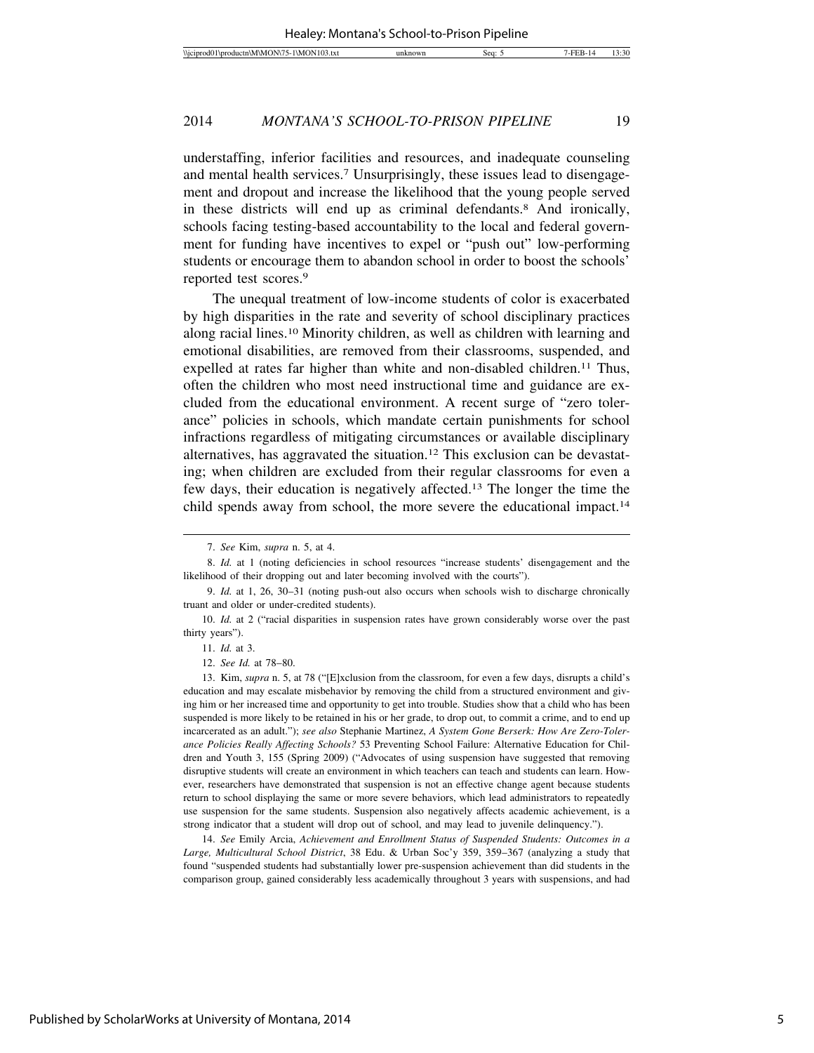understaffing, inferior facilities and resources, and inadequate counseling and mental health services.[7] Unsurprisingly, these issues lead to disengagement and dropout and increase the likelihood that the young people served in these districts will end up as criminal defendants.[8] And ironically, schools facing testing-based accountability to the local and federal government for funding have incentives to expel or "push out" low-performing students or encourage them to abandon school in order to boost the schools' reported test scores.[9]

The unequal treatment of low-income students of color is exacerbated by high disparities in the rate and severity of school disciplinary practices along racial lines.[10] Minority children, as well as children with learning and emotional disabilities, are removed from their classrooms, suspended, and expelled at rates far higher than white and non-disabled children.[11] Thus, often the children who most need instructional time and guidance are excluded from the educational environment. A recent surge of "zero tolerance" policies in schools, which mandate certain punishments for school infractions regardless of mitigating circumstances or available disciplinary alternatives, has aggravated the situation.[12] This exclusion can be devastating; when children are excluded from their regular classrooms for even a few days, their education is negatively affected.[13] The longer the time the child spends away from school, the more severe the educational impact.[14]

---

7. *See* Kim, *supra* n. 5, at 4.

8. *Id.* at 1 (noting deficiencies in school resources "increase students' disengagement and the likelihood of their dropping out and later becoming involved with the courts").

9. *Id.* at 1, 26, 30–31 (noting push-out also occurs when schools wish to discharge chronically truant and older or under-credited students).

10. *Id.* at 2 ("racial disparities in suspension rates have grown considerably worse over the past thirty years").

11. *Id.* at 3.

12. *See Id.* at 78–80.

13. Kim, *supra* n. 5, at 78 ("[E]xclusion from the classroom, for even a few days, disrupts a child's education and may escalate misbehavior by removing the child from a structured environment and giving him or her increased time and opportunity to get into trouble. Studies show that a child who has been suspended is more likely to be retained in his or her grade, to drop out, to commit a crime, and to end up incarcerated as an adult."); *see also* Stephanie Martinez, *A System Gone Berserk: How Are Zero-Tolerance Policies Really Affecting Schools?* 53 Preventing School Failure: Alternative Education for Children and Youth 3, 155 (Spring 2009) ("Advocates of using suspension have suggested that removing disruptive students will create an environment in which teachers can teach and students can learn. However, researchers have demonstrated that suspension is not an effective change agent because students return to school displaying the same or more severe behaviors, which lead administrators to repeatedly use suspension for the same students. Suspension also negatively affects academic achievement, is a strong indicator that a student will drop out of school, and may lead to juvenile delinquency.").

14. *See* Emily Arcia, *Achievement and Enrollment Status of Suspended Students: Outcomes in a Large, Multicultural School District*, 38 Edu. & Urban Soc'y 359, 359–367 (analyzing a study that found "suspended students had substantially lower pre-suspension achievement than did students in the comparison group, gained considerably less academically throughout 3 years with suspensions, and had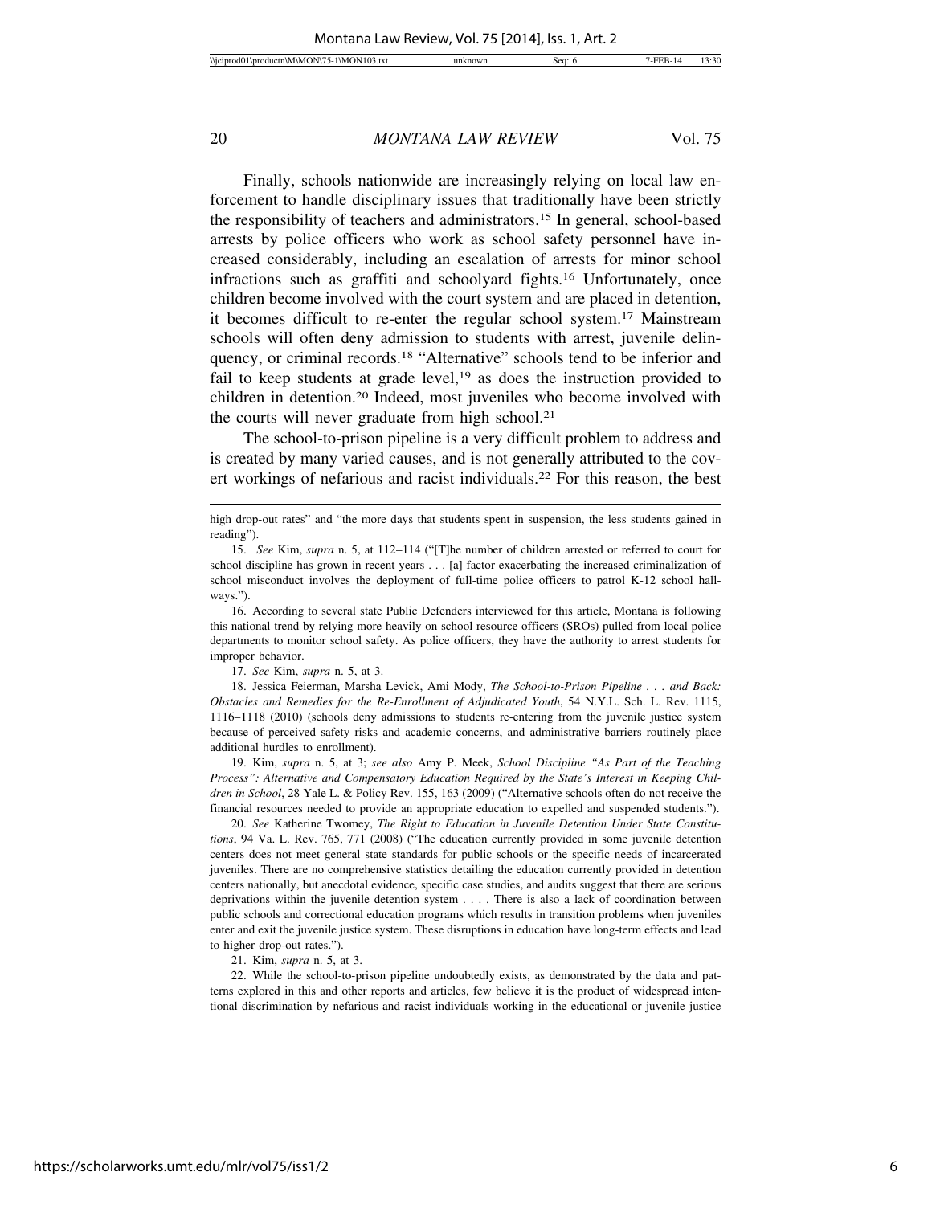Finally, schools nationwide are increasingly relying on local law enforcement to handle disciplinary issues that traditionally have been strictly the responsibility of teachers and administrators.[15] In general, school-based arrests by police officers who work as school safety personnel have increased considerably, including an escalation of arrests for minor school infractions such as graffiti and schoolyard fights.[16] Unfortunately, once children become involved with the court system and are placed in detention, it becomes difficult to re-enter the regular school system.[17] Mainstream schools will often deny admission to students with arrest, juvenile delinquency, or criminal records.[18] "Alternative" schools tend to be inferior and fail to keep students at grade level,[19] as does the instruction provided to children in detention.[20] Indeed, most juveniles who become involved with the courts will never graduate from high school.[21]

The school-to-prison pipeline is a very difficult problem to address and is created by many varied causes, and is not generally attributed to the covert workings of nefarious and racist individuals.[22] For this reason, the best

---

high drop-out rates" and "the more days that students spent in suspension, the less students gained in reading").

15. *See* Kim, *supra* n. 5, at 112–114 ("[T]he number of children arrested or referred to court for school discipline has grown in recent years . . . [a] factor exacerbating the increased criminalization of school misconduct involves the deployment of full-time police officers to patrol K-12 school hallways.").

16. According to several state Public Defenders interviewed for this article, Montana is following this national trend by relying more heavily on school resource officers (SROs) pulled from local police departments to monitor school safety. As police officers, they have the authority to arrest students for improper behavior.

17. *See* Kim, *supra* n. 5, at 3.

18. Jessica Feierman, Marsha Levick, Ami Mody, *The School-to-Prison Pipeline . . . and Back: Obstacles and Remedies for the Re-Enrollment of Adjudicated Youth*, 54 N.Y.L. Sch. L. Rev. 1115, 1116–1118 (2010) (schools deny admissions to students re-entering from the juvenile justice system because of perceived safety risks and academic concerns, and administrative barriers routinely place additional hurdles to enrollment).

19. Kim, *supra* n. 5, at 3; *see also* Amy P. Meek, *School Discipline "As Part of the Teaching Process": Alternative and Compensatory Education Required by the State's Interest in Keeping Children in School*, 28 Yale L. & Policy Rev. 155, 163 (2009) ("Alternative schools often do not receive the financial resources needed to provide an appropriate education to expelled and suspended students.").

20. *See* Katherine Twomey, *The Right to Education in Juvenile Detention Under State Constitutions*, 94 Va. L. Rev. 765, 771 (2008) ("The education currently provided in some juvenile detention centers does not meet general state standards for public schools or the specific needs of incarcerated juveniles. There are no comprehensive statistics detailing the education currently provided in detention centers nationally, but anecdotal evidence, specific case studies, and audits suggest that there are serious deprivations within the juvenile detention system . . . . There is also a lack of coordination between public schools and correctional education programs which results in transition problems when juveniles enter and exit the juvenile justice system. These disruptions in education have long-term effects and lead to higher drop-out rates.").

21. Kim, *supra* n. 5, at 3.

22. While the school-to-prison pipeline undoubtedly exists, as demonstrated by the data and patterns explored in this and other reports and articles, few believe it is the product of widespread intentional discrimination by nefarious and racist individuals working in the educational or juvenile justice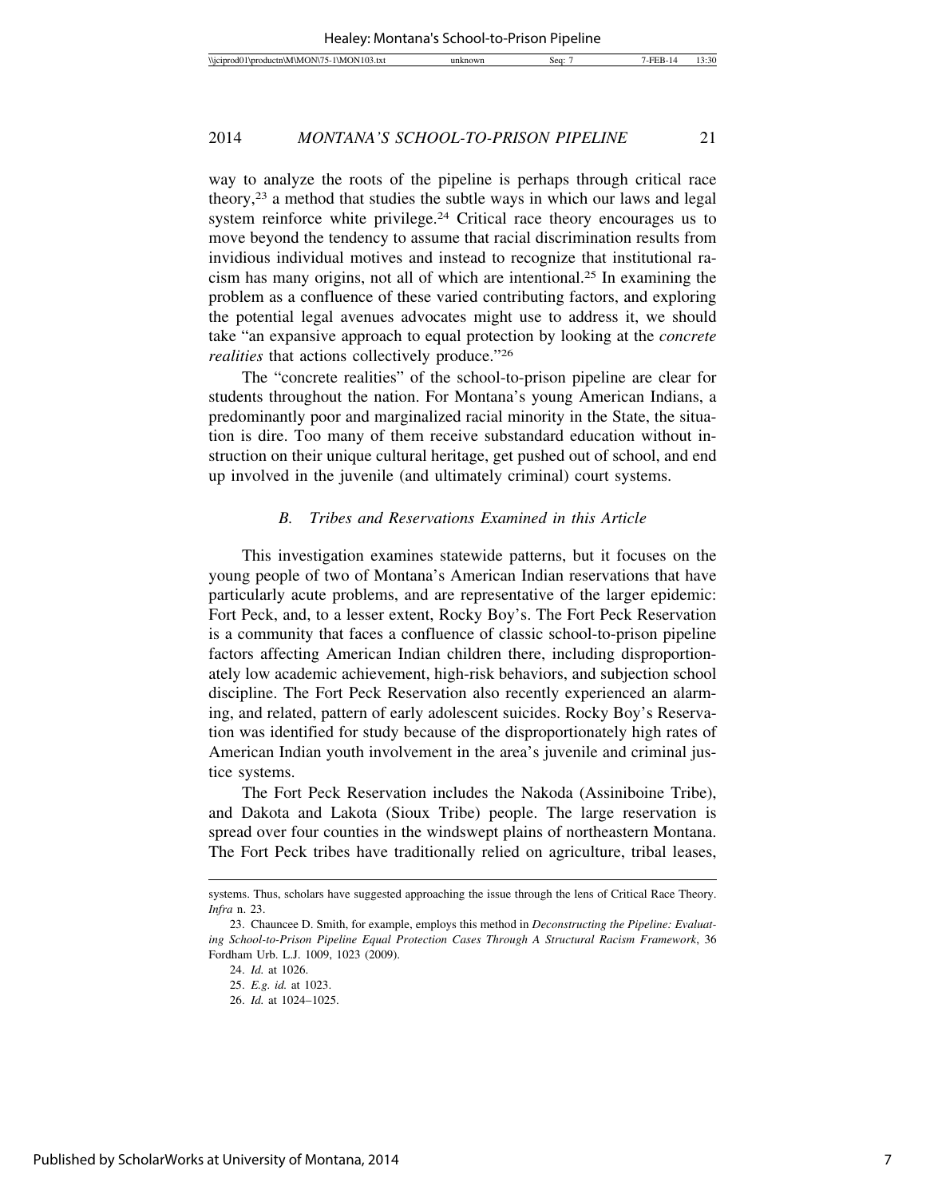way to analyze the roots of the pipeline is perhaps through critical race theory,[23] a method that studies the subtle ways in which our laws and legal system reinforce white privilege.[24] Critical race theory encourages us to move beyond the tendency to assume that racial discrimination results from invidious individual motives and instead to recognize that institutional racism has many origins, not all of which are intentional.[25] In examining the problem as a confluence of these varied contributing factors, and exploring the potential legal avenues advocates might use to address it, we should take "an expansive approach to equal protection by looking at the *concrete realities* that actions collectively produce."[26]

The "concrete realities" of the school-to-prison pipeline are clear for students throughout the nation. For Montana's young American Indians, a predominantly poor and marginalized racial minority in the State, the situation is dire. Too many of them receive substandard education without instruction on their unique cultural heritage, get pushed out of school, and end up involved in the juvenile (and ultimately criminal) court systems.

### *B. Tribes and Reservations Examined in this Article*

This investigation examines statewide patterns, but it focuses on the young people of two of Montana's American Indian reservations that have particularly acute problems, and are representative of the larger epidemic: Fort Peck, and, to a lesser extent, Rocky Boy's. The Fort Peck Reservation is a community that faces a confluence of classic school-to-prison pipeline factors affecting American Indian children there, including disproportionately low academic achievement, high-risk behaviors, and subjection school discipline. The Fort Peck Reservation also recently experienced an alarming, and related, pattern of early adolescent suicides. Rocky Boy's Reservation was identified for study because of the disproportionately high rates of American Indian youth involvement in the area's juvenile and criminal justice systems.

The Fort Peck Reservation includes the Nakoda (Assiniboine Tribe), and Dakota and Lakota (Sioux Tribe) people. The large reservation is spread over four counties in the windswept plains of northeastern Montana. The Fort Peck tribes have traditionally relied on agriculture, tribal leases,

---

systems. Thus, scholars have suggested approaching the issue through the lens of Critical Race Theory. *Infra* n. 23.

23. Chauncee D. Smith, for example, employs this method in *Deconstructing the Pipeline: Evaluating School-to-Prison Pipeline Equal Protection Cases Through A Structural Racism Framework*, 36 Fordham Urb. L.J. 1009, 1023 (2009).

24. *Id.* at 1026.

25. *E.g. id.* at 1023.

26. *Id.* at 1024–1025.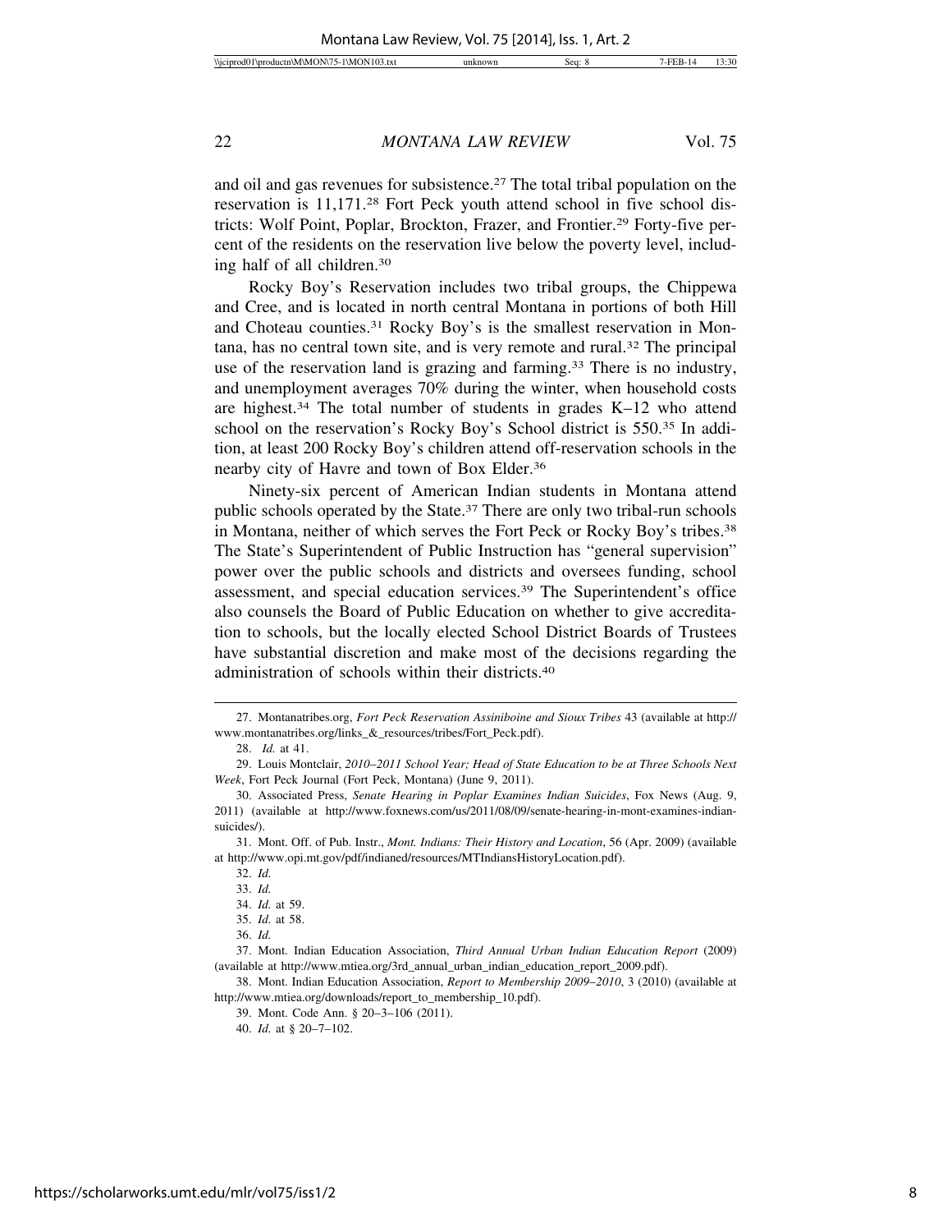and oil and gas revenues for subsistence.[27] The total tribal population on the reservation is 11,171.[28] Fort Peck youth attend school in five school districts: Wolf Point, Poplar, Brockton, Frazer, and Frontier.[29] Forty-five percent of the residents on the reservation live below the poverty level, including half of all children.[30]

Rocky Boy's Reservation includes two tribal groups, the Chippewa and Cree, and is located in north central Montana in portions of both Hill and Choteau counties.[31] Rocky Boy's is the smallest reservation in Montana, has no central town site, and is very remote and rural.[32] The principal use of the reservation land is grazing and farming.[33] There is no industry, and unemployment averages 70% during the winter, when household costs are highest.[34] The total number of students in grades K–12 who attend school on the reservation's Rocky Boy's School district is 550.[35] In addition, at least 200 Rocky Boy's children attend off-reservation schools in the nearby city of Havre and town of Box Elder.[36]

Ninety-six percent of American Indian students in Montana attend public schools operated by the State.[37] There are only two tribal-run schools in Montana, neither of which serves the Fort Peck or Rocky Boy's tribes.[38] The State's Superintendent of Public Instruction has "general supervision" power over the public schools and districts and oversees funding, school assessment, and special education services.[39] The Superintendent's office also counsels the Board of Public Education on whether to give accreditation to schools, but the locally elected School District Boards of Trustees have substantial discretion and make most of the decisions regarding the administration of schools within their districts.[40]

---

27. Montanatribes.org, *Fort Peck Reservation Assiniboine and Sioux Tribes* 43 (available at http://www.montanatribes.org/links_&_resources/tribes/Fort_Peck.pdf).

28. *Id.* at 41.

29. Louis Montclair, *2010–2011 School Year; Head of State Education to be at Three Schools Next Week*, Fort Peck Journal (Fort Peck, Montana) (June 9, 2011).

30. Associated Press, *Senate Hearing in Poplar Examines Indian Suicides*, Fox News (Aug. 9, 2011) (available at http://www.foxnews.com/us/2011/08/09/senate-hearing-in-mont-examines-indian-suicides/).

31. Mont. Off. of Pub. Instr., *Mont. Indians: Their History and Location*, 56 (Apr. 2009) (available at http://www.opi.mt.gov/pdf/indianed/resources/MTIndiansHistoryLocation.pdf).

32. *Id.*

33. *Id.*

34. *Id.* at 59.

35. *Id.* at 58.

36. *Id.*

37. Mont. Indian Education Association, *Third Annual Urban Indian Education Report* (2009) (available at http://www.mtiea.org/3rd_annual_urban_indian_education_report_2009.pdf).

38. Mont. Indian Education Association, *Report to Membership 2009–2010*, 3 (2010) (available at http://www.mtiea.org/downloads/report_to_membership_10.pdf).

39. Mont. Code Ann. § 20–3–106 (2011).

40. *Id.* at § 20–7–102.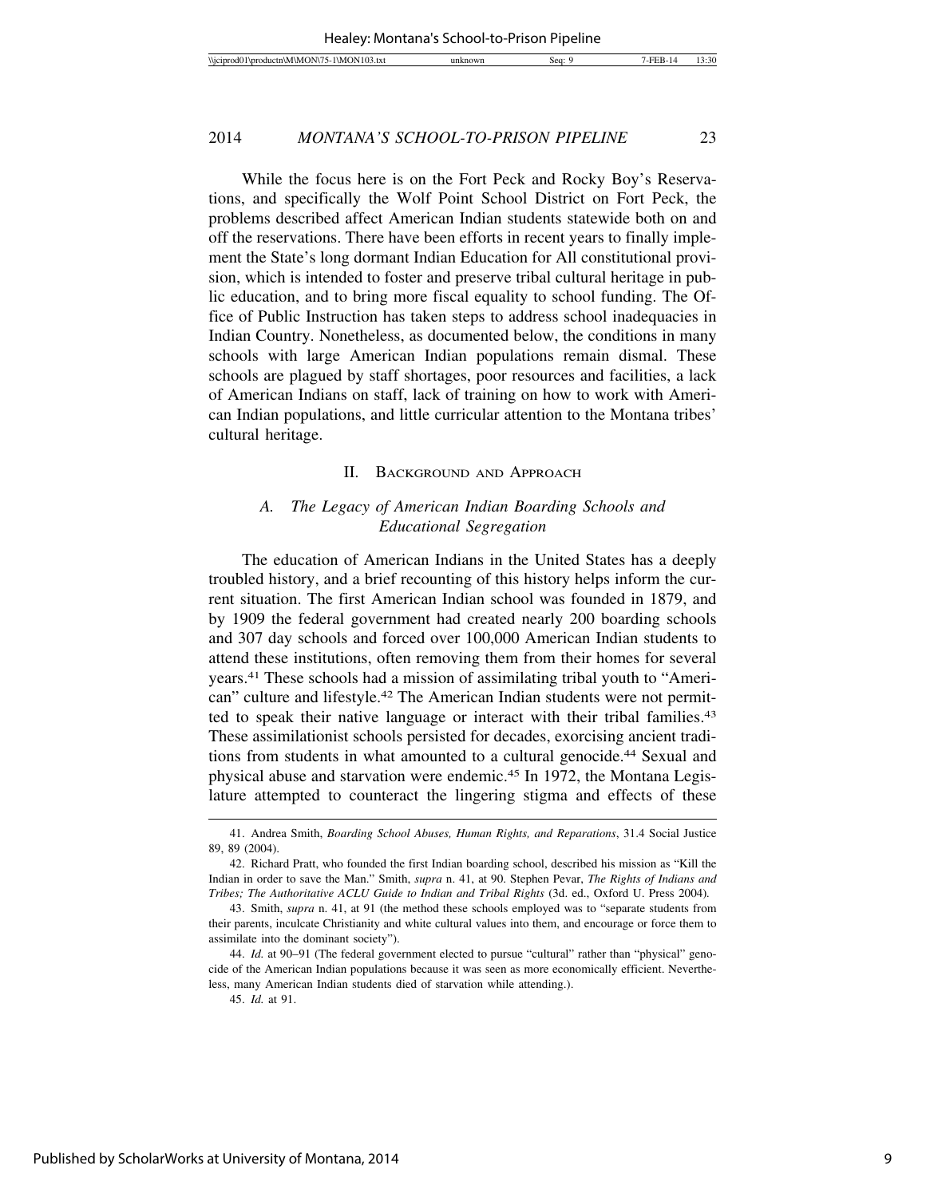While the focus here is on the Fort Peck and Rocky Boy's Reservations, and specifically the Wolf Point School District on Fort Peck, the problems described affect American Indian students statewide both on and off the reservations. There have been efforts in recent years to finally implement the State's long dormant Indian Education for All constitutional provision, which is intended to foster and preserve tribal cultural heritage in public education, and to bring more fiscal equality to school funding. The Office of Public Instruction has taken steps to address school inadequacies in Indian Country. Nonetheless, as documented below, the conditions in many schools with large American Indian populations remain dismal. These schools are plagued by staff shortages, poor resources and facilities, a lack of American Indians on staff, lack of training on how to work with American Indian populations, and little curricular attention to the Montana tribes' cultural heritage.

## II. Background and Approach

### *A. The Legacy of American Indian Boarding Schools and Educational Segregation*

The education of American Indians in the United States has a deeply troubled history, and a brief recounting of this history helps inform the current situation. The first American Indian school was founded in 1879, and by 1909 the federal government had created nearly 200 boarding schools and 307 day schools and forced over 100,000 American Indian students to attend these institutions, often removing them from their homes for several years.[41] These schools had a mission of assimilating tribal youth to "American" culture and lifestyle.[42] The American Indian students were not permitted to speak their native language or interact with their tribal families.[43] These assimilationist schools persisted for decades, exorcising ancient traditions from students in what amounted to a cultural genocide.[44] Sexual and physical abuse and starvation were endemic.[45] In 1972, the Montana Legislature attempted to counteract the lingering stigma and effects of these

---

41. Andrea Smith, *Boarding School Abuses, Human Rights, and Reparations*, 31.4 Social Justice 89, 89 (2004).

42. Richard Pratt, who founded the first Indian boarding school, described his mission as "Kill the Indian in order to save the Man." Smith, *supra* n. 41, at 90. Stephen Pevar, *The Rights of Indians and Tribes; The Authoritative ACLU Guide to Indian and Tribal Rights* (3d. ed., Oxford U. Press 2004).

43. Smith, *supra* n. 41, at 91 (the method these schools employed was to "separate students from their parents, inculcate Christianity and white cultural values into them, and encourage or force them to assimilate into the dominant society").

44. *Id.* at 90–91 (The federal government elected to pursue "cultural" rather than "physical" genocide of the American Indian populations because it was seen as more economically efficient. Nevertheless, many American Indian students died of starvation while attending.).

45. *Id.* at 91.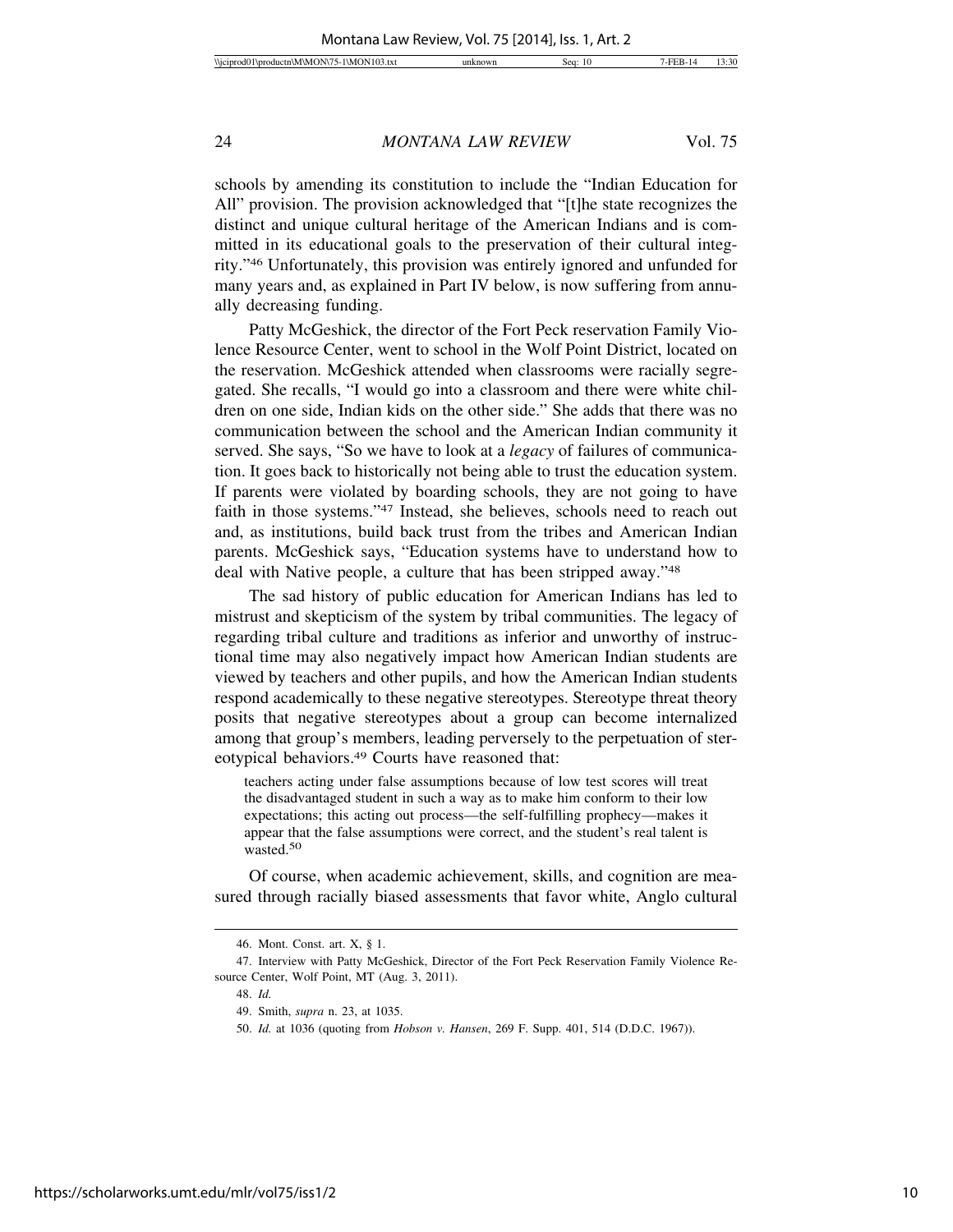schools by amending its constitution to include the "Indian Education for All" provision. The provision acknowledged that "[t]he state recognizes the distinct and unique cultural heritage of the American Indians and is committed in its educational goals to the preservation of their cultural integrity."[46] Unfortunately, this provision was entirely ignored and unfunded for many years and, as explained in Part IV below, is now suffering from annually decreasing funding.

Patty McGeshick, the director of the Fort Peck reservation Family Violence Resource Center, went to school in the Wolf Point District, located on the reservation. McGeshick attended when classrooms were racially segregated. She recalls, "I would go into a classroom and there were white children on one side, Indian kids on the other side." She adds that there was no communication between the school and the American Indian community it served. She says, "So we have to look at a *legacy* of failures of communication. It goes back to historically not being able to trust the education system. If parents were violated by boarding schools, they are not going to have faith in those systems."[47] Instead, she believes, schools need to reach out and, as institutions, build back trust from the tribes and American Indian parents. McGeshick says, "Education systems have to understand how to deal with Native people, a culture that has been stripped away."[48]

The sad history of public education for American Indians has led to mistrust and skepticism of the system by tribal communities. The legacy of regarding tribal culture and traditions as inferior and unworthy of instructional time may also negatively impact how American Indian students are viewed by teachers and other pupils, and how the American Indian students respond academically to these negative stereotypes. Stereotype threat theory posits that negative stereotypes about a group can become internalized among that group's members, leading perversely to the perpetuation of stereotypical behaviors.[49] Courts have reasoned that:

> teachers acting under false assumptions because of low test scores will treat the disadvantaged student in such a way as to make him conform to their low expectations; this acting out process—the self-fulfilling prophecy—makes it appear that the false assumptions were correct, and the student's real talent is wasted.[50]

Of course, when academic achievement, skills, and cognition are measured through racially biased assessments that favor white, Anglo cultural

---

46. Mont. Const. art. X, § 1.

47. Interview with Patty McGeshick, Director of the Fort Peck Reservation Family Violence Resource Center, Wolf Point, MT (Aug. 3, 2011).

48. *Id.*

49. Smith, *supra* n. 23, at 1035.

50. *Id.* at 1036 (quoting from *Hobson v. Hansen*, 269 F. Supp. 401, 514 (D.D.C. 1967)).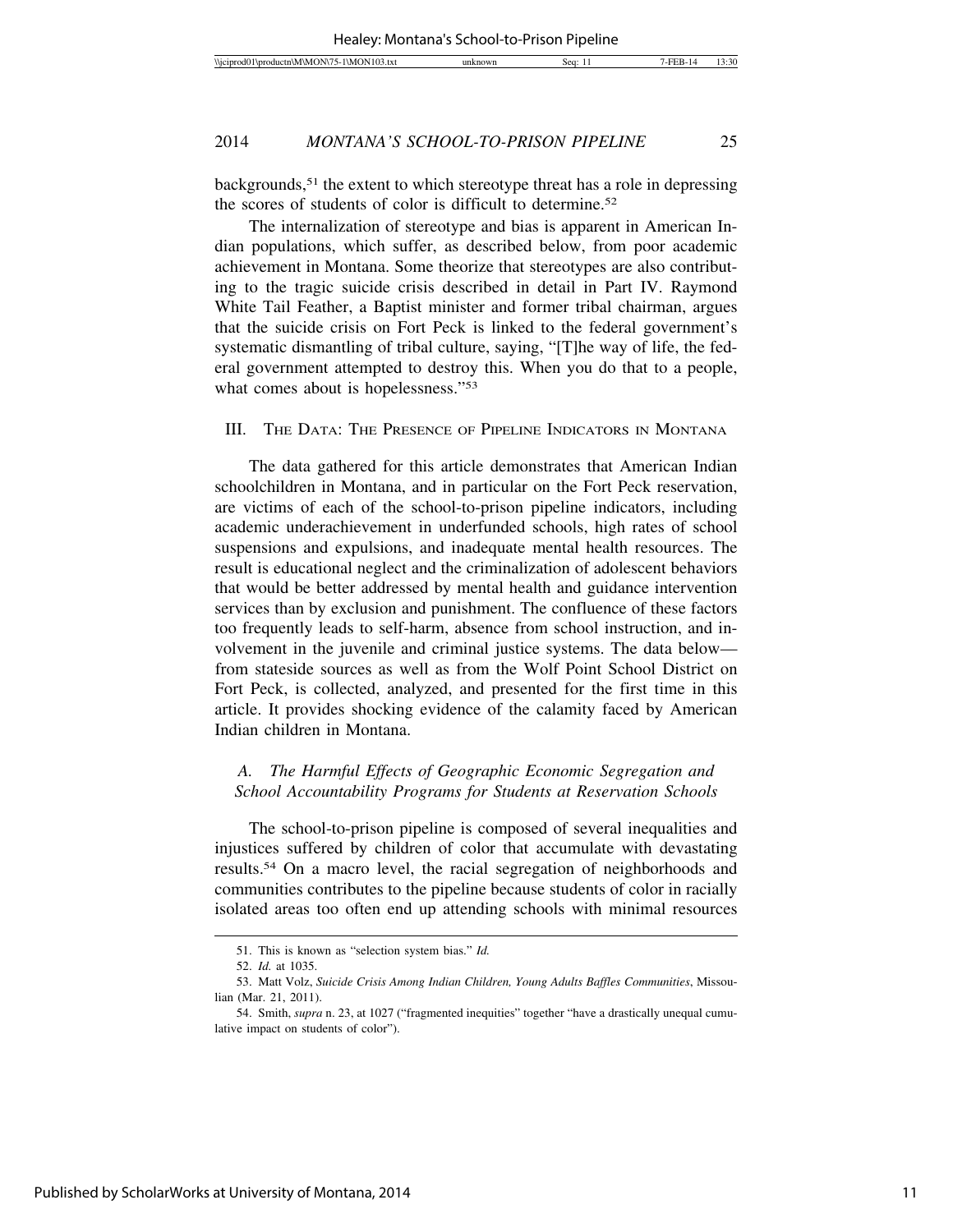backgrounds,[51] the extent to which stereotype threat has a role in depressing the scores of students of color is difficult to determine.[52]

The internalization of stereotype and bias is apparent in American Indian populations, which suffer, as described below, from poor academic achievement in Montana. Some theorize that stereotypes are also contributing to the tragic suicide crisis described in detail in Part IV. Raymond White Tail Feather, a Baptist minister and former tribal chairman, argues that the suicide crisis on Fort Peck is linked to the federal government's systematic dismantling of tribal culture, saying, "[T]he way of life, the federal government attempted to destroy this. When you do that to a people, what comes about is hopelessness."[53]

## III. The Data: The Presence of Pipeline Indicators in Montana

The data gathered for this article demonstrates that American Indian schoolchildren in Montana, and in particular on the Fort Peck reservation, are victims of each of the school-to-prison pipeline indicators, including academic underachievement in underfunded schools, high rates of school suspensions and expulsions, and inadequate mental health resources. The result is educational neglect and the criminalization of adolescent behaviors that would be better addressed by mental health and guidance intervention services than by exclusion and punishment. The confluence of these factors too frequently leads to self-harm, absence from school instruction, and involvement in the juvenile and criminal justice systems. The data below—from stateside sources as well as from the Wolf Point School District on Fort Peck, is collected, analyzed, and presented for the first time in this article. It provides shocking evidence of the calamity faced by American Indian children in Montana.

### A. *The Harmful Effects of Geographic Economic Segregation and School Accountability Programs for Students at Reservation Schools*

The school-to-prison pipeline is composed of several inequalities and injustices suffered by children of color that accumulate with devastating results.[54] On a macro level, the racial segregation of neighborhoods and communities contributes to the pipeline because students of color in racially isolated areas too often end up attending schools with minimal resources

---

51. This is known as "selection system bias." *Id.*

52. *Id.* at 1035.

53. Matt Volz, *Suicide Crisis Among Indian Children, Young Adults Baffles Communities*, Missoulian (Mar. 21, 2011).

54. Smith, *supra* n. 23, at 1027 ("fragmented inequities" together "have a drastically unequal cumulative impact on students of color").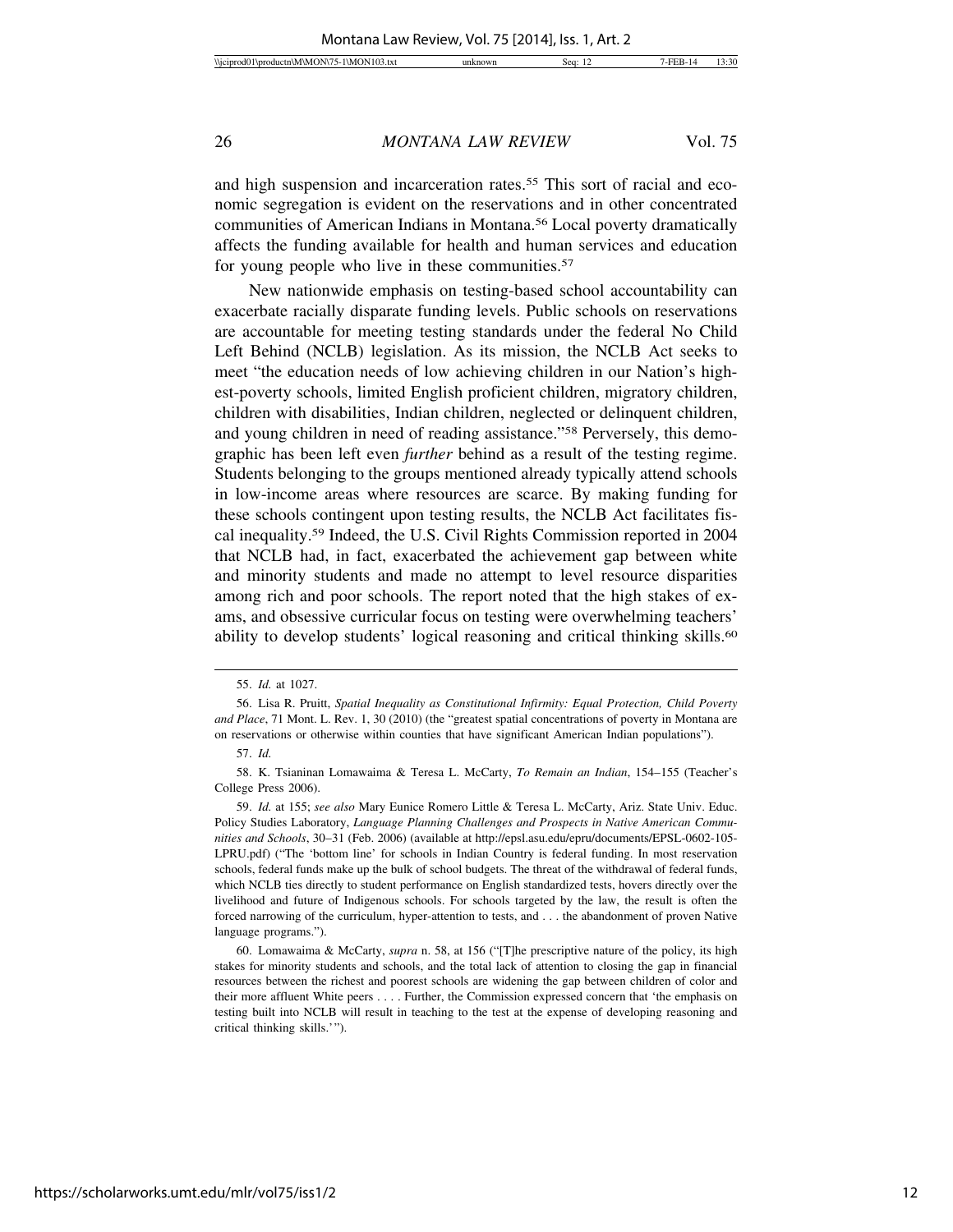and high suspension and incarceration rates.[55] This sort of racial and economic segregation is evident on the reservations and in other concentrated communities of American Indians in Montana.[56] Local poverty dramatically affects the funding available for health and human services and education for young people who live in these communities.[57]

New nationwide emphasis on testing-based school accountability can exacerbate racially disparate funding levels. Public schools on reservations are accountable for meeting testing standards under the federal No Child Left Behind (NCLB) legislation. As its mission, the NCLB Act seeks to meet "the education needs of low achieving children in our Nation's highest-poverty schools, limited English proficient children, migratory children, children with disabilities, Indian children, neglected or delinquent children, and young children in need of reading assistance."[58] Perversely, this demographic has been left even *further* behind as a result of the testing regime. Students belonging to the groups mentioned already typically attend schools in low-income areas where resources are scarce. By making funding for these schools contingent upon testing results, the NCLB Act facilitates fiscal inequality.[59] Indeed, the U.S. Civil Rights Commission reported in 2004 that NCLB had, in fact, exacerbated the achievement gap between white and minority students and made no attempt to level resource disparities among rich and poor schools. The report noted that the high stakes of exams, and obsessive curricular focus on testing were overwhelming teachers' ability to develop students' logical reasoning and critical thinking skills.[60]

---

55. *Id.* at 1027.

56. Lisa R. Pruitt, *Spatial Inequality as Constitutional Infirmity: Equal Protection, Child Poverty and Place*, 71 Mont. L. Rev. 1, 30 (2010) (the "greatest spatial concentrations of poverty in Montana are on reservations or otherwise within counties that have significant American Indian populations").

57. *Id.*

58. K. Tsianinan Lomawaima & Teresa L. McCarty, *To Remain an Indian*, 154–155 (Teacher's College Press 2006).

59. *Id.* at 155; *see also* Mary Eunice Romero Little & Teresa L. McCarty, Ariz. State Univ. Educ. Policy Studies Laboratory, *Language Planning Challenges and Prospects in Native American Communities and Schools*, 30–31 (Feb. 2006) (available at http://epsl.asu.edu/epru/documents/EPSL-0602-105-LPRU.pdf) ("The 'bottom line' for schools in Indian Country is federal funding. In most reservation schools, federal funds make up the bulk of school budgets. The threat of the withdrawal of federal funds, which NCLB ties directly to student performance on English standardized tests, hovers directly over the livelihood and future of Indigenous schools. For schools targeted by the law, the result is often the forced narrowing of the curriculum, hyper-attention to tests, and . . . the abandonment of proven Native language programs.").

60. Lomawaima & McCarty, *supra* n. 58, at 156 ("[T]he prescriptive nature of the policy, its high stakes for minority students and schools, and the total lack of attention to closing the gap in financial resources between the richest and poorest schools are widening the gap between children of color and their more affluent White peers . . . . Further, the Commission expressed concern that 'the emphasis on testing built into NCLB will result in teaching to the test at the expense of developing reasoning and critical thinking skills.'").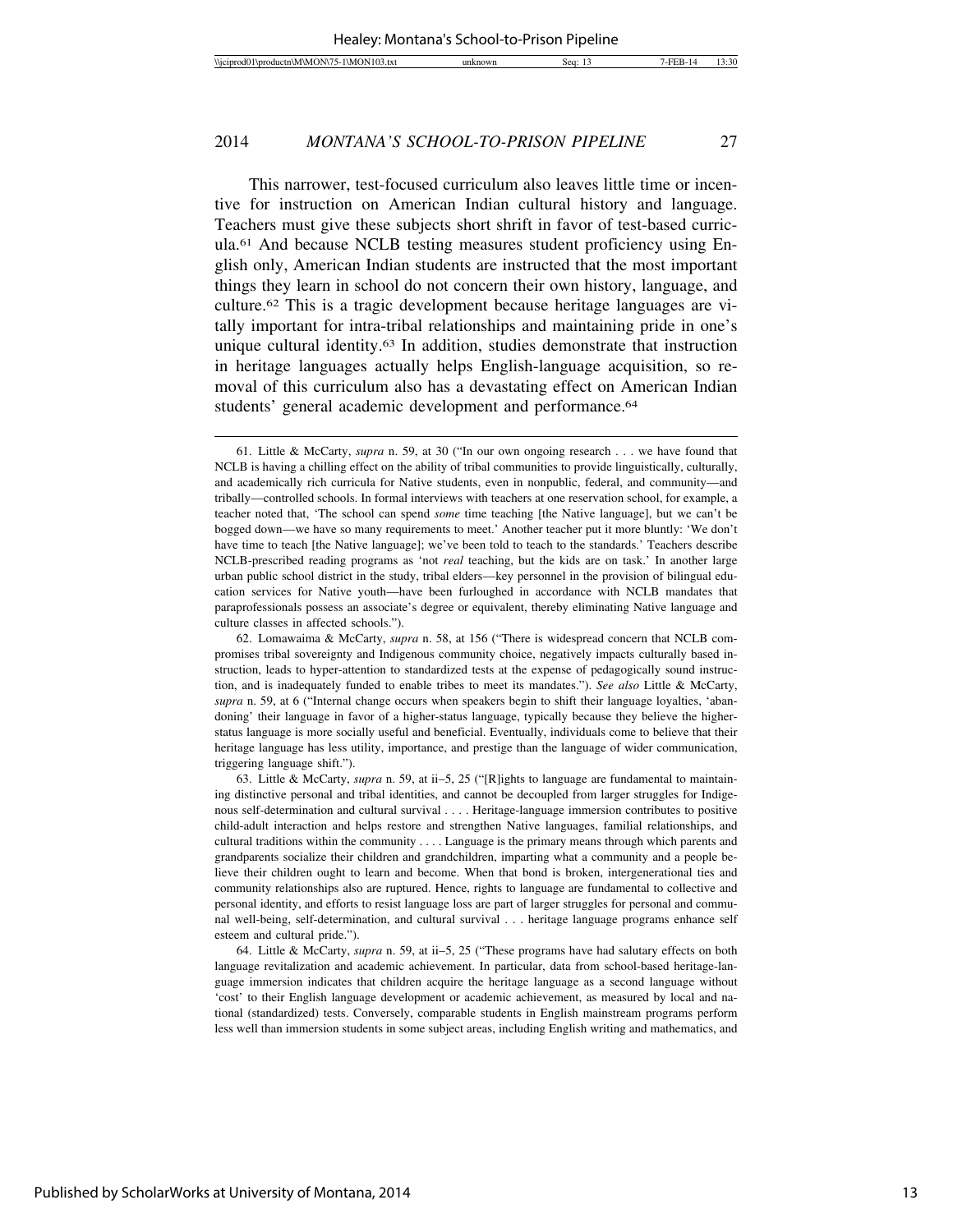This narrower, test-focused curriculum also leaves little time or incentive for instruction on American Indian cultural history and language. Teachers must give these subjects short shrift in favor of test-based curricula.[61] And because NCLB testing measures student proficiency using English only, American Indian students are instructed that the most important things they learn in school do not concern their own history, language, and culture.[62] This is a tragic development because heritage languages are vitally important for intra-tribal relationships and maintaining pride in one's unique cultural identity.[63] In addition, studies demonstrate that instruction in heritage languages actually helps English-language acquisition, so removal of this curriculum also has a devastating effect on American Indian students' general academic development and performance.[64]

---

61. Little & McCarty, *supra* n. 59, at 30 ("In our own ongoing research . . . we have found that NCLB is having a chilling effect on the ability of tribal communities to provide linguistically, culturally, and academically rich curricula for Native students, even in nonpublic, federal, and community—and tribally—controlled schools. In formal interviews with teachers at one reservation school, for example, a teacher noted that, 'The school can spend *some* time teaching [the Native language], but we can't be bogged down—we have so many requirements to meet.' Another teacher put it more bluntly: 'We don't have time to teach [the Native language]; we've been told to teach to the standards.' Teachers describe NCLB-prescribed reading programs as 'not *real* teaching, but the kids are on task.' In another large urban public school district in the study, tribal elders—key personnel in the provision of bilingual education services for Native youth—have been furloughed in accordance with NCLB mandates that paraprofessionals possess an associate's degree or equivalent, thereby eliminating Native language and culture classes in affected schools.").

62. Lomawaima & McCarty, *supra* n. 58, at 156 ("There is widespread concern that NCLB compromises tribal sovereignty and Indigenous community choice, negatively impacts culturally based instruction, leads to hyper-attention to standardized tests at the expense of pedagogically sound instruction, and is inadequately funded to enable tribes to meet its mandates."). *See also* Little & McCarty, *supra* n. 59, at 6 ("Internal change occurs when speakers begin to shift their language loyalties, 'abandoning' their language in favor of a higher-status language, typically because they believe the higher-status language is more socially useful and beneficial. Eventually, individuals come to believe that their heritage language has less utility, importance, and prestige than the language of wider communication, triggering language shift.").

63. Little & McCarty, *supra* n. 59, at ii–5, 25 ("[R]ights to language are fundamental to maintaining distinctive personal and tribal identities, and cannot be decoupled from larger struggles for Indigenous self-determination and cultural survival . . . . Heritage-language immersion contributes to positive child-adult interaction and helps restore and strengthen Native languages, familial relationships, and cultural traditions within the community . . . . Language is the primary means through which parents and grandparents socialize their children and grandchildren, imparting what a community and a people believe their children ought to learn and become. When that bond is broken, intergenerational ties and community relationships also are ruptured. Hence, rights to language are fundamental to collective and personal identity, and efforts to resist language loss are part of larger struggles for personal and communal well-being, self-determination, and cultural survival . . . heritage language programs enhance self esteem and cultural pride.").

64. Little & McCarty, *supra* n. 59, at ii–5, 25 ("These programs have had salutary effects on both language revitalization and academic achievement. In particular, data from school-based heritage-language immersion indicates that children acquire the heritage language as a second language without 'cost' to their English language development or academic achievement, as measured by local and national (standardized) tests. Conversely, comparable students in English mainstream programs perform less well than immersion students in some subject areas, including English writing and mathematics, and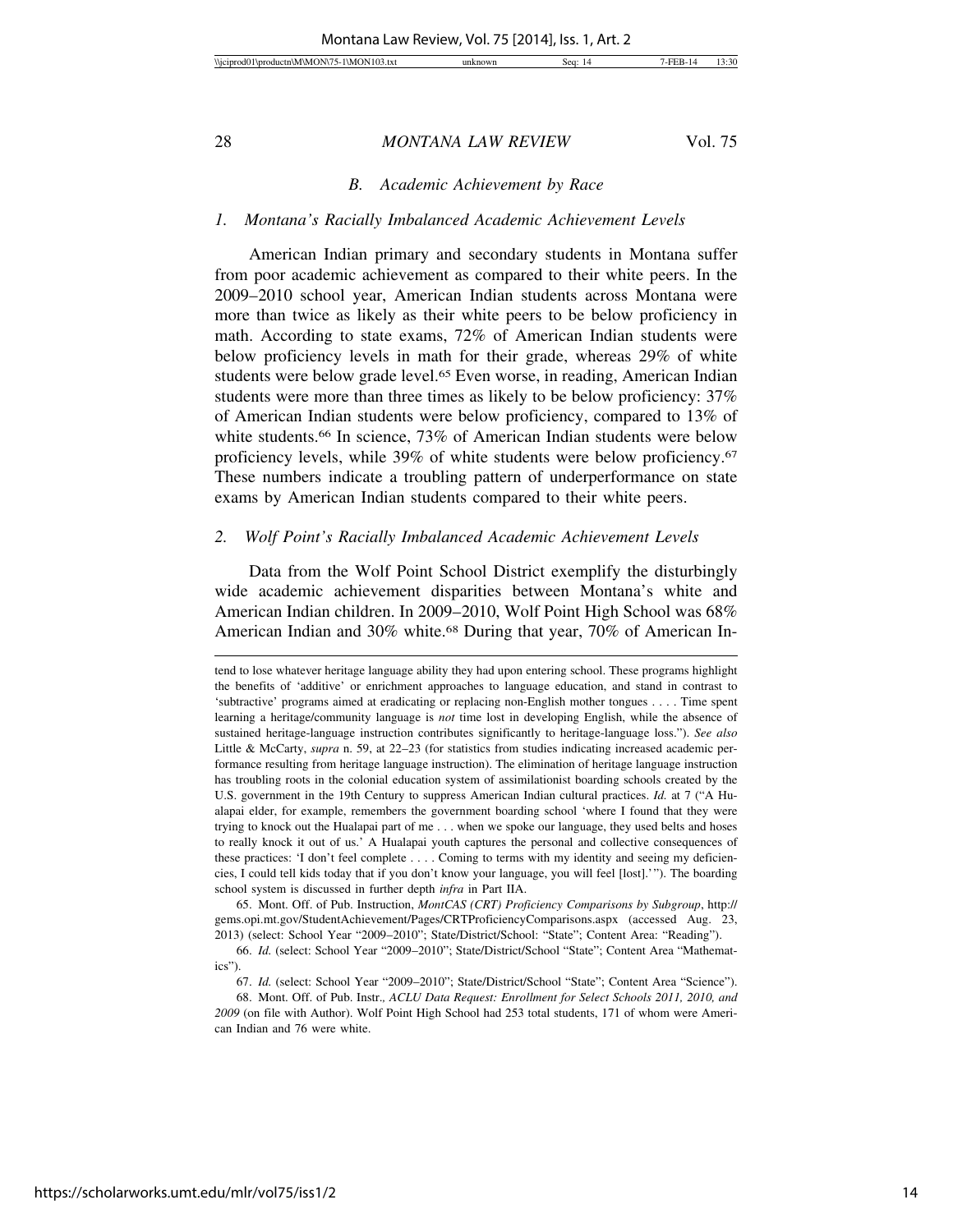### B. Academic Achievement by Race

#### 1. Montana's Racially Imbalanced Academic Achievement Levels

American Indian primary and secondary students in Montana suffer from poor academic achievement as compared to their white peers. In the 2009–2010 school year, American Indian students across Montana were more than twice as likely as their white peers to be below proficiency in math. According to state exams, 72% of American Indian students were below proficiency levels in math for their grade, whereas 29% of white students were below grade level.[65] Even worse, in reading, American Indian students were more than three times as likely to be below proficiency: 37% of American Indian students were below proficiency, compared to 13% of white students.[66] In science, 73% of American Indian students were below proficiency levels, while 39% of white students were below proficiency.[67] These numbers indicate a troubling pattern of underperformance on state exams by American Indian students compared to their white peers.

#### 2. Wolf Point's Racially Imbalanced Academic Achievement Levels

Data from the Wolf Point School District exemplify the disturbingly wide academic achievement disparities between Montana's white and American Indian children. In 2009–2010, Wolf Point High School was 68% American Indian and 30% white.[68] During that year, 70% of American In-

---

tend to lose whatever heritage language ability they had upon entering school. These programs highlight the benefits of 'additive' or enrichment approaches to language education, and stand in contrast to 'subtractive' programs aimed at eradicating or replacing non-English mother tongues . . . . Time spent learning a heritage/community language is *not* time lost in developing English, while the absence of sustained heritage-language instruction contributes significantly to heritage-language loss."). *See also* Little & McCarty, *supra* n. 59, at 22–23 (for statistics from studies indicating increased academic performance resulting from heritage language instruction). The elimination of heritage language instruction has troubling roots in the colonial education system of assimilationist boarding schools created by the U.S. government in the 19th Century to suppress American Indian cultural practices. *Id.* at 7 ("A Hualapai elder, for example, remembers the government boarding school 'where I found that they were trying to knock out the Hualapai part of me . . . when we spoke our language, they used belts and hoses to really knock it out of us.' A Hualapai youth captures the personal and collective consequences of these practices: 'I don't feel complete . . . . Coming to terms with my identity and seeing my deficiencies, I could tell kids today that if you don't know your language, you will feel [lost].'"). The boarding school system is discussed in further depth *infra* in Part IIA.

65. Mont. Off. of Pub. Instruction, *MontCAS (CRT) Proficiency Comparisons by Subgroup*, http://gems.opi.mt.gov/StudentAchievement/Pages/CRTProficiencyComparisons.aspx (accessed Aug. 23, 2013) (select: School Year "2009–2010"; State/District/School: "State"; Content Area: "Reading").

66. *Id.* (select: School Year "2009–2010"; State/District/School "State"; Content Area "Mathematics").

67. *Id.* (select: School Year "2009–2010"; State/District/School "State"; Content Area "Science").

68. Mont. Off. of Pub. Instr., *ACLU Data Request: Enrollment for Select Schools 2011, 2010, and 2009* (on file with Author). Wolf Point High School had 253 total students, 171 of whom were American Indian and 76 were white.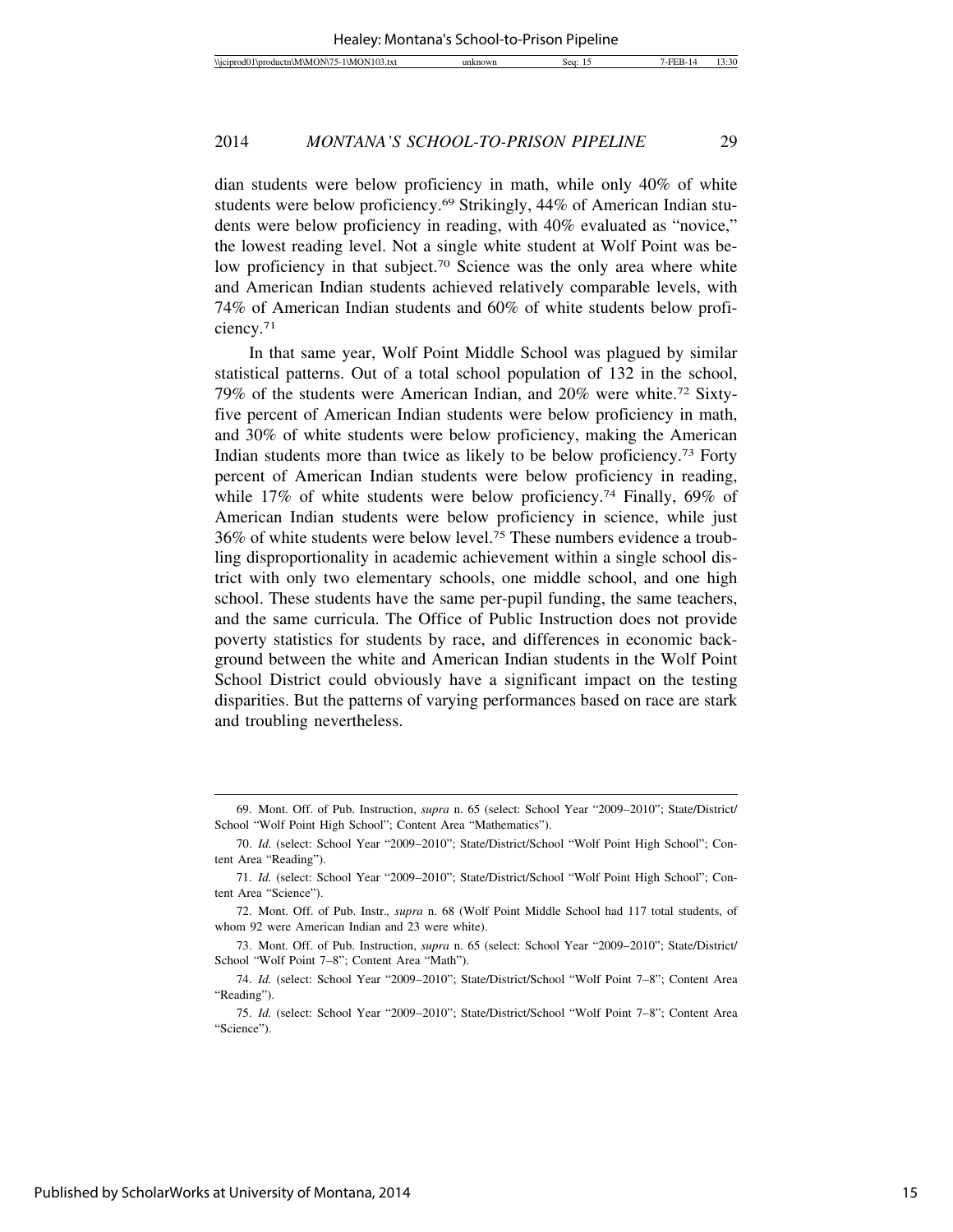dian students were below proficiency in math, while only 40% of white students were below proficiency.[69] Strikingly, 44% of American Indian students were below proficiency in reading, with 40% evaluated as "novice," the lowest reading level. Not a single white student at Wolf Point was below proficiency in that subject.[70] Science was the only area where white and American Indian students achieved relatively comparable levels, with 74% of American Indian students and 60% of white students below proficiency.[71]

In that same year, Wolf Point Middle School was plagued by similar statistical patterns. Out of a total school population of 132 in the school, 79% of the students were American Indian, and 20% were white.[72] Sixty-five percent of American Indian students were below proficiency in math, and 30% of white students were below proficiency, making the American Indian students more than twice as likely to be below proficiency.[73] Forty percent of American Indian students were below proficiency in reading, while 17% of white students were below proficiency.[74] Finally, 69% of American Indian students were below proficiency in science, while just 36% of white students were below level.[75] These numbers evidence a troubling disproportionality in academic achievement within a single school district with only two elementary schools, one middle school, and one high school. These students have the same per-pupil funding, the same teachers, and the same curricula. The Office of Public Instruction does not provide poverty statistics for students by race, and differences in economic background between the white and American Indian students in the Wolf Point School District could obviously have a significant impact on the testing disparities. But the patterns of varying performances based on race are stark and troubling nevertheless.

---

69. Mont. Off. of Pub. Instruction, *supra* n. 65 (select: School Year "2009–2010"; State/District/School "Wolf Point High School"; Content Area "Mathematics").

70. *Id.* (select: School Year "2009–2010"; State/District/School "Wolf Point High School"; Content Area "Reading").

71. *Id.* (select: School Year "2009–2010"; State/District/School "Wolf Point High School"; Content Area "Science").

72. Mont. Off. of Pub. Instr., *supra* n. 68 (Wolf Point Middle School had 117 total students, of whom 92 were American Indian and 23 were white).

73. Mont. Off. of Pub. Instruction, *supra* n. 65 (select: School Year "2009–2010"; State/District/School "Wolf Point 7–8"; Content Area "Math").

74. *Id.* (select: School Year "2009–2010"; State/District/School "Wolf Point 7–8"; Content Area "Reading").

75. *Id.* (select: School Year "2009–2010"; State/District/School "Wolf Point 7–8"; Content Area "Science").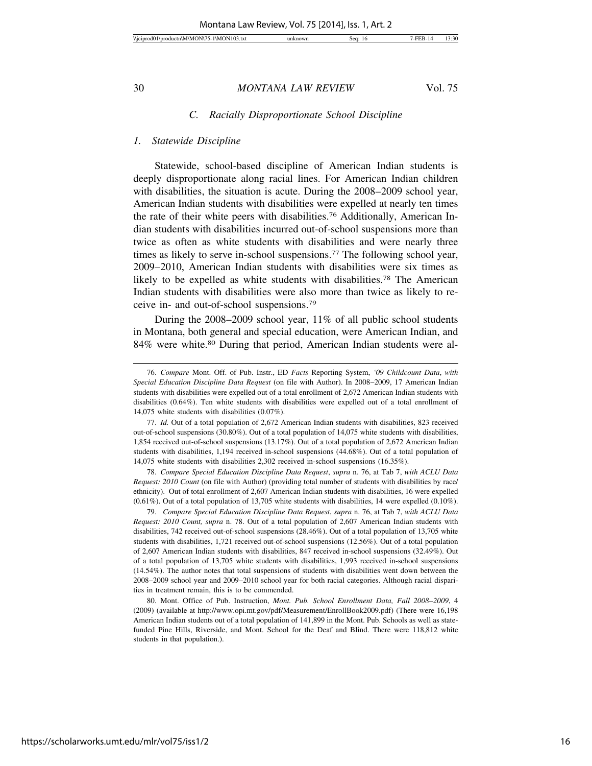### C. Racially Disproportionate School Discipline

#### 1. Statewide Discipline

Statewide, school-based discipline of American Indian students is deeply disproportionate along racial lines. For American Indian children with disabilities, the situation is acute. During the 2008–2009 school year, American Indian students with disabilities were expelled at nearly ten times the rate of their white peers with disabilities.[76] Additionally, American Indian students with disabilities incurred out-of-school suspensions more than twice as often as white students with disabilities and were nearly three times as likely to serve in-school suspensions.[77] The following school year, 2009–2010, American Indian students with disabilities were six times as likely to be expelled as white students with disabilities.[78] The American Indian students with disabilities were also more than twice as likely to receive in- and out-of-school suspensions.[79]

During the 2008–2009 school year, 11% of all public school students in Montana, both general and special education, were American Indian, and 84% were white.[80] During that period, American Indian students were al-

---

76. *Compare* Mont. Off. of Pub. Instr., ED *Facts* Reporting System, *'09 Childcount Data*, *with Special Education Discipline Data Request* (on file with Author). In 2008–2009, 17 American Indian students with disabilities were expelled out of a total enrollment of 2,672 American Indian students with disabilities (0.64%). Ten white students with disabilities were expelled out of a total enrollment of 14,075 white students with disabilities (0.07%).

77. *Id.* Out of a total population of 2,672 American Indian students with disabilities, 823 received out-of-school suspensions (30.80%). Out of a total population of 14,075 white students with disabilities, 1,854 received out-of-school suspensions (13.17%). Out of a total population of 2,672 American Indian students with disabilities, 1,194 received in-school suspensions (44.68%). Out of a total population of 14,075 white students with disabilities 2,302 received in-school suspensions (16.35%).

78. *Compare Special Education Discipline Data Request*, *supra* n. 76, at Tab 7, *with ACLU Data Request: 2010 Count* (on file with Author) (providing total number of students with disabilities by race/ethnicity). Out of total enrollment of 2,607 American Indian students with disabilities, 16 were expelled (0.61%). Out of a total population of 13,705 white students with disabilities, 14 were expelled (0.10%).

79. *Compare Special Education Discipline Data Request*, *supra* n. 76, at Tab 7, *with ACLU Data Request: 2010 Count, supra* n. 78. Out of a total population of 2,607 American Indian students with disabilities, 742 received out-of-school suspensions (28.46%). Out of a total population of 13,705 white students with disabilities, 1,721 received out-of-school suspensions (12.56%). Out of a total population of 2,607 American Indian students with disabilities, 847 received in-school suspensions (32.49%). Out of a total population of 13,705 white students with disabilities, 1,993 received in-school suspensions (14.54%). The author notes that total suspensions of students with disabilities went down between the 2008–2009 school year and 2009–2010 school year for both racial categories. Although racial disparities in treatment remain, this is to be commended.

80. Mont. Office of Pub. Instruction, *Mont. Pub. School Enrollment Data, Fall 2008–2009*, 4 (2009) (available at http://www.opi.mt.gov/pdf/Measurement/EnrollBook2009.pdf) (There were 16,198 American Indian students out of a total population of 141,899 in the Mont. Pub. Schools as well as state-funded Pine Hills, Riverside, and Mont. School for the Deaf and Blind. There were 118,812 white students in that population.).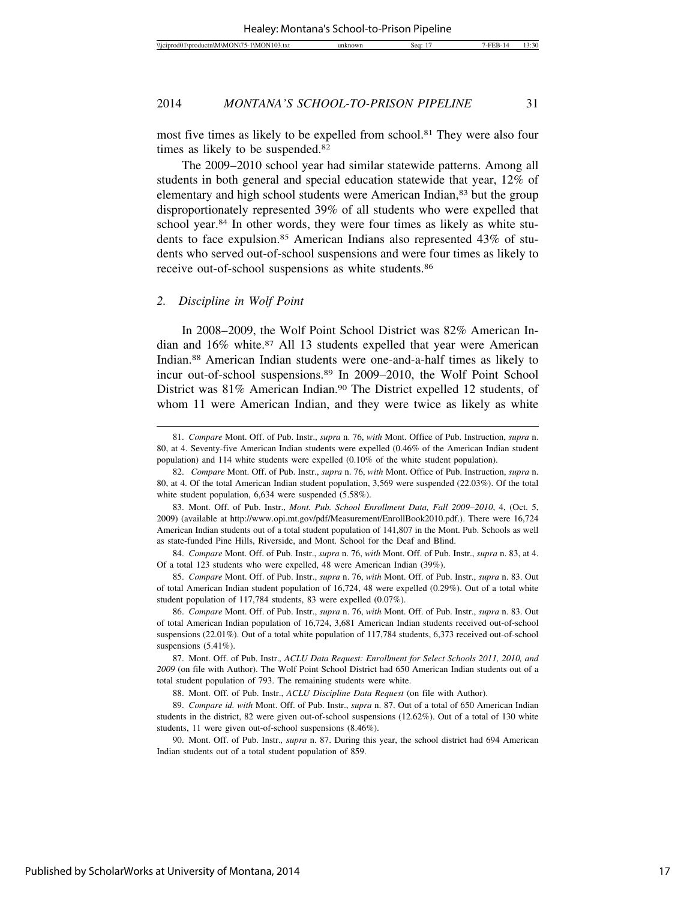most five times as likely to be expelled from school.[81] They were also four times as likely to be suspended.[82]

The 2009–2010 school year had similar statewide patterns. Among all students in both general and special education statewide that year, 12% of elementary and high school students were American Indian,[83] but the group disproportionately represented 39% of all students who were expelled that school year.[84] In other words, they were four times as likely as white students to face expulsion.[85] American Indians also represented 43% of students who served out-of-school suspensions and were four times as likely to receive out-of-school suspensions as white students.[86]

### 2. *Discipline in Wolf Point*

In 2008–2009, the Wolf Point School District was 82% American Indian and 16% white.[87] All 13 students expelled that year were American Indian.[88] American Indian students were one-and-a-half times as likely to incur out-of-school suspensions.[89] In 2009–2010, the Wolf Point School District was 81% American Indian.[90] The District expelled 12 students, of whom 11 were American Indian, and they were twice as likely as white

---

81. *Compare* Mont. Off. of Pub. Instr., *supra* n. 76, *with* Mont. Office of Pub. Instruction, *supra* n. 80, at 4. Seventy-five American Indian students were expelled (0.46% of the American Indian student population) and 114 white students were expelled (0.10% of the white student population).

82. *Compare* Mont. Off. of Pub. Instr., *supra* n. 76, *with* Mont. Office of Pub. Instruction, *supra* n. 80, at 4. Of the total American Indian student population, 3,569 were suspended (22.03%). Of the total white student population, 6,634 were suspended (5.58%).

83. Mont. Off. of Pub. Instr., *Mont. Pub. School Enrollment Data, Fall 2009–2010*, 4, (Oct. 5, 2009) (available at http://www.opi.mt.gov/pdf/Measurement/EnrollBook2010.pdf.). There were 16,724 American Indian students out of a total student population of 141,807 in the Mont. Pub. Schools as well as state-funded Pine Hills, Riverside, and Mont. School for the Deaf and Blind.

84. *Compare* Mont. Off. of Pub. Instr., *supra* n. 76, *with* Mont. Off. of Pub. Instr., *supra* n. 83, at 4. Of a total 123 students who were expelled, 48 were American Indian (39%).

85. *Compare* Mont. Off. of Pub. Instr., *supra* n. 76, *with* Mont. Off. of Pub. Instr., *supra* n. 83. Out of total American Indian student population of 16,724, 48 were expelled (0.29%). Out of a total white student population of 117,784 students, 83 were expelled (0.07%).

86. *Compare* Mont. Off. of Pub. Instr., *supra* n. 76, *with* Mont. Off. of Pub. Instr., *supra* n. 83. Out of total American Indian population of 16,724, 3,681 American Indian students received out-of-school suspensions (22.01%). Out of a total white population of 117,784 students, 6,373 received out-of-school suspensions (5.41%).

87. Mont. Off. of Pub. Instr., *ACLU Data Request: Enrollment for Select Schools 2011, 2010, and 2009* (on file with Author). The Wolf Point School District had 650 American Indian students out of a total student population of 793. The remaining students were white.

88. Mont. Off. of Pub. Instr., *ACLU Discipline Data Request* (on file with Author).

89. *Compare id. with* Mont. Off. of Pub. Instr., *supra* n. 87. Out of a total of 650 American Indian students in the district, 82 were given out-of-school suspensions (12.62%). Out of a total of 130 white students, 11 were given out-of-school suspensions (8.46%).

90. Mont. Off. of Pub. Instr., *supra* n. 87. During this year, the school district had 694 American Indian students out of a total student population of 859.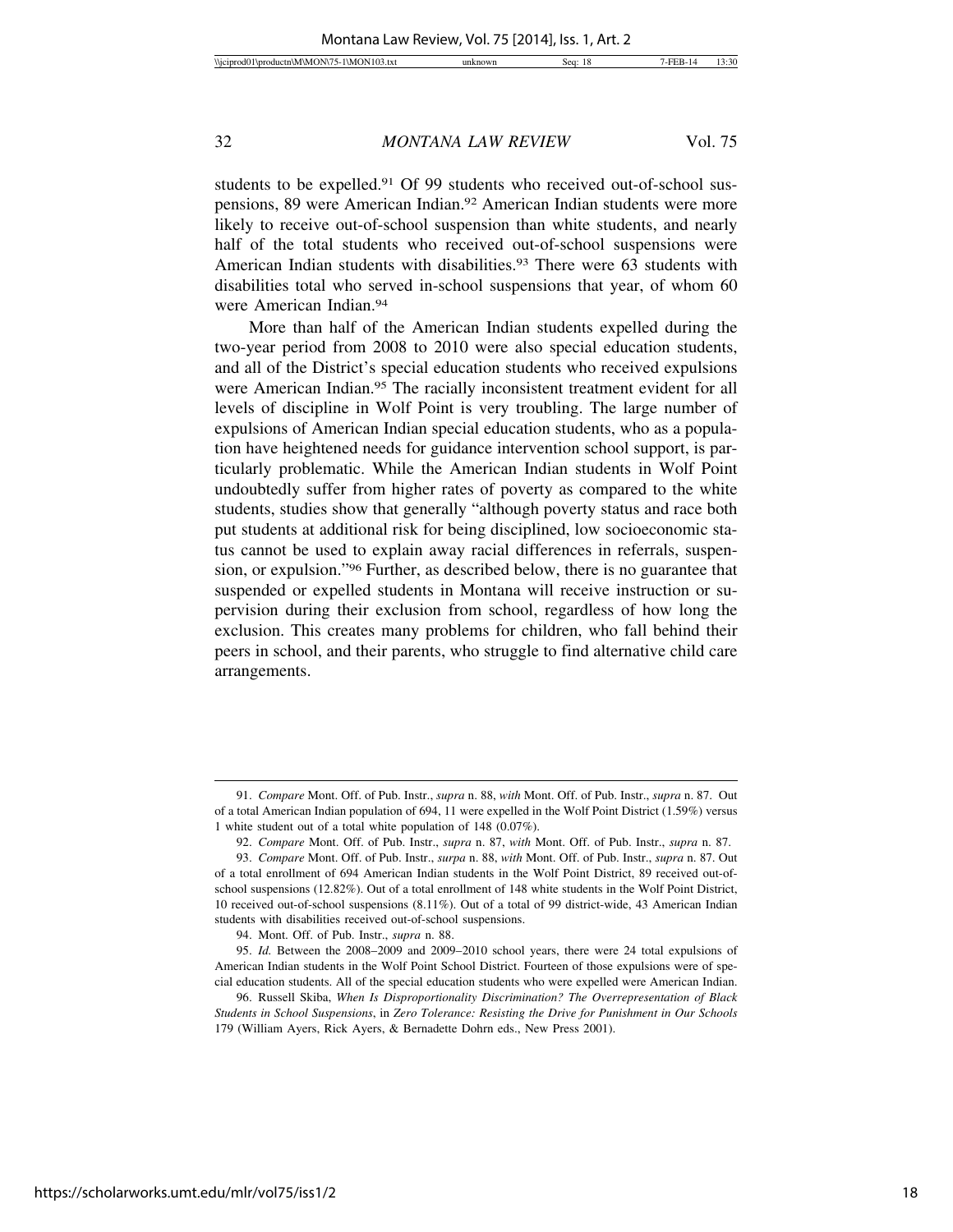students to be expelled.[91] Of 99 students who received out-of-school suspensions, 89 were American Indian.[92] American Indian students were more likely to receive out-of-school suspension than white students, and nearly half of the total students who received out-of-school suspensions were American Indian students with disabilities.[93] There were 63 students with disabilities total who served in-school suspensions that year, of whom 60 were American Indian.[94]

More than half of the American Indian students expelled during the two-year period from 2008 to 2010 were also special education students, and all of the District's special education students who received expulsions were American Indian.[95] The racially inconsistent treatment evident for all levels of discipline in Wolf Point is very troubling. The large number of expulsions of American Indian special education students, who as a population have heightened needs for guidance intervention school support, is particularly problematic. While the American Indian students in Wolf Point undoubtedly suffer from higher rates of poverty as compared to the white students, studies show that generally "although poverty status and race both put students at additional risk for being disciplined, low socioeconomic status cannot be used to explain away racial differences in referrals, suspension, or expulsion."[96] Further, as described below, there is no guarantee that suspended or expelled students in Montana will receive instruction or supervision during their exclusion from school, regardless of how long the exclusion. This creates many problems for children, who fall behind their peers in school, and their parents, who struggle to find alternative child care arrangements.

---

91. *Compare* Mont. Off. of Pub. Instr., *supra* n. 88, *with* Mont. Off. of Pub. Instr., *supra* n. 87. Out of a total American Indian population of 694, 11 were expelled in the Wolf Point District (1.59%) versus 1 white student out of a total white population of 148 (0.07%).

92. *Compare* Mont. Off. of Pub. Instr., *supra* n. 87, *with* Mont. Off. of Pub. Instr., *supra* n. 87.

93. *Compare* Mont. Off. of Pub. Instr., *surpa* n. 88, *with* Mont. Off. of Pub. Instr., *supra* n. 87. Out of a total enrollment of 694 American Indian students in the Wolf Point District, 89 received out-of-school suspensions (12.82%). Out of a total enrollment of 148 white students in the Wolf Point District, 10 received out-of-school suspensions (8.11%). Out of a total of 99 district-wide, 43 American Indian students with disabilities received out-of-school suspensions.

94. Mont. Off. of Pub. Instr., *supra* n. 88.

95. *Id.* Between the 2008–2009 and 2009–2010 school years, there were 24 total expulsions of American Indian students in the Wolf Point School District. Fourteen of those expulsions were of special education students. All of the special education students who were expelled were American Indian.

96. Russell Skiba, *When Is Disproportionality Discrimination? The Overrepresentation of Black Students in School Suspensions*, in *Zero Tolerance: Resisting the Drive for Punishment in Our Schools* 179 (William Ayers, Rick Ayers, & Bernadette Dohrn eds., New Press 2001).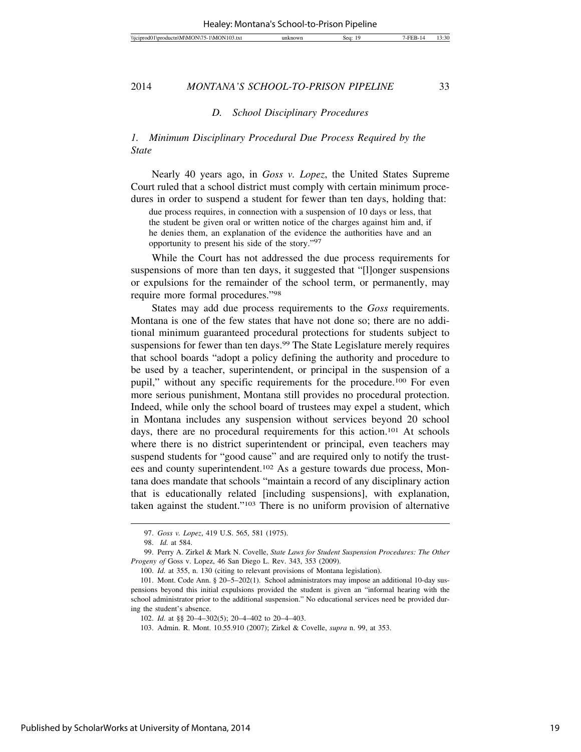### D. School Disciplinary Procedures

#### 1. Minimum Disciplinary Procedural Due Process Required by the State

Nearly 40 years ago, in *Goss v. Lopez*, the United States Supreme Court ruled that a school district must comply with certain minimum procedures in order to suspend a student for fewer than ten days, holding that:

> due process requires, in connection with a suspension of 10 days or less, that the student be given oral or written notice of the charges against him and, if he denies them, an explanation of the evidence the authorities have and an opportunity to present his side of the story."[97]

While the Court has not addressed the due process requirements for suspensions of more than ten days, it suggested that "[l]onger suspensions or expulsions for the remainder of the school term, or permanently, may require more formal procedures."[98]

States may add due process requirements to the *Goss* requirements. Montana is one of the few states that have not done so; there are no additional minimum guaranteed procedural protections for students subject to suspensions for fewer than ten days.[99] The State Legislature merely requires that school boards "adopt a policy defining the authority and procedure to be used by a teacher, superintendent, or principal in the suspension of a pupil," without any specific requirements for the procedure.[100] For even more serious punishment, Montana still provides no procedural protection. Indeed, while only the school board of trustees may expel a student, which in Montana includes any suspension without services beyond 20 school days, there are no procedural requirements for this action.[101] At schools where there is no district superintendent or principal, even teachers may suspend students for "good cause" and are required only to notify the trustees and county superintendent.[102] As a gesture towards due process, Montana does mandate that schools "maintain a record of any disciplinary action that is educationally related [including suspensions], with explanation, taken against the student."[103] There is no uniform provision of alternative

---

97. *Goss v. Lopez*, 419 U.S. 565, 581 (1975).

98. *Id.* at 584.

99. Perry A. Zirkel & Mark N. Covelle, *State Laws for Student Suspension Procedures: The Other Progeny of* Goss v. Lopez, 46 San Diego L. Rev. 343, 353 (2009).

100. *Id.* at 355, n. 130 (citing to relevant provisions of Montana legislation).

101. Mont. Code Ann. § 20–5–202(1). School administrators may impose an additional 10-day suspensions beyond this initial expulsions provided the student is given an "informal hearing with the school administrator prior to the additional suspension." No educational services need be provided during the student's absence.

102. *Id.* at §§ 20–4–302(5); 20–4–402 to 20–4–403.

103. Admin. R. Mont. 10.55.910 (2007); Zirkel & Covelle, *supra* n. 99, at 353.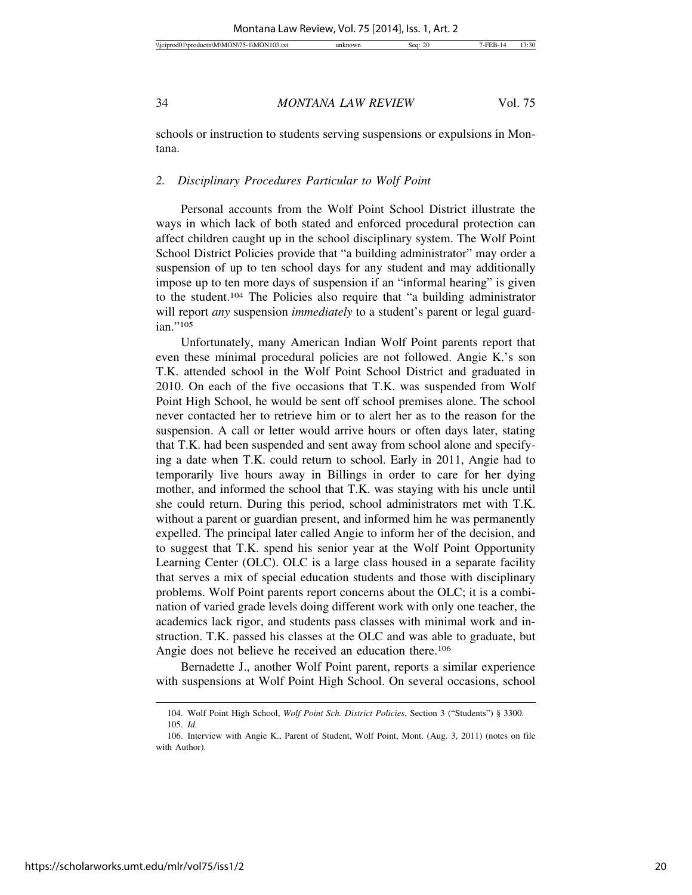schools or instruction to students serving suspensions or expulsions in Montana.

### *2. Disciplinary Procedures Particular to Wolf Point*

Personal accounts from the Wolf Point School District illustrate the ways in which lack of both stated and enforced procedural protection can affect children caught up in the school disciplinary system. The Wolf Point School District Policies provide that "a building administrator" may order a suspension of up to ten school days for any student and may additionally impose up to ten more days of suspension if an "informal hearing" is given to the student.[104] The Policies also require that "a building administrator will report *any* suspension *immediately* to a student's parent or legal guardian."[105]

Unfortunately, many American Indian Wolf Point parents report that even these minimal procedural policies are not followed. Angie K.'s son T.K. attended school in the Wolf Point School District and graduated in 2010. On each of the five occasions that T.K. was suspended from Wolf Point High School, he would be sent off school premises alone. The school never contacted her to retrieve him or to alert her as to the reason for the suspension. A call or letter would arrive hours or often days later, stating that T.K. had been suspended and sent away from school alone and specifying a date when T.K. could return to school. Early in 2011, Angie had to temporarily live hours away in Billings in order to care for her dying mother, and informed the school that T.K. was staying with his uncle until she could return. During this period, school administrators met with T.K. without a parent or guardian present, and informed him he was permanently expelled. The principal later called Angie to inform her of the decision, and to suggest that T.K. spend his senior year at the Wolf Point Opportunity Learning Center (OLC). OLC is a large class housed in a separate facility that serves a mix of special education students and those with disciplinary problems. Wolf Point parents report concerns about the OLC; it is a combination of varied grade levels doing different work with only one teacher, the academics lack rigor, and students pass classes with minimal work and instruction. T.K. passed his classes at the OLC and was able to graduate, but Angie does not believe he received an education there.[106]

Bernadette J., another Wolf Point parent, reports a similar experience with suspensions at Wolf Point High School. On several occasions, school

---

104. Wolf Point High School, *Wolf Point Sch. District Policies*, Section 3 ("Students") § 3300.

105. *Id.*

106. Interview with Angie K., Parent of Student, Wolf Point, Mont. (Aug. 3, 2011) (notes on file with Author).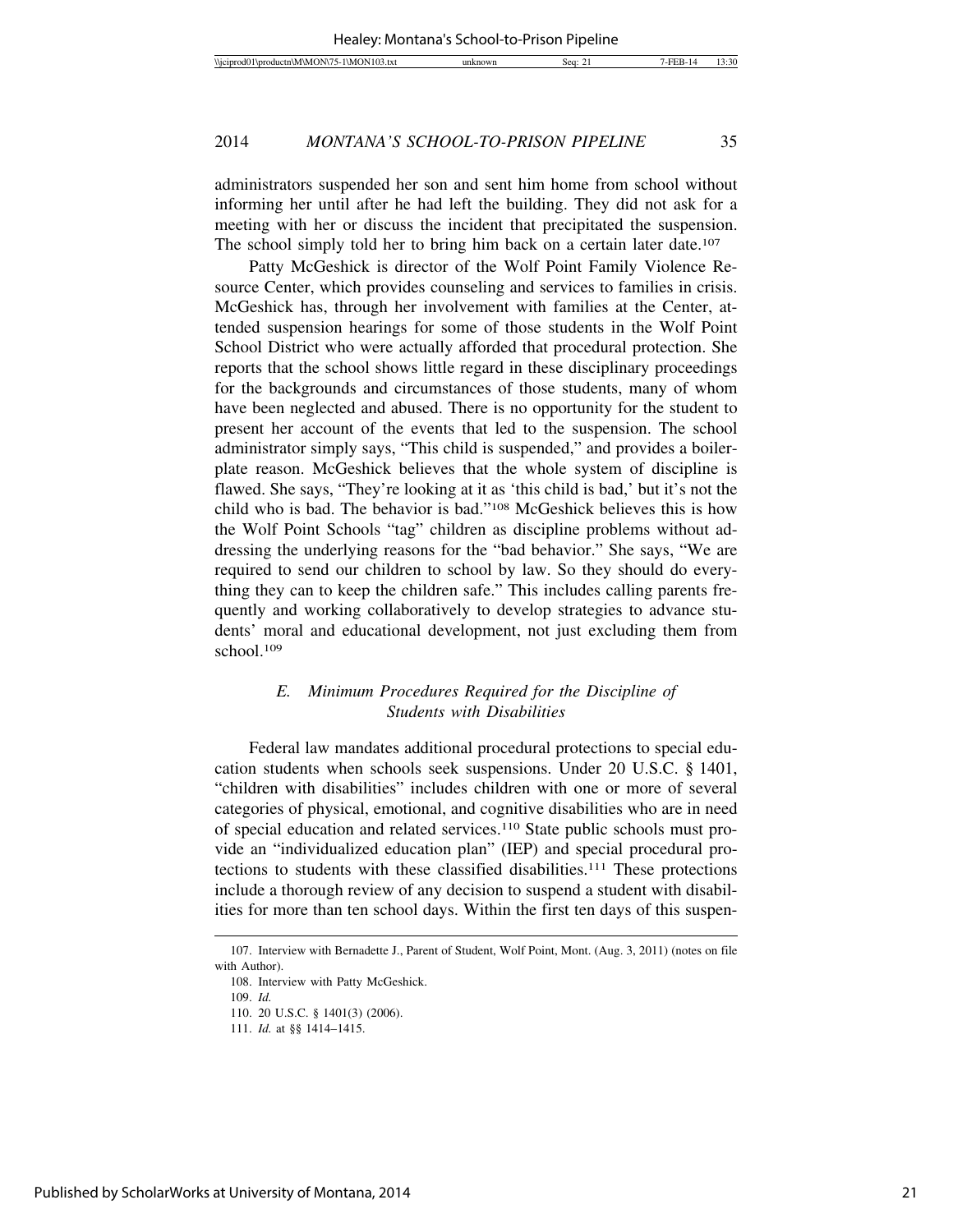administrators suspended her son and sent him home from school without informing her until after he had left the building. They did not ask for a meeting with her or discuss the incident that precipitated the suspension. The school simply told her to bring him back on a certain later date.[107]

Patty McGeshick is director of the Wolf Point Family Violence Resource Center, which provides counseling and services to families in crisis. McGeshick has, through her involvement with families at the Center, attended suspension hearings for some of those students in the Wolf Point School District who were actually afforded that procedural protection. She reports that the school shows little regard in these disciplinary proceedings for the backgrounds and circumstances of those students, many of whom have been neglected and abused. There is no opportunity for the student to present her account of the events that led to the suspension. The school administrator simply says, "This child is suspended," and provides a boilerplate reason. McGeshick believes that the whole system of discipline is flawed. She says, "They're looking at it as 'this child is bad,' but it's not the child who is bad. The behavior is bad."[108] McGeshick believes this is how the Wolf Point Schools "tag" children as discipline problems without addressing the underlying reasons for the "bad behavior." She says, "We are required to send our children to school by law. So they should do everything they can to keep the children safe." This includes calling parents frequently and working collaboratively to develop strategies to advance students' moral and educational development, not just excluding them from school.[109]

### *E. Minimum Procedures Required for the Discipline of Students with Disabilities*

Federal law mandates additional procedural protections to special education students when schools seek suspensions. Under 20 U.S.C. § 1401, "children with disabilities" includes children with one or more of several categories of physical, emotional, and cognitive disabilities who are in need of special education and related services.[110] State public schools must provide an "individualized education plan" (IEP) and special procedural protections to students with these classified disabilities.[111] These protections include a thorough review of any decision to suspend a student with disabilities for more than ten school days. Within the first ten days of this suspen-

---

107. Interview with Bernadette J., Parent of Student, Wolf Point, Mont. (Aug. 3, 2011) (notes on file with Author).

108. Interview with Patty McGeshick.

109. *Id.*

110. 20 U.S.C. § 1401(3) (2006).

111. *Id.* at §§ 1414–1415.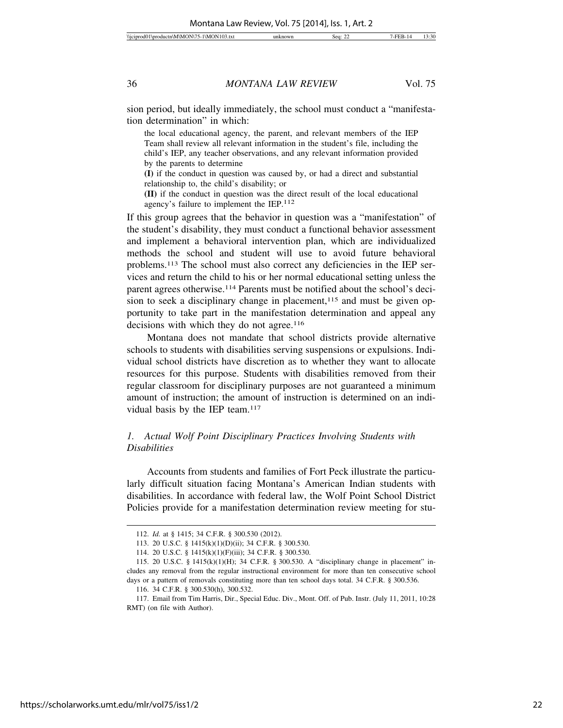sion period, but ideally immediately, the school must conduct a "manifestation determination" in which:

> the local educational agency, the parent, and relevant members of the IEP Team shall review all relevant information in the student's file, including the child's IEP, any teacher observations, and any relevant information provided by the parents to determine
>
> **(I)** if the conduct in question was caused by, or had a direct and substantial relationship to, the child's disability; or
>
> **(II)** if the conduct in question was the direct result of the local educational agency's failure to implement the IEP.[112]

If this group agrees that the behavior in question was a "manifestation" of the student's disability, they must conduct a functional behavior assessment and implement a behavioral intervention plan, which are individualized methods the school and student will use to avoid future behavioral problems.[113] The school must also correct any deficiencies in the IEP services and return the child to his or her normal educational setting unless the parent agrees otherwise.[114] Parents must be notified about the school's decision to seek a disciplinary change in placement,[115] and must be given opportunity to take part in the manifestation determination and appeal any decisions with which they do not agree.[116]

Montana does not mandate that school districts provide alternative schools to students with disabilities serving suspensions or expulsions. Individual school districts have discretion as to whether they want to allocate resources for this purpose. Students with disabilities removed from their regular classroom for disciplinary purposes are not guaranteed a minimum amount of instruction; the amount of instruction is determined on an individual basis by the IEP team.[117]

### *1. Actual Wolf Point Disciplinary Practices Involving Students with Disabilities*

Accounts from students and families of Fort Peck illustrate the particularly difficult situation facing Montana's American Indian students with disabilities. In accordance with federal law, the Wolf Point School District Policies provide for a manifestation determination review meeting for stu-

---

112. *Id.* at § 1415; 34 C.F.R. § 300.530 (2012).

113. 20 U.S.C. § 1415(k)(1)(D)(ii); 34 C.F.R. § 300.530.

114. 20 U.S.C. § 1415(k)(1)(F)(iii); 34 C.F.R. § 300.530.

115. 20 U.S.C. § 1415(k)(1)(H); 34 C.F.R. § 300.530. A "disciplinary change in placement" includes any removal from the regular instructional environment for more than ten consecutive school days or a pattern of removals constituting more than ten school days total. 34 C.F.R. § 300.536.

116. 34 C.F.R. § 300.530(h), 300.532.

117. Email from Tim Harris, Dir., Special Educ. Div., Mont. Off. of Pub. Instr. (July 11, 2011, 10:28 RMT) (on file with Author).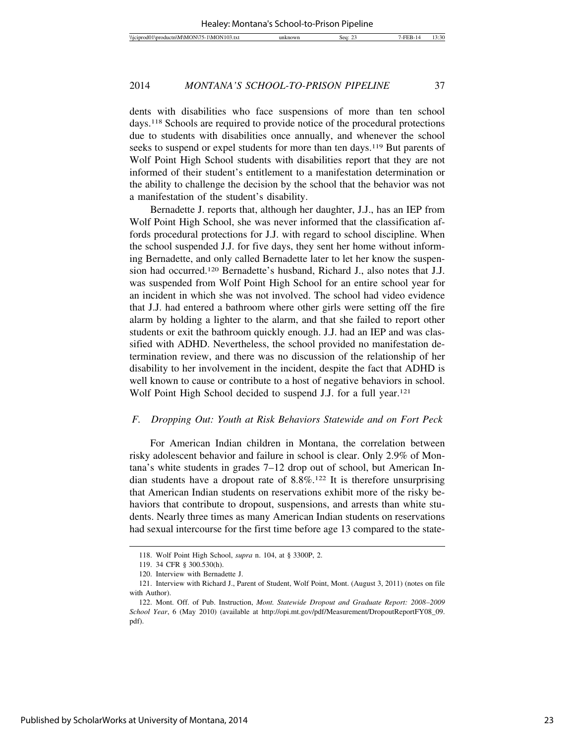dents with disabilities who face suspensions of more than ten school days.[118] Schools are required to provide notice of the procedural protections due to students with disabilities once annually, and whenever the school seeks to suspend or expel students for more than ten days.[119] But parents of Wolf Point High School students with disabilities report that they are not informed of their student's entitlement to a manifestation determination or the ability to challenge the decision by the school that the behavior was not a manifestation of the student's disability.

Bernadette J. reports that, although her daughter, J.J., has an IEP from Wolf Point High School, she was never informed that the classification affords procedural protections for J.J. with regard to school discipline. When the school suspended J.J. for five days, they sent her home without informing Bernadette, and only called Bernadette later to let her know the suspension had occurred.[120] Bernadette's husband, Richard J., also notes that J.J. was suspended from Wolf Point High School for an entire school year for an incident in which she was not involved. The school had video evidence that J.J. had entered a bathroom where other girls were setting off the fire alarm by holding a lighter to the alarm, and that she failed to report other students or exit the bathroom quickly enough. J.J. had an IEP and was classified with ADHD. Nevertheless, the school provided no manifestation determination review, and there was no discussion of the relationship of her disability to her involvement in the incident, despite the fact that ADHD is well known to cause or contribute to a host of negative behaviors in school. Wolf Point High School decided to suspend J.J. for a full year.[121]

### *F. Dropping Out: Youth at Risk Behaviors Statewide and on Fort Peck*

For American Indian children in Montana, the correlation between risky adolescent behavior and failure in school is clear. Only 2.9% of Montana's white students in grades 7–12 drop out of school, but American Indian students have a dropout rate of 8.8%.[122] It is therefore unsurprising that American Indian students on reservations exhibit more of the risky behaviors that contribute to dropout, suspensions, and arrests than white students. Nearly three times as many American Indian students on reservations had sexual intercourse for the first time before age 13 compared to the state-

---

118. Wolf Point High School, *supra* n. 104, at § 3300P, 2.

119. 34 CFR § 300.530(h).

120. Interview with Bernadette J.

121. Interview with Richard J., Parent of Student, Wolf Point, Mont. (August 3, 2011) (notes on file with Author).

122. Mont. Off. of Pub. Instruction, *Mont. Statewide Dropout and Graduate Report: 2008–2009 School Year*, 6 (May 2010) (available at http://opi.mt.gov/pdf/Measurement/DropoutReportFY08_09.pdf).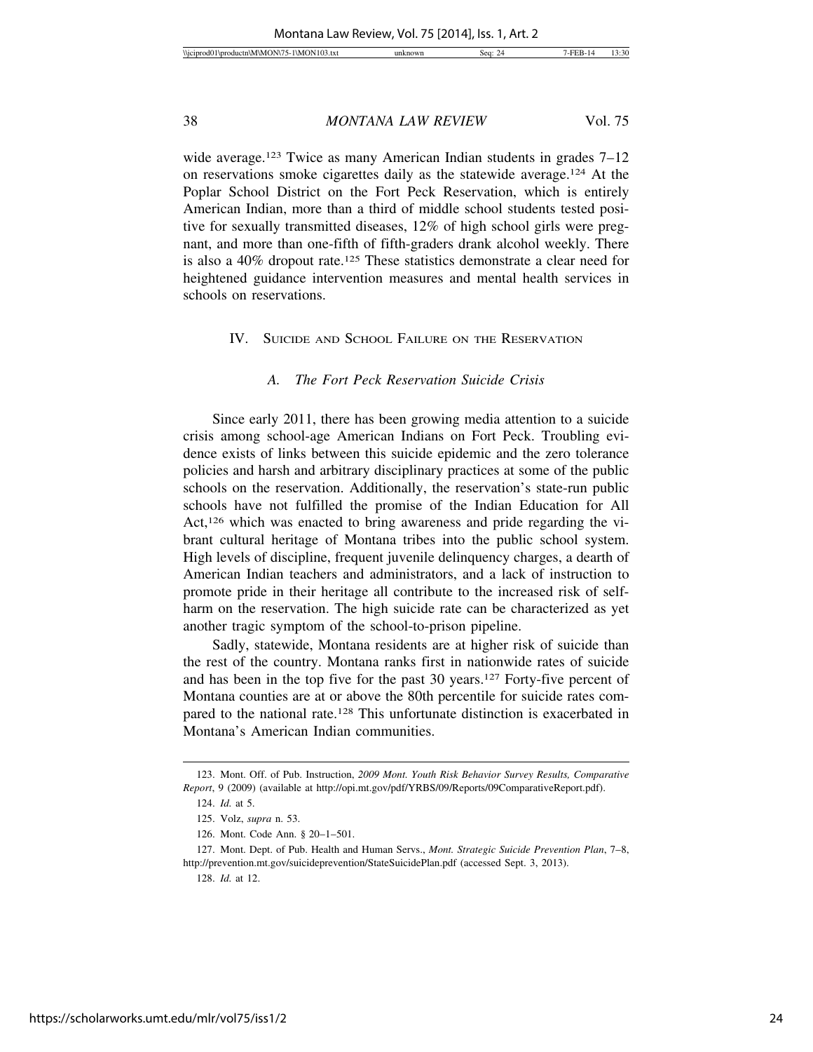wide average.[123] Twice as many American Indian students in grades 7–12 on reservations smoke cigarettes daily as the statewide average.[124] At the Poplar School District on the Fort Peck Reservation, which is entirely American Indian, more than a third of middle school students tested positive for sexually transmitted diseases, 12% of high school girls were pregnant, and more than one-fifth of fifth-graders drank alcohol weekly. There is also a 40% dropout rate.[125] These statistics demonstrate a clear need for heightened guidance intervention measures and mental health services in schools on reservations.

## IV. Suicide and School Failure on the Reservation

### *A. The Fort Peck Reservation Suicide Crisis*

Since early 2011, there has been growing media attention to a suicide crisis among school-age American Indians on Fort Peck. Troubling evidence exists of links between this suicide epidemic and the zero tolerance policies and harsh and arbitrary disciplinary practices at some of the public schools on the reservation. Additionally, the reservation's state-run public schools have not fulfilled the promise of the Indian Education for All Act,[126] which was enacted to bring awareness and pride regarding the vibrant cultural heritage of Montana tribes into the public school system. High levels of discipline, frequent juvenile delinquency charges, a dearth of American Indian teachers and administrators, and a lack of instruction to promote pride in their heritage all contribute to the increased risk of self-harm on the reservation. The high suicide rate can be characterized as yet another tragic symptom of the school-to-prison pipeline.

Sadly, statewide, Montana residents are at higher risk of suicide than the rest of the country. Montana ranks first in nationwide rates of suicide and has been in the top five for the past 30 years.[127] Forty-five percent of Montana counties are at or above the 80th percentile for suicide rates compared to the national rate.[128] This unfortunate distinction is exacerbated in Montana's American Indian communities.

---

123. Mont. Off. of Pub. Instruction, *2009 Mont. Youth Risk Behavior Survey Results, Comparative Report*, 9 (2009) (available at http://opi.mt.gov/pdf/YRBS/09/Reports/09ComparativeReport.pdf).

124. *Id.* at 5.

125. Volz, *supra* n. 53.

126. Mont. Code Ann. § 20–1–501.

127. Mont. Dept. of Pub. Health and Human Servs., *Mont. Strategic Suicide Prevention Plan*, 7–8, http://prevention.mt.gov/suicideprevention/StateSuicidePlan.pdf (accessed Sept. 3, 2013).

128. *Id.* at 12.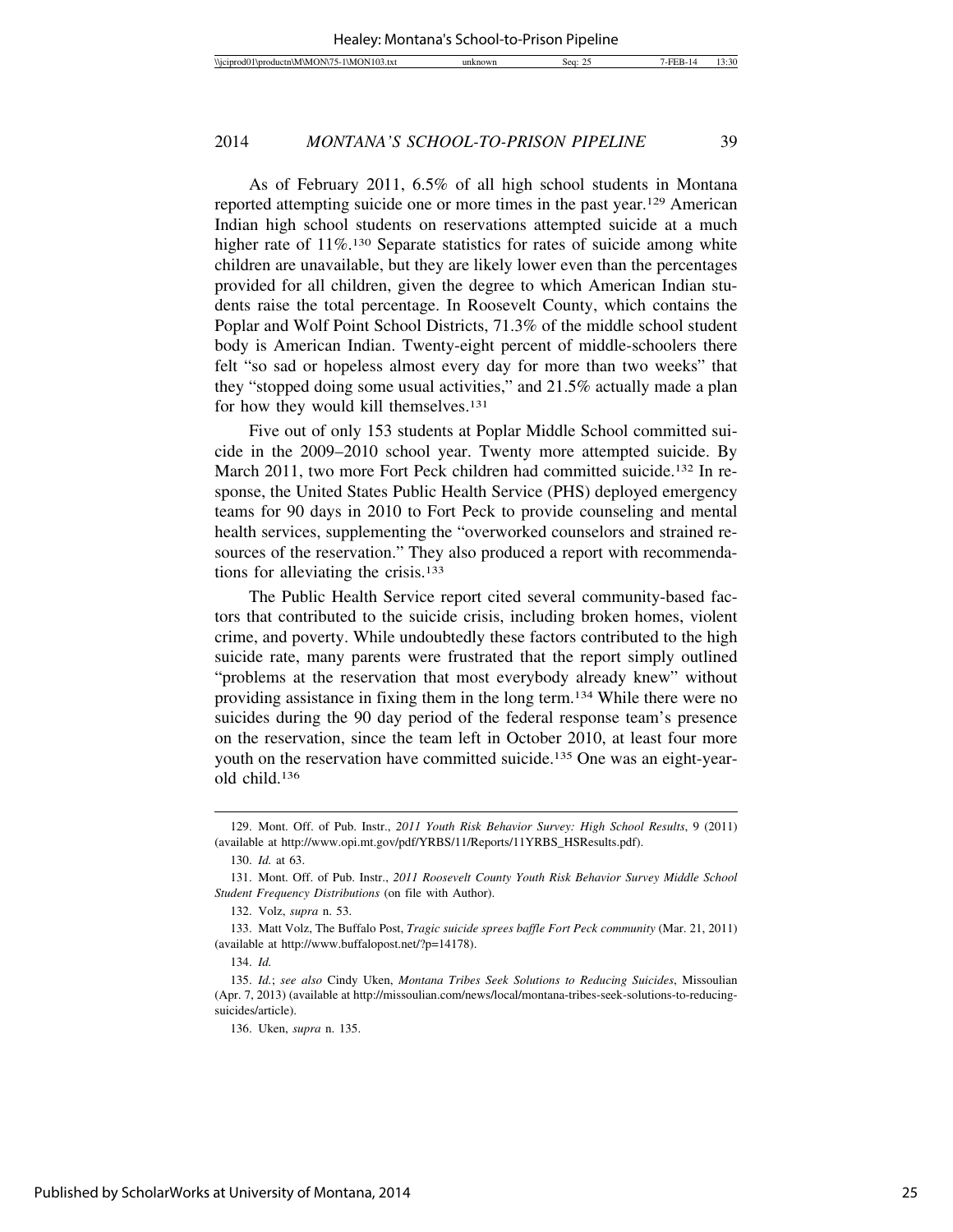As of February 2011, 6.5% of all high school students in Montana reported attempting suicide one or more times in the past year.[129] American Indian high school students on reservations attempted suicide at a much higher rate of 11%.[130] Separate statistics for rates of suicide among white children are unavailable, but they are likely lower even than the percentages provided for all children, given the degree to which American Indian students raise the total percentage. In Roosevelt County, which contains the Poplar and Wolf Point School Districts, 71.3% of the middle school student body is American Indian. Twenty-eight percent of middle-schoolers there felt "so sad or hopeless almost every day for more than two weeks" that they "stopped doing some usual activities," and 21.5% actually made a plan for how they would kill themselves.[131]

Five out of only 153 students at Poplar Middle School committed suicide in the 2009–2010 school year. Twenty more attempted suicide. By March 2011, two more Fort Peck children had committed suicide.[132] In response, the United States Public Health Service (PHS) deployed emergency teams for 90 days in 2010 to Fort Peck to provide counseling and mental health services, supplementing the "overworked counselors and strained resources of the reservation." They also produced a report with recommendations for alleviating the crisis.[133]

The Public Health Service report cited several community-based factors that contributed to the suicide crisis, including broken homes, violent crime, and poverty. While undoubtedly these factors contributed to the high suicide rate, many parents were frustrated that the report simply outlined "problems at the reservation that most everybody already knew" without providing assistance in fixing them in the long term.[134] While there were no suicides during the 90 day period of the federal response team's presence on the reservation, since the team left in October 2010, at least four more youth on the reservation have committed suicide.[135] One was an eight-year-old child.[136]

---

129. Mont. Off. of Pub. Instr., *2011 Youth Risk Behavior Survey: High School Results*, 9 (2011) (available at http://www.opi.mt.gov/pdf/YRBS/11/Reports/11YRBS_HSResults.pdf).

130. *Id.* at 63.

131. Mont. Off. of Pub. Instr., *2011 Roosevelt County Youth Risk Behavior Survey Middle School Student Frequency Distributions* (on file with Author).

132. Volz, *supra* n. 53.

133. Matt Volz, The Buffalo Post, *Tragic suicide sprees baffle Fort Peck community* (Mar. 21, 2011) (available at http://www.buffalopost.net/?p=14178).

134. *Id.*

135. *Id.*; *see also* Cindy Uken, *Montana Tribes Seek Solutions to Reducing Suicides*, Missoulian (Apr. 7, 2013) (available at http://missoulian.com/news/local/montana-tribes-seek-solutions-to-reducing-suicides/article).

136. Uken, *supra* n. 135.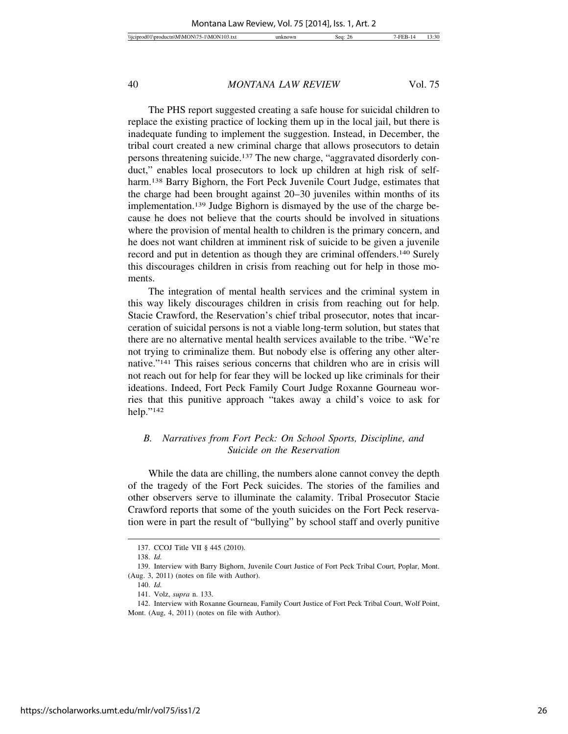The PHS report suggested creating a safe house for suicidal children to replace the existing practice of locking them up in the local jail, but there is inadequate funding to implement the suggestion. Instead, in December, the tribal court created a new criminal charge that allows prosecutors to detain persons threatening suicide.[137] The new charge, "aggravated disorderly conduct," enables local prosecutors to lock up children at high risk of self-harm.[138] Barry Bighorn, the Fort Peck Juvenile Court Judge, estimates that the charge had been brought against 20–30 juveniles within months of its implementation.[139] Judge Bighorn is dismayed by the use of the charge because he does not believe that the courts should be involved in situations where the provision of mental health to children is the primary concern, and he does not want children at imminent risk of suicide to be given a juvenile record and put in detention as though they are criminal offenders.[140] Surely this discourages children in crisis from reaching out for help in those moments.

The integration of mental health services and the criminal system in this way likely discourages children in crisis from reaching out for help. Stacie Crawford, the Reservation's chief tribal prosecutor, notes that incarceration of suicidal persons is not a viable long-term solution, but states that there are no alternative mental health services available to the tribe. "We're not trying to criminalize them. But nobody else is offering any other alternative."[141] This raises serious concerns that children who are in crisis will not reach out for help for fear they will be locked up like criminals for their ideations. Indeed, Fort Peck Family Court Judge Roxanne Gourneau worries that this punitive approach "takes away a child's voice to ask for help."[142]

### *B. Narratives from Fort Peck: On School Sports, Discipline, and Suicide on the Reservation*

While the data are chilling, the numbers alone cannot convey the depth of the tragedy of the Fort Peck suicides. The stories of the families and other observers serve to illuminate the calamity. Tribal Prosecutor Stacie Crawford reports that some of the youth suicides on the Fort Peck reservation were in part the result of "bullying" by school staff and overly punitive

---

137. CCOJ Title VII § 445 (2010).

138. *Id.*

139. Interview with Barry Bighorn, Juvenile Court Justice of Fort Peck Tribal Court, Poplar, Mont. (Aug. 3, 2011) (notes on file with Author).

140. *Id.*

141. Volz, *supra* n. 133.

142. Interview with Roxanne Gourneau, Family Court Justice of Fort Peck Tribal Court, Wolf Point, Mont. (Aug, 4, 2011) (notes on file with Author).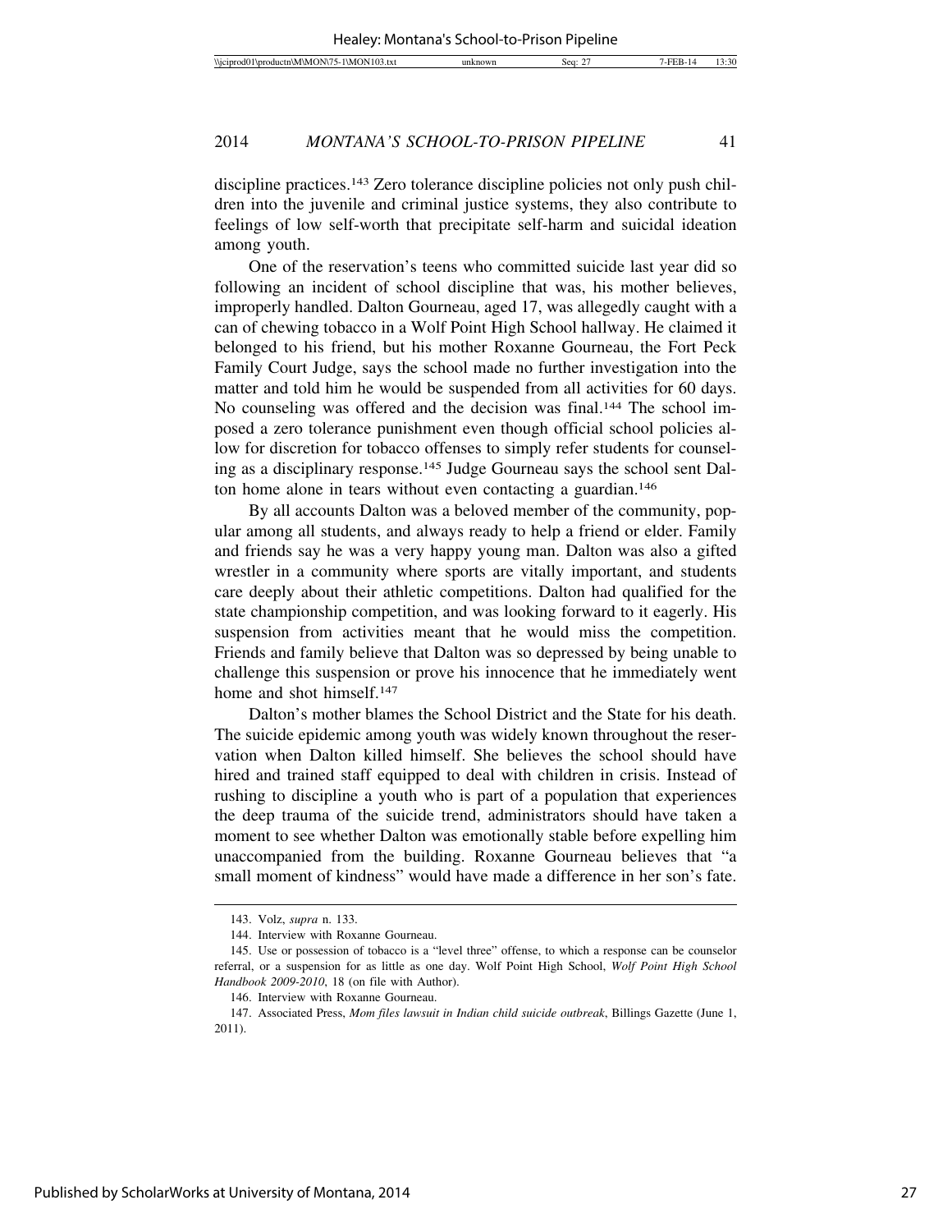discipline practices.[143] Zero tolerance discipline policies not only push children into the juvenile and criminal justice systems, they also contribute to feelings of low self-worth that precipitate self-harm and suicidal ideation among youth.

One of the reservation's teens who committed suicide last year did so following an incident of school discipline that was, his mother believes, improperly handled. Dalton Gourneau, aged 17, was allegedly caught with a can of chewing tobacco in a Wolf Point High School hallway. He claimed it belonged to his friend, but his mother Roxanne Gourneau, the Fort Peck Family Court Judge, says the school made no further investigation into the matter and told him he would be suspended from all activities for 60 days. No counseling was offered and the decision was final.[144] The school imposed a zero tolerance punishment even though official school policies allow for discretion for tobacco offenses to simply refer students for counseling as a disciplinary response.[145] Judge Gourneau says the school sent Dalton home alone in tears without even contacting a guardian.[146]

By all accounts Dalton was a beloved member of the community, popular among all students, and always ready to help a friend or elder. Family and friends say he was a very happy young man. Dalton was also a gifted wrestler in a community where sports are vitally important, and students care deeply about their athletic competitions. Dalton had qualified for the state championship competition, and was looking forward to it eagerly. His suspension from activities meant that he would miss the competition. Friends and family believe that Dalton was so depressed by being unable to challenge this suspension or prove his innocence that he immediately went home and shot himself.[147]

Dalton's mother blames the School District and the State for his death. The suicide epidemic among youth was widely known throughout the reservation when Dalton killed himself. She believes the school should have hired and trained staff equipped to deal with children in crisis. Instead of rushing to discipline a youth who is part of a population that experiences the deep trauma of the suicide trend, administrators should have taken a moment to see whether Dalton was emotionally stable before expelling him unaccompanied from the building. Roxanne Gourneau believes that "a small moment of kindness" would have made a difference in her son's fate.

---

143. Volz, *supra* n. 133.

144. Interview with Roxanne Gourneau.

145. Use or possession of tobacco is a "level three" offense, to which a response can be counselor referral, or a suspension for as little as one day. Wolf Point High School, *Wolf Point High School Handbook 2009-2010*, 18 (on file with Author).

146. Interview with Roxanne Gourneau.

147. Associated Press, *Mom files lawsuit in Indian child suicide outbreak*, Billings Gazette (June 1, 2011).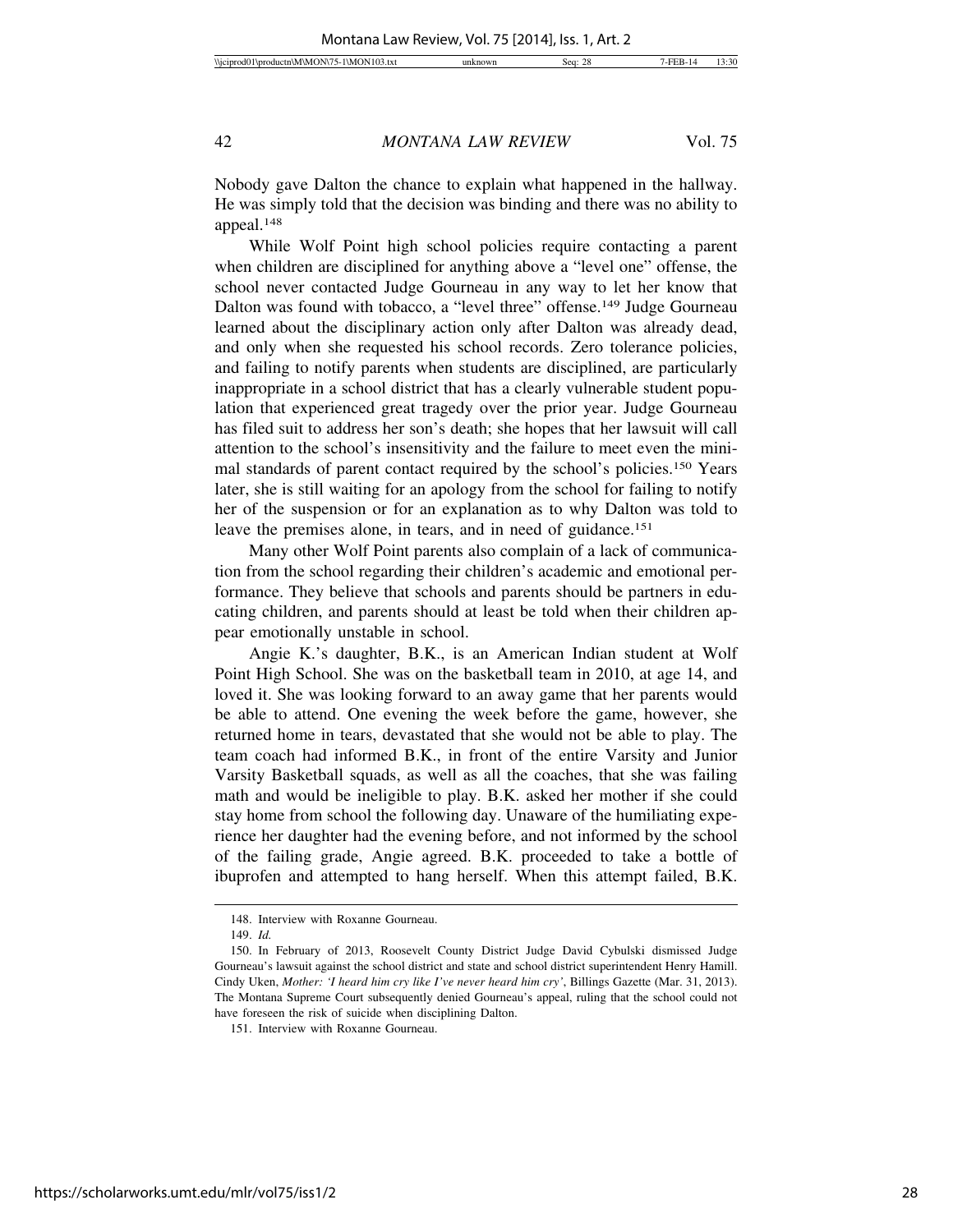Nobody gave Dalton the chance to explain what happened in the hallway. He was simply told that the decision was binding and there was no ability to appeal.[148]

While Wolf Point high school policies require contacting a parent when children are disciplined for anything above a "level one" offense, the school never contacted Judge Gourneau in any way to let her know that Dalton was found with tobacco, a "level three" offense.[149] Judge Gourneau learned about the disciplinary action only after Dalton was already dead, and only when she requested his school records. Zero tolerance policies, and failing to notify parents when students are disciplined, are particularly inappropriate in a school district that has a clearly vulnerable student population that experienced great tragedy over the prior year. Judge Gourneau has filed suit to address her son's death; she hopes that her lawsuit will call attention to the school's insensitivity and the failure to meet even the minimal standards of parent contact required by the school's policies.[150] Years later, she is still waiting for an apology from the school for failing to notify her of the suspension or for an explanation as to why Dalton was told to leave the premises alone, in tears, and in need of guidance.[151]

Many other Wolf Point parents also complain of a lack of communication from the school regarding their children's academic and emotional performance. They believe that schools and parents should be partners in educating children, and parents should at least be told when their children appear emotionally unstable in school.

Angie K.'s daughter, B.K., is an American Indian student at Wolf Point High School. She was on the basketball team in 2010, at age 14, and loved it. She was looking forward to an away game that her parents would be able to attend. One evening the week before the game, however, she returned home in tears, devastated that she would not be able to play. The team coach had informed B.K., in front of the entire Varsity and Junior Varsity Basketball squads, as well as all the coaches, that she was failing math and would be ineligible to play. B.K. asked her mother if she could stay home from school the following day. Unaware of the humiliating experience her daughter had the evening before, and not informed by the school of the failing grade, Angie agreed. B.K. proceeded to take a bottle of ibuprofen and attempted to hang herself. When this attempt failed, B.K.

---

148. Interview with Roxanne Gourneau.

149. *Id.*

150. In February of 2013, Roosevelt County District Judge David Cybulski dismissed Judge Gourneau's lawsuit against the school district and state and school district superintendent Henry Hamill. Cindy Uken, *Mother: 'I heard him cry like I've never heard him cry'*, Billings Gazette (Mar. 31, 2013). The Montana Supreme Court subsequently denied Gourneau's appeal, ruling that the school could not have foreseen the risk of suicide when disciplining Dalton.

151. Interview with Roxanne Gourneau.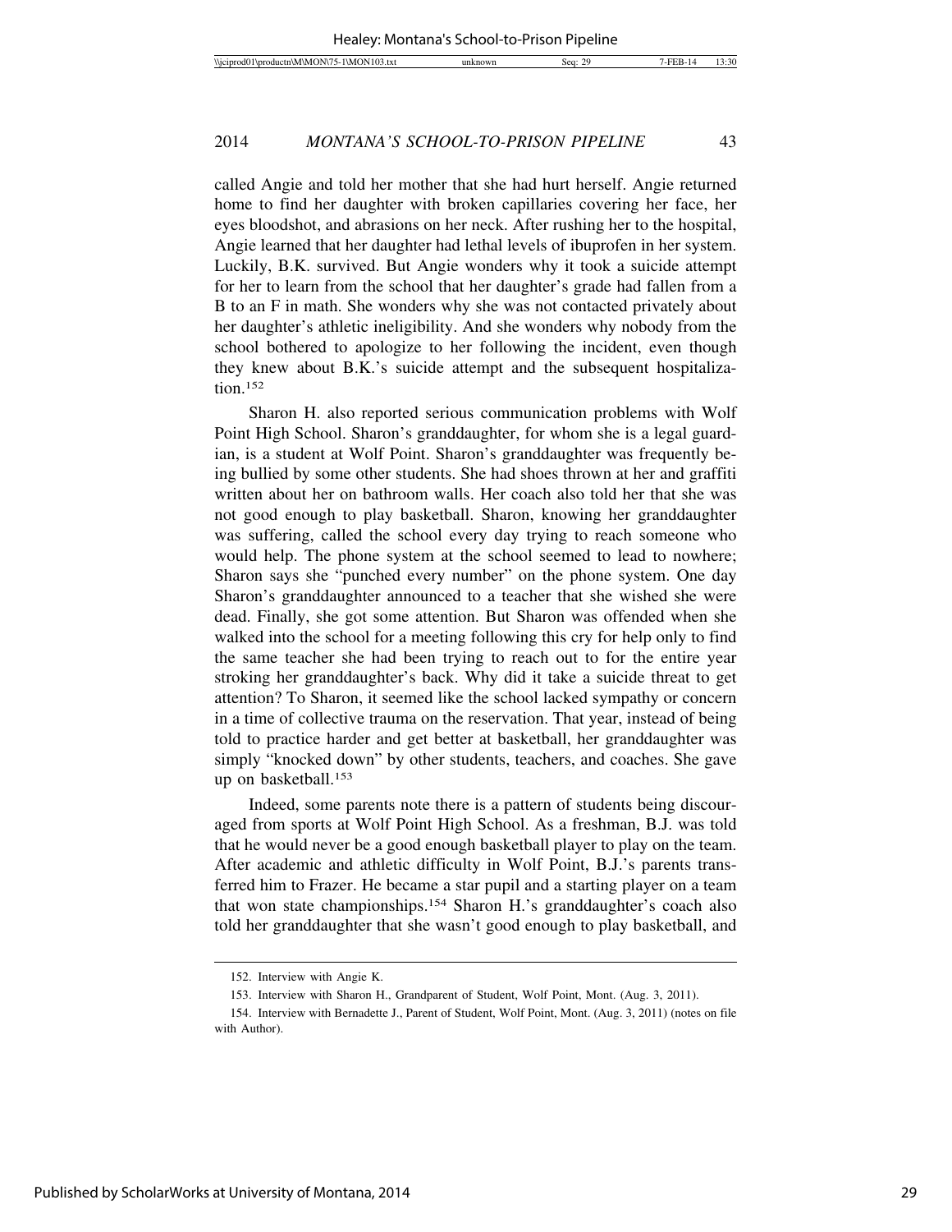called Angie and told her mother that she had hurt herself. Angie returned home to find her daughter with broken capillaries covering her face, her eyes bloodshot, and abrasions on her neck. After rushing her to the hospital, Angie learned that her daughter had lethal levels of ibuprofen in her system. Luckily, B.K. survived. But Angie wonders why it took a suicide attempt for her to learn from the school that her daughter's grade had fallen from a B to an F in math. She wonders why she was not contacted privately about her daughter's athletic ineligibility. And she wonders why nobody from the school bothered to apologize to her following the incident, even though they knew about B.K.'s suicide attempt and the subsequent hospitalization.[152]

Sharon H. also reported serious communication problems with Wolf Point High School. Sharon's granddaughter, for whom she is a legal guardian, is a student at Wolf Point. Sharon's granddaughter was frequently being bullied by some other students. She had shoes thrown at her and graffiti written about her on bathroom walls. Her coach also told her that she was not good enough to play basketball. Sharon, knowing her granddaughter was suffering, called the school every day trying to reach someone who would help. The phone system at the school seemed to lead to nowhere; Sharon says she "punched every number" on the phone system. One day Sharon's granddaughter announced to a teacher that she wished she were dead. Finally, she got some attention. But Sharon was offended when she walked into the school for a meeting following this cry for help only to find the same teacher she had been trying to reach out to for the entire year stroking her granddaughter's back. Why did it take a suicide threat to get attention? To Sharon, it seemed like the school lacked sympathy or concern in a time of collective trauma on the reservation. That year, instead of being told to practice harder and get better at basketball, her granddaughter was simply "knocked down" by other students, teachers, and coaches. She gave up on basketball.[153]

Indeed, some parents note there is a pattern of students being discouraged from sports at Wolf Point High School. As a freshman, B.J. was told that he would never be a good enough basketball player to play on the team. After academic and athletic difficulty in Wolf Point, B.J.'s parents transferred him to Frazer. He became a star pupil and a starting player on a team that won state championships.[154] Sharon H.'s granddaughter's coach also told her granddaughter that she wasn't good enough to play basketball, and

---

152. Interview with Angie K.

153. Interview with Sharon H., Grandparent of Student, Wolf Point, Mont. (Aug. 3, 2011).

154. Interview with Bernadette J., Parent of Student, Wolf Point, Mont. (Aug. 3, 2011) (notes on file with Author).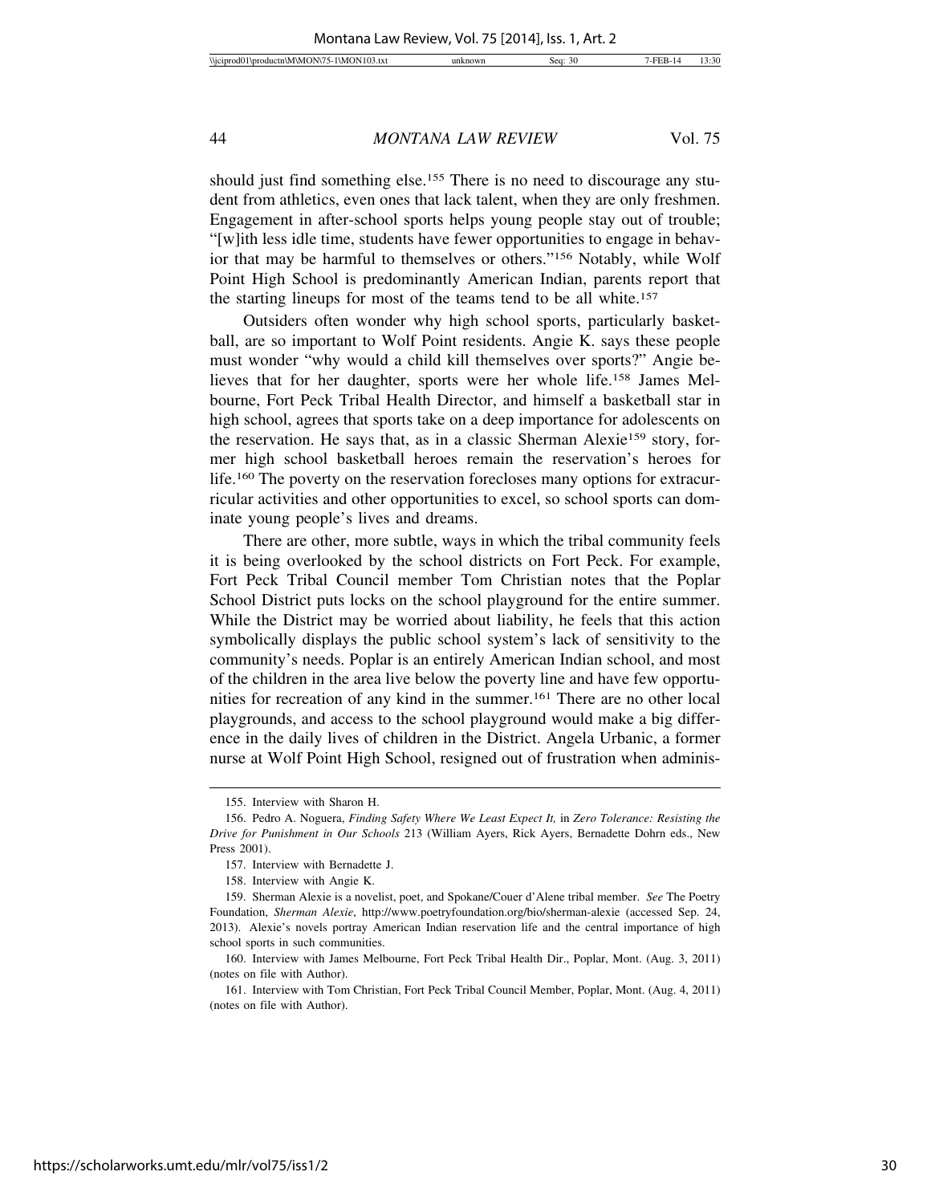should just find something else.[155] There is no need to discourage any student from athletics, even ones that lack talent, when they are only freshmen. Engagement in after-school sports helps young people stay out of trouble; "[w]ith less idle time, students have fewer opportunities to engage in behavior that may be harmful to themselves or others."[156] Notably, while Wolf Point High School is predominantly American Indian, parents report that the starting lineups for most of the teams tend to be all white.[157]

Outsiders often wonder why high school sports, particularly basketball, are so important to Wolf Point residents. Angie K. says these people must wonder "why would a child kill themselves over sports?" Angie believes that for her daughter, sports were her whole life.[158] James Melbourne, Fort Peck Tribal Health Director, and himself a basketball star in high school, agrees that sports take on a deep importance for adolescents on the reservation. He says that, as in a classic Sherman Alexie[159] story, former high school basketball heroes remain the reservation's heroes for life.[160] The poverty on the reservation forecloses many options for extracurricular activities and other opportunities to excel, so school sports can dominate young people's lives and dreams.

There are other, more subtle, ways in which the tribal community feels it is being overlooked by the school districts on Fort Peck. For example, Fort Peck Tribal Council member Tom Christian notes that the Poplar School District puts locks on the school playground for the entire summer. While the District may be worried about liability, he feels that this action symbolically displays the public school system's lack of sensitivity to the community's needs. Poplar is an entirely American Indian school, and most of the children in the area live below the poverty line and have few opportunities for recreation of any kind in the summer.[161] There are no other local playgrounds, and access to the school playground would make a big difference in the daily lives of children in the District. Angela Urbanic, a former nurse at Wolf Point High School, resigned out of frustration when adminis-

155. Interview with Sharon H.

156. Pedro A. Noguera, *Finding Safety Where We Least Expect It,* in *Zero Tolerance: Resisting the Drive for Punishment in Our Schools* 213 (William Ayers, Rick Ayers, Bernadette Dohrn eds., New Press 2001).

157. Interview with Bernadette J.

158. Interview with Angie K.

159. Sherman Alexie is a novelist, poet, and Spokane/Couer d'Alene tribal member. *See* The Poetry Foundation, *Sherman Alexie*, http://www.poetryfoundation.org/bio/sherman-alexie (accessed Sep. 24, 2013). Alexie's novels portray American Indian reservation life and the central importance of high school sports in such communities.

160. Interview with James Melbourne, Fort Peck Tribal Health Dir., Poplar, Mont. (Aug. 3, 2011) (notes on file with Author).

161. Interview with Tom Christian, Fort Peck Tribal Council Member, Poplar, Mont. (Aug. 4, 2011) (notes on file with Author).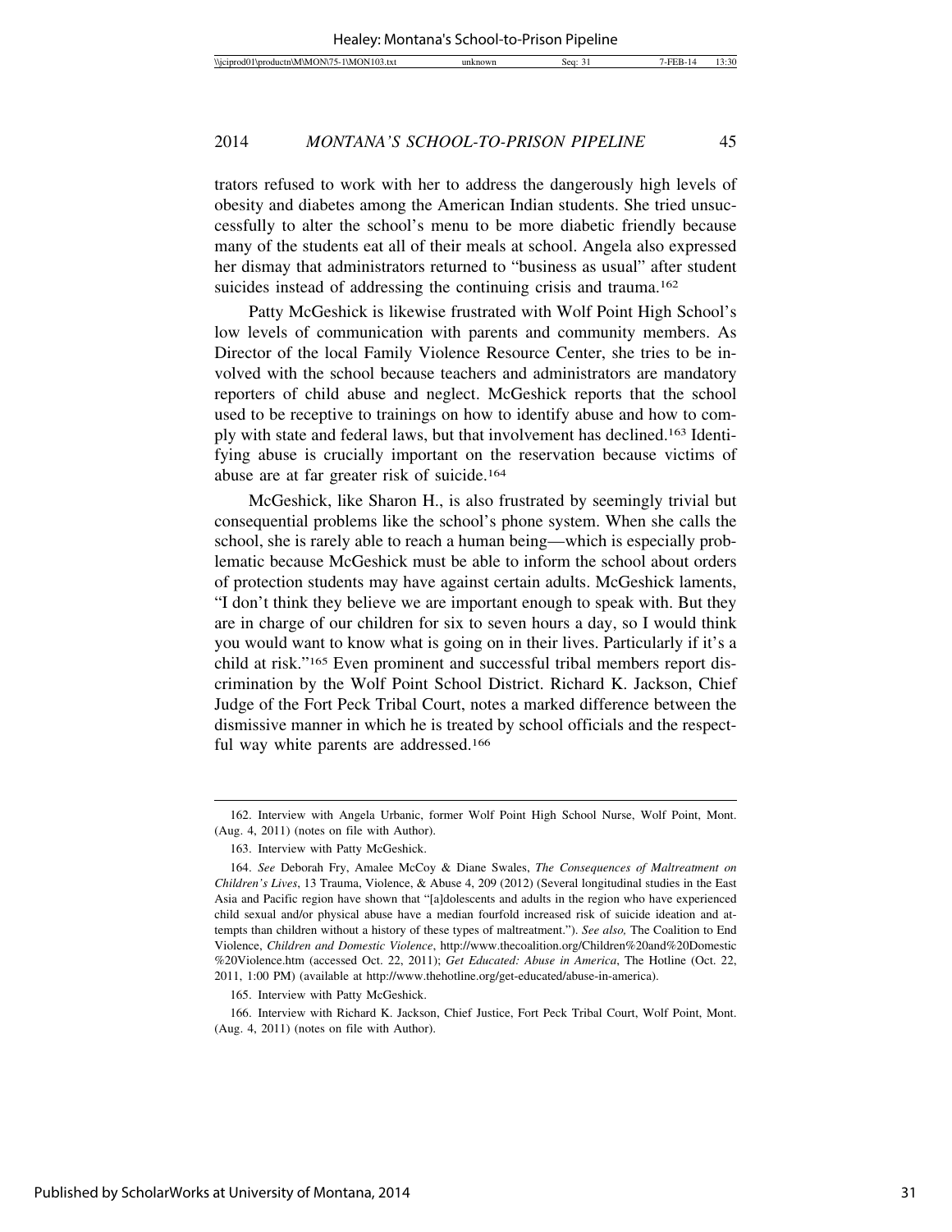trators refused to work with her to address the dangerously high levels of obesity and diabetes among the American Indian students. She tried unsuccessfully to alter the school's menu to be more diabetic friendly because many of the students eat all of their meals at school. Angela also expressed her dismay that administrators returned to "business as usual" after student suicides instead of addressing the continuing crisis and trauma.[162]

Patty McGeshick is likewise frustrated with Wolf Point High School's low levels of communication with parents and community members. As Director of the local Family Violence Resource Center, she tries to be involved with the school because teachers and administrators are mandatory reporters of child abuse and neglect. McGeshick reports that the school used to be receptive to trainings on how to identify abuse and how to comply with state and federal laws, but that involvement has declined.[163] Identifying abuse is crucially important on the reservation because victims of abuse are at far greater risk of suicide.[164]

McGeshick, like Sharon H., is also frustrated by seemingly trivial but consequential problems like the school's phone system. When she calls the school, she is rarely able to reach a human being—which is especially problematic because McGeshick must be able to inform the school about orders of protection students may have against certain adults. McGeshick laments, "I don't think they believe we are important enough to speak with. But they are in charge of our children for six to seven hours a day, so I would think you would want to know what is going on in their lives. Particularly if it's a child at risk."[165] Even prominent and successful tribal members report discrimination by the Wolf Point School District. Richard K. Jackson, Chief Judge of the Fort Peck Tribal Court, notes a marked difference between the dismissive manner in which he is treated by school officials and the respectful way white parents are addressed.[166]

---

162. Interview with Angela Urbanic, former Wolf Point High School Nurse, Wolf Point, Mont. (Aug. 4, 2011) (notes on file with Author).

163. Interview with Patty McGeshick.

164. *See* Deborah Fry, Amalee McCoy & Diane Swales, *The Consequences of Maltreatment on Children's Lives*, 13 Trauma, Violence, & Abuse 4, 209 (2012) (Several longitudinal studies in the East Asia and Pacific region have shown that "[a]dolescents and adults in the region who have experienced child sexual and/or physical abuse have a median fourfold increased risk of suicide ideation and attempts than children without a history of these types of maltreatment."). *See also,* The Coalition to End Violence, *Children and Domestic Violence*, http://www.thecoalition.org/Children%20and%20Domestic%20Violence.htm (accessed Oct. 22, 2011); *Get Educated: Abuse in America*, The Hotline (Oct. 22, 2011, 1:00 PM) (available at http://www.thehotline.org/get-educated/abuse-in-america).

165. Interview with Patty McGeshick.

166. Interview with Richard K. Jackson, Chief Justice, Fort Peck Tribal Court, Wolf Point, Mont. (Aug. 4, 2011) (notes on file with Author).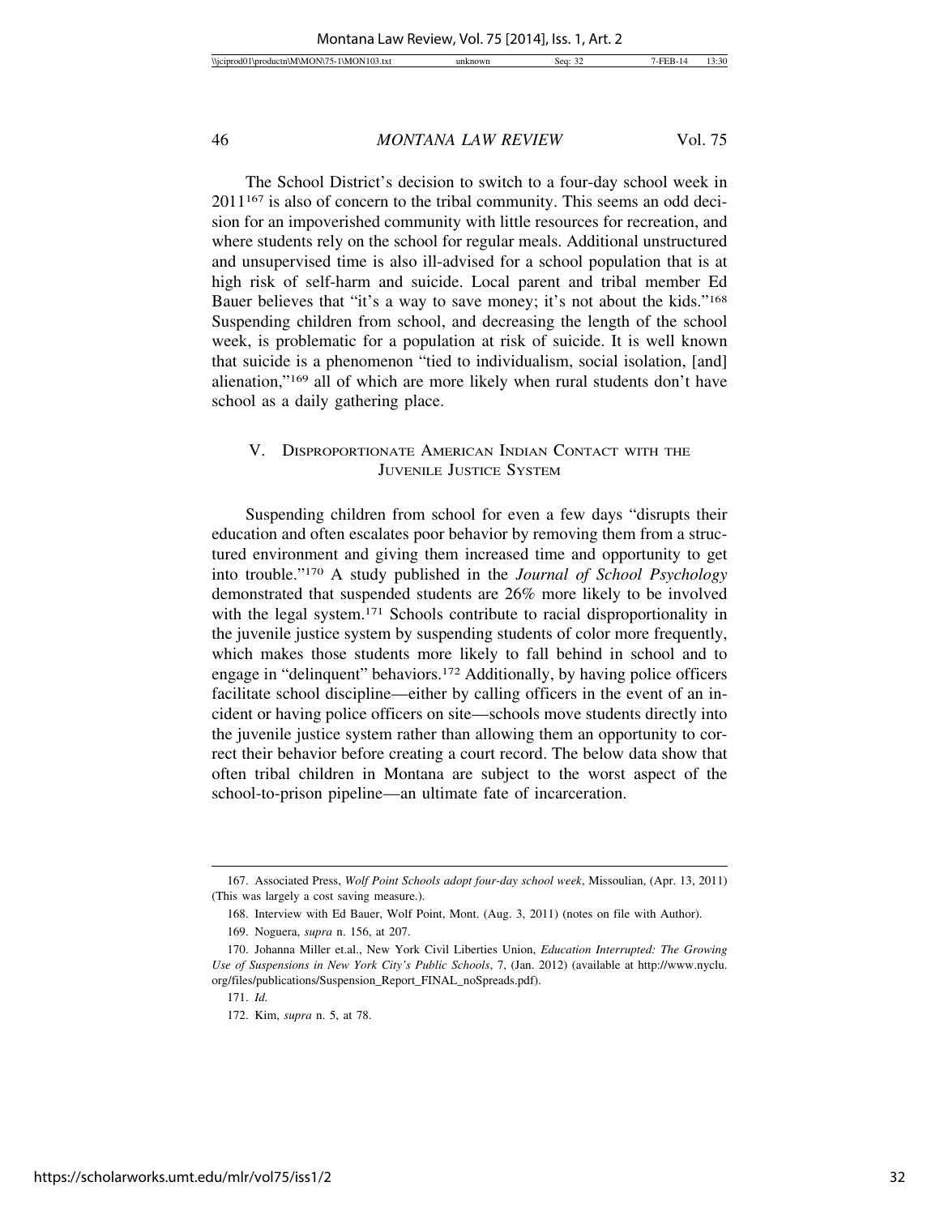The School District's decision to switch to a four-day school week in 2011[167] is also of concern to the tribal community. This seems an odd decision for an impoverished community with little resources for recreation, and where students rely on the school for regular meals. Additional unstructured and unsupervised time is also ill-advised for a school population that is at high risk of self-harm and suicide. Local parent and tribal member Ed Bauer believes that "it's a way to save money; it's not about the kids."[168] Suspending children from school, and decreasing the length of the school week, is problematic for a population at risk of suicide. It is well known that suicide is a phenomenon "tied to individualism, social isolation, [and] alienation,"[169] all of which are more likely when rural students don't have school as a daily gathering place.

## V. Disproportionate American Indian Contact with the Juvenile Justice System

Suspending children from school for even a few days "disrupts their education and often escalates poor behavior by removing them from a structured environment and giving them increased time and opportunity to get into trouble."[170] A study published in the *Journal of School Psychology* demonstrated that suspended students are 26% more likely to be involved with the legal system.[171] Schools contribute to racial disproportionality in the juvenile justice system by suspending students of color more frequently, which makes those students more likely to fall behind in school and to engage in "delinquent" behaviors.[172] Additionally, by having police officers facilitate school discipline—either by calling officers in the event of an incident or having police officers on site—schools move students directly into the juvenile justice system rather than allowing them an opportunity to correct their behavior before creating a court record. The below data show that often tribal children in Montana are subject to the worst aspect of the school-to-prison pipeline—an ultimate fate of incarceration.

---

167. Associated Press, *Wolf Point Schools adopt four-day school week*, Missoulian, (Apr. 13, 2011) (This was largely a cost saving measure.).

168. Interview with Ed Bauer, Wolf Point, Mont. (Aug. 3, 2011) (notes on file with Author).

169. Noguera, *supra* n. 156, at 207.

170. Johanna Miller et.al., New York Civil Liberties Union, *Education Interrupted: The Growing Use of Suspensions in New York City's Public Schools*, 7, (Jan. 2012) (available at http://www.nyclu.org/files/publications/Suspension_Report_FINAL_noSpreads.pdf).

171. *Id.*

172. Kim, *supra* n. 5, at 78.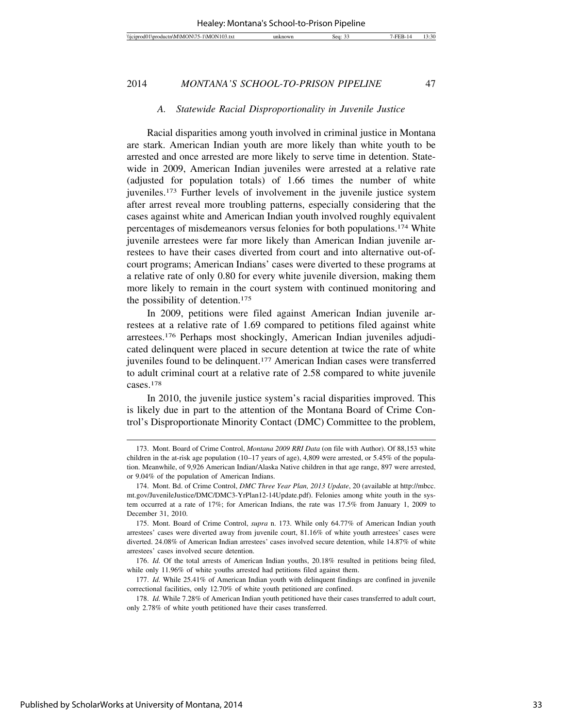### A. Statewide Racial Disproportionality in Juvenile Justice

Racial disparities among youth involved in criminal justice in Montana are stark. American Indian youth are more likely than white youth to be arrested and once arrested are more likely to serve time in detention. Statewide in 2009, American Indian juveniles were arrested at a relative rate (adjusted for population totals) of 1.66 times the number of white juveniles.[173] Further levels of involvement in the juvenile justice system after arrest reveal more troubling patterns, especially considering that the cases against white and American Indian youth involved roughly equivalent percentages of misdemeanors versus felonies for both populations.[174] White juvenile arrestees were far more likely than American Indian juvenile arrestees to have their cases diverted from court and into alternative out-of-court programs; American Indians' cases were diverted to these programs at a relative rate of only 0.80 for every white juvenile diversion, making them more likely to remain in the court system with continued monitoring and the possibility of detention.[175]

In 2009, petitions were filed against American Indian juvenile arrestees at a relative rate of 1.69 compared to petitions filed against white arrestees.[176] Perhaps most shockingly, American Indian juveniles adjudicated delinquent were placed in secure detention at twice the rate of white juveniles found to be delinquent.[177] American Indian cases were transferred to adult criminal court at a relative rate of 2.58 compared to white juvenile cases.[178]

In 2010, the juvenile justice system's racial disparities improved. This is likely due in part to the attention of the Montana Board of Crime Control's Disproportionate Minority Contact (DMC) Committee to the problem,

---

173. Mont. Board of Crime Control, *Montana 2009 RRI Data* (on file with Author). Of 88,153 white children in the at-risk age population (10–17 years of age), 4,809 were arrested, or 5.45% of the population. Meanwhile, of 9,926 American Indian/Alaska Native children in that age range, 897 were arrested, or 9.04% of the population of American Indians.

174. Mont. Bd. of Crime Control, *DMC Three Year Plan, 2013 Update*, 20 (available at http://mbcc.mt.gov/JuvenileJustice/DMC/DMC3-YrPlan12-14Update.pdf). Felonies among white youth in the system occurred at a rate of 17%; for American Indians, the rate was 17.5% from January 1, 2009 to December 31, 2010.

175. Mont. Board of Crime Control, *supra* n. 173. While only 64.77% of American Indian youth arrestees' cases were diverted away from juvenile court, 81.16% of white youth arrestees' cases were diverted. 24.08% of American Indian arrestees' cases involved secure detention, while 14.87% of white arrestees' cases involved secure detention.

176. *Id.* Of the total arrests of American Indian youths, 20.18% resulted in petitions being filed, while only 11.96% of white youths arrested had petitions filed against them.

177. *Id.* While 25.41% of American Indian youth with delinquent findings are confined in juvenile correctional facilities, only 12.70% of white youth petitioned are confined.

178. *Id.* While 7.28% of American Indian youth petitioned have their cases transferred to adult court, only 2.78% of white youth petitioned have their cases transferred.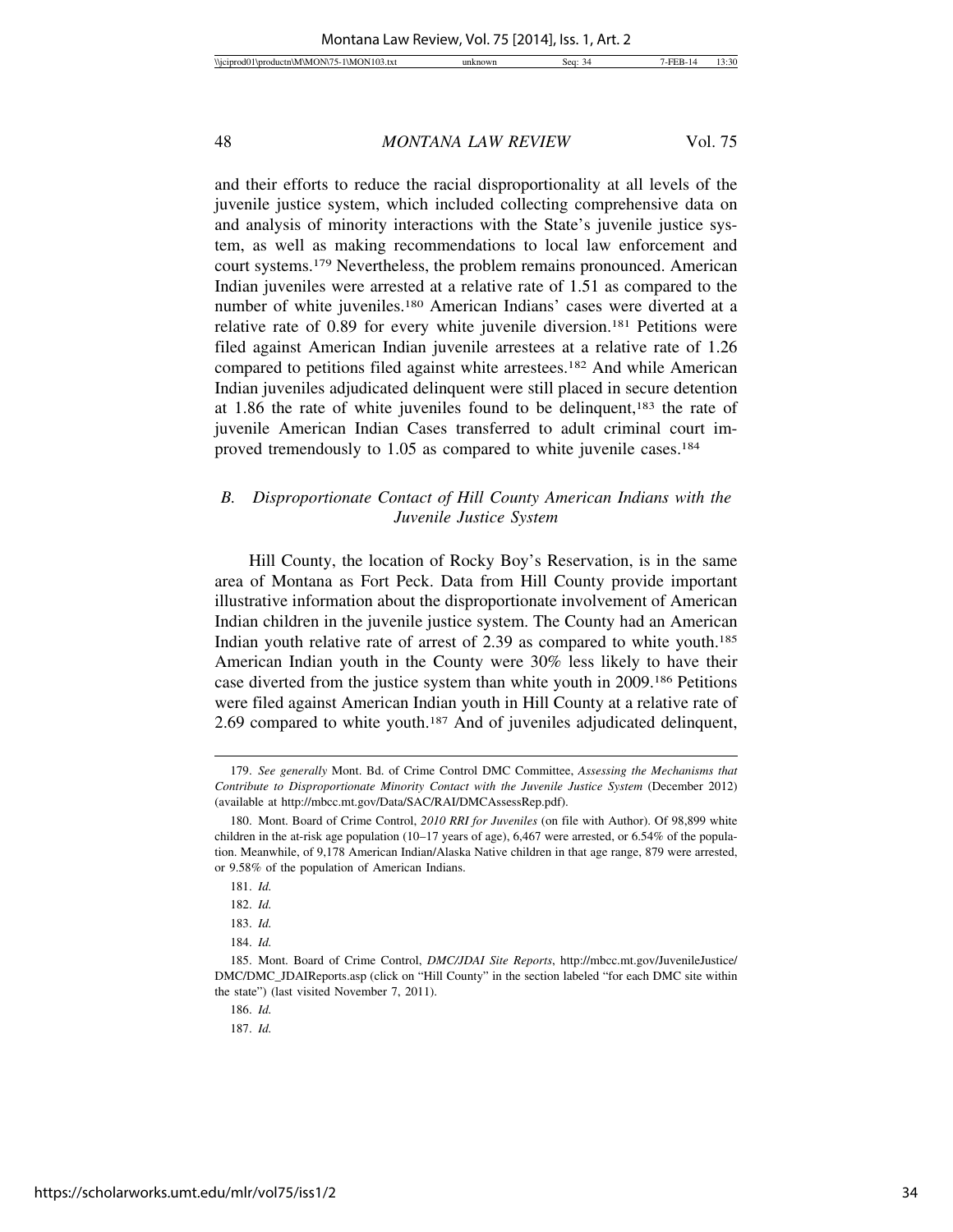and their efforts to reduce the racial disproportionality at all levels of the juvenile justice system, which included collecting comprehensive data on and analysis of minority interactions with the State's juvenile justice system, as well as making recommendations to local law enforcement and court systems.[179] Nevertheless, the problem remains pronounced. American Indian juveniles were arrested at a relative rate of 1.51 as compared to the number of white juveniles.[180] American Indians' cases were diverted at a relative rate of 0.89 for every white juvenile diversion.[181] Petitions were filed against American Indian juvenile arrestees at a relative rate of 1.26 compared to petitions filed against white arrestees.[182] And while American Indian juveniles adjudicated delinquent were still placed in secure detention at 1.86 the rate of white juveniles found to be delinquent,[183] the rate of juvenile American Indian Cases transferred to adult criminal court improved tremendously to 1.05 as compared to white juvenile cases.[184]

### *B. Disproportionate Contact of Hill County American Indians with the Juvenile Justice System*

Hill County, the location of Rocky Boy's Reservation, is in the same area of Montana as Fort Peck. Data from Hill County provide important illustrative information about the disproportionate involvement of American Indian children in the juvenile justice system. The County had an American Indian youth relative rate of arrest of 2.39 as compared to white youth.[185] American Indian youth in the County were 30% less likely to have their case diverted from the justice system than white youth in 2009.[186] Petitions were filed against American Indian youth in Hill County at a relative rate of 2.69 compared to white youth.[187] And of juveniles adjudicated delinquent,

---

179. *See generally* Mont. Bd. of Crime Control DMC Committee, *Assessing the Mechanisms that Contribute to Disproportionate Minority Contact with the Juvenile Justice System* (December 2012) (available at http://mbcc.mt.gov/Data/SAC/RAI/DMCAssessRep.pdf).

180. Mont. Board of Crime Control, *2010 RRI for Juveniles* (on file with Author). Of 98,899 white children in the at-risk age population (10–17 years of age), 6,467 were arrested, or 6.54% of the population. Meanwhile, of 9,178 American Indian/Alaska Native children in that age range, 879 were arrested, or 9.58% of the population of American Indians.

181. *Id.*

182. *Id.*

183. *Id.*

184. *Id.*

185. Mont. Board of Crime Control, *DMC/JDAI Site Reports*, http://mbcc.mt.gov/JuvenileJustice/DMC/DMC_JDAIReports.asp (click on "Hill County" in the section labeled "for each DMC site within the state") (last visited November 7, 2011).

186. *Id.*

187. *Id.*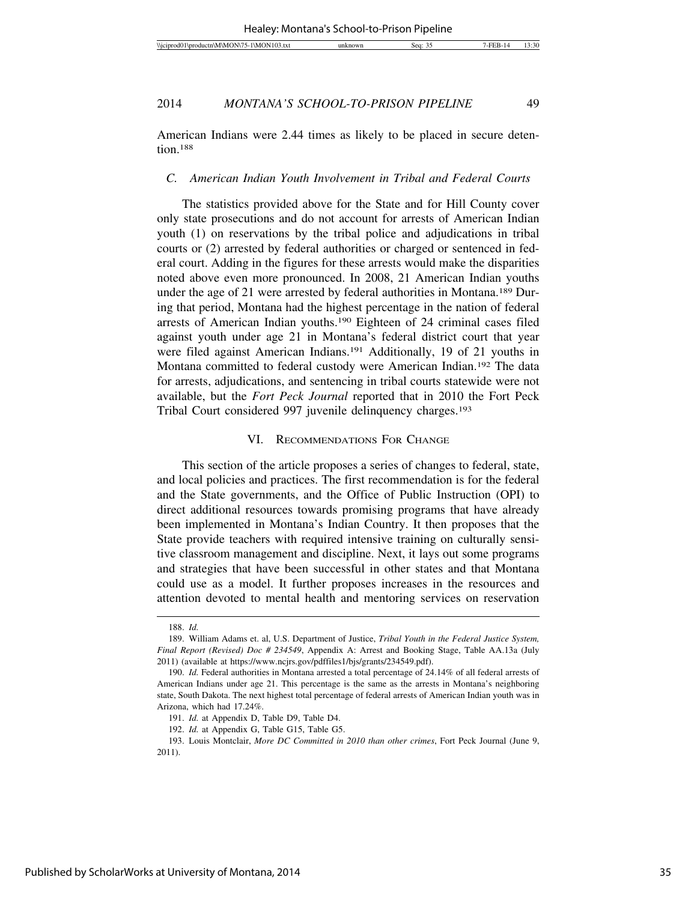American Indians were 2.44 times as likely to be placed in secure detention.[188]

### *C. American Indian Youth Involvement in Tribal and Federal Courts*

The statistics provided above for the State and for Hill County cover only state prosecutions and do not account for arrests of American Indian youth (1) on reservations by the tribal police and adjudications in tribal courts or (2) arrested by federal authorities or charged or sentenced in federal court. Adding in the figures for these arrests would make the disparities noted above even more pronounced. In 2008, 21 American Indian youths under the age of 21 were arrested by federal authorities in Montana.[189] During that period, Montana had the highest percentage in the nation of federal arrests of American Indian youths.[190] Eighteen of 24 criminal cases filed against youth under age 21 in Montana's federal district court that year were filed against American Indians.[191] Additionally, 19 of 21 youths in Montana committed to federal custody were American Indian.[192] The data for arrests, adjudications, and sentencing in tribal courts statewide were not available, but the *Fort Peck Journal* reported that in 2010 the Fort Peck Tribal Court considered 997 juvenile delinquency charges.[193]

## VI. Recommendations For Change

This section of the article proposes a series of changes to federal, state, and local policies and practices. The first recommendation is for the federal and the State governments, and the Office of Public Instruction (OPI) to direct additional resources towards promising programs that have already been implemented in Montana's Indian Country. It then proposes that the State provide teachers with required intensive training on culturally sensitive classroom management and discipline. Next, it lays out some programs and strategies that have been successful in other states and that Montana could use as a model. It further proposes increases in the resources and attention devoted to mental health and mentoring services on reservation

---

188. *Id.*

189. William Adams et. al, U.S. Department of Justice, *Tribal Youth in the Federal Justice System, Final Report (Revised) Doc # 234549*, Appendix A: Arrest and Booking Stage, Table AA.13a (July 2011) (available at https://www.ncjrs.gov/pdffiles1/bjs/grants/234549.pdf).

190. *Id.* Federal authorities in Montana arrested a total percentage of 24.14% of all federal arrests of American Indians under age 21. This percentage is the same as the arrests in Montana's neighboring state, South Dakota. The next highest total percentage of federal arrests of American Indian youth was in Arizona, which had 17.24%.

191. *Id.* at Appendix D, Table D9, Table D4.

192. *Id.* at Appendix G, Table G15, Table G5.

193. Louis Montclair, *More DC Committed in 2010 than other crimes*, Fort Peck Journal (June 9, 2011).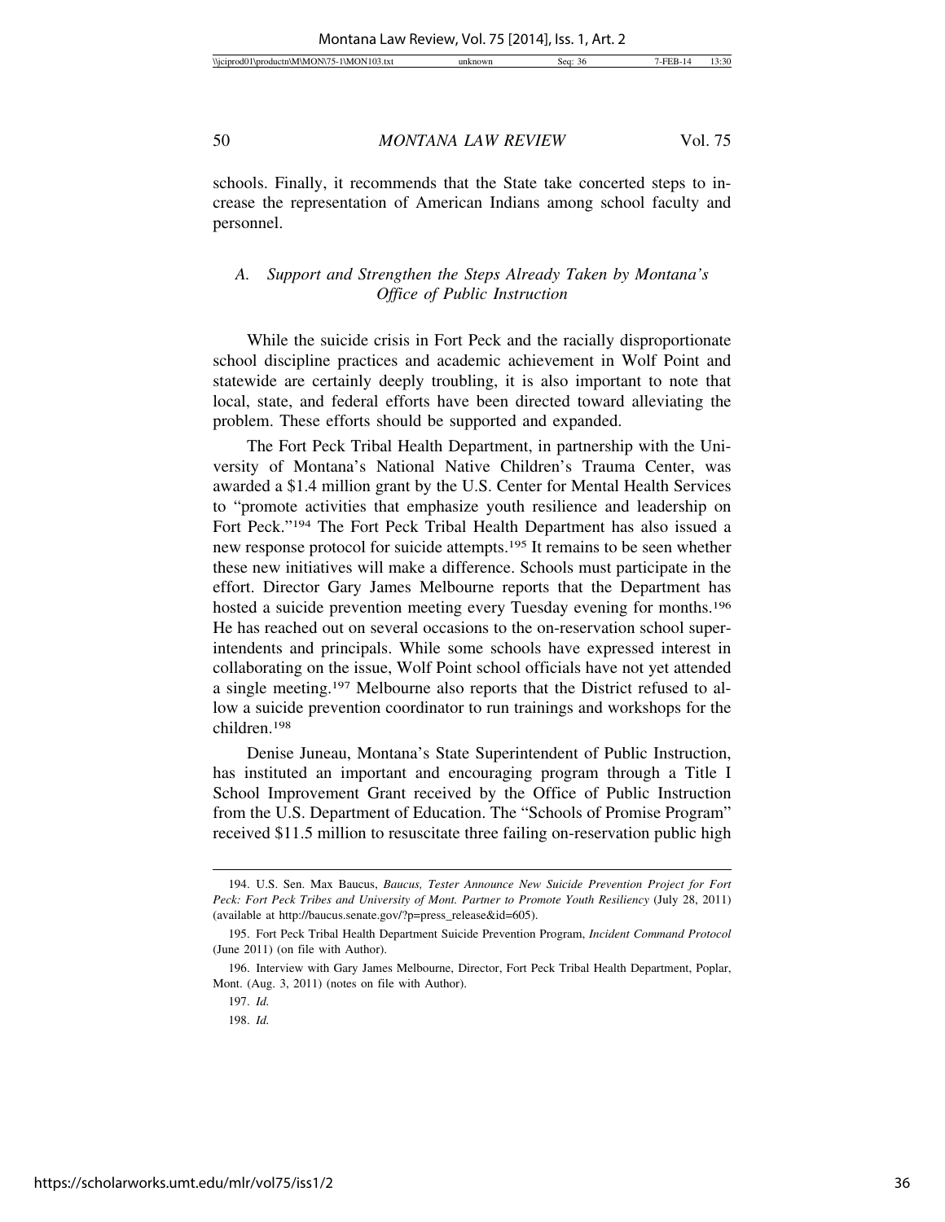schools. Finally, it recommends that the State take concerted steps to increase the representation of American Indians among school faculty and personnel.

### A. *Support and Strengthen the Steps Already Taken by Montana's Office of Public Instruction*

While the suicide crisis in Fort Peck and the racially disproportionate school discipline practices and academic achievement in Wolf Point and statewide are certainly deeply troubling, it is also important to note that local, state, and federal efforts have been directed toward alleviating the problem. These efforts should be supported and expanded.

The Fort Peck Tribal Health Department, in partnership with the University of Montana's National Native Children's Trauma Center, was awarded a $1.4 million grant by the U.S. Center for Mental Health Services to "promote activities that emphasize youth resilience and leadership on Fort Peck."[194] The Fort Peck Tribal Health Department has also issued a new response protocol for suicide attempts.[195] It remains to be seen whether these new initiatives will make a difference. Schools must participate in the effort. Director Gary James Melbourne reports that the Department has hosted a suicide prevention meeting every Tuesday evening for months.[196] He has reached out on several occasions to the on-reservation school superintendents and principals. While some schools have expressed interest in collaborating on the issue, Wolf Point school officials have not yet attended a single meeting.[197] Melbourne also reports that the District refused to allow a suicide prevention coordinator to run trainings and workshops for the children.[198]

Denise Juneau, Montana's State Superintendent of Public Instruction, has instituted an important and encouraging program through a Title I School Improvement Grant received by the Office of Public Instruction from the U.S. Department of Education. The "Schools of Promise Program" received $11.5 million to resuscitate three failing on-reservation public high

---

194. U.S. Sen. Max Baucus, *Baucus, Tester Announce New Suicide Prevention Project for Fort Peck: Fort Peck Tribes and University of Mont. Partner to Promote Youth Resiliency* (July 28, 2011) (available at http://baucus.senate.gov/?p=press_release&id=605).

195. Fort Peck Tribal Health Department Suicide Prevention Program, *Incident Command Protocol* (June 2011) (on file with Author).

196. Interview with Gary James Melbourne, Director, Fort Peck Tribal Health Department, Poplar, Mont. (Aug. 3, 2011) (notes on file with Author).

197. *Id.*

198. *Id.*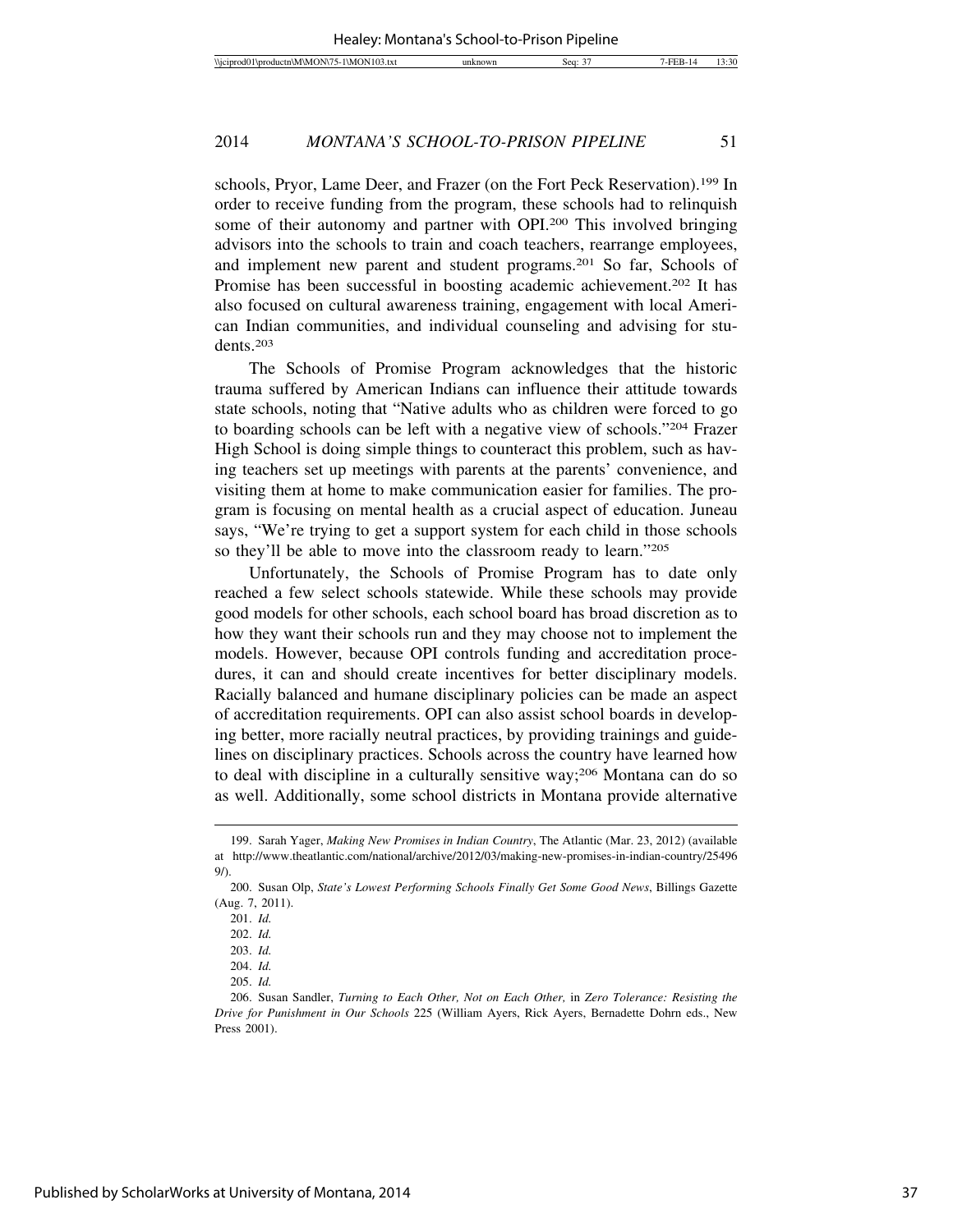schools, Pryor, Lame Deer, and Frazer (on the Fort Peck Reservation).[199] In order to receive funding from the program, these schools had to relinquish some of their autonomy and partner with OPI.[200] This involved bringing advisors into the schools to train and coach teachers, rearrange employees, and implement new parent and student programs.[201] So far, Schools of Promise has been successful in boosting academic achievement.[202] It has also focused on cultural awareness training, engagement with local American Indian communities, and individual counseling and advising for students.[203]

The Schools of Promise Program acknowledges that the historic trauma suffered by American Indians can influence their attitude towards state schools, noting that "Native adults who as children were forced to go to boarding schools can be left with a negative view of schools."[204] Frazer High School is doing simple things to counteract this problem, such as having teachers set up meetings with parents at the parents' convenience, and visiting them at home to make communication easier for families. The program is focusing on mental health as a crucial aspect of education. Juneau says, "We're trying to get a support system for each child in those schools so they'll be able to move into the classroom ready to learn."[205]

Unfortunately, the Schools of Promise Program has to date only reached a few select schools statewide. While these schools may provide good models for other schools, each school board has broad discretion as to how they want their schools run and they may choose not to implement the models. However, because OPI controls funding and accreditation procedures, it can and should create incentives for better disciplinary models. Racially balanced and humane disciplinary policies can be made an aspect of accreditation requirements. OPI can also assist school boards in developing better, more racially neutral practices, by providing trainings and guidelines on disciplinary practices. Schools across the country have learned how to deal with discipline in a culturally sensitive way;[206] Montana can do so as well. Additionally, some school districts in Montana provide alternative

---

199. Sarah Yager, *Making New Promises in Indian Country*, The Atlantic (Mar. 23, 2012) (available at http://www.theatlantic.com/national/archive/2012/03/making-new-promises-in-indian-country/254969/).

200. Susan Olp, *State's Lowest Performing Schools Finally Get Some Good News*, Billings Gazette (Aug. 7, 2011).

201. *Id.*

202. *Id.*

203. *Id.*

204. *Id.*

205. *Id.*

206. Susan Sandler, *Turning to Each Other, Not on Each Other,* in *Zero Tolerance: Resisting the Drive for Punishment in Our Schools* 225 (William Ayers, Rick Ayers, Bernadette Dohrn eds., New Press 2001).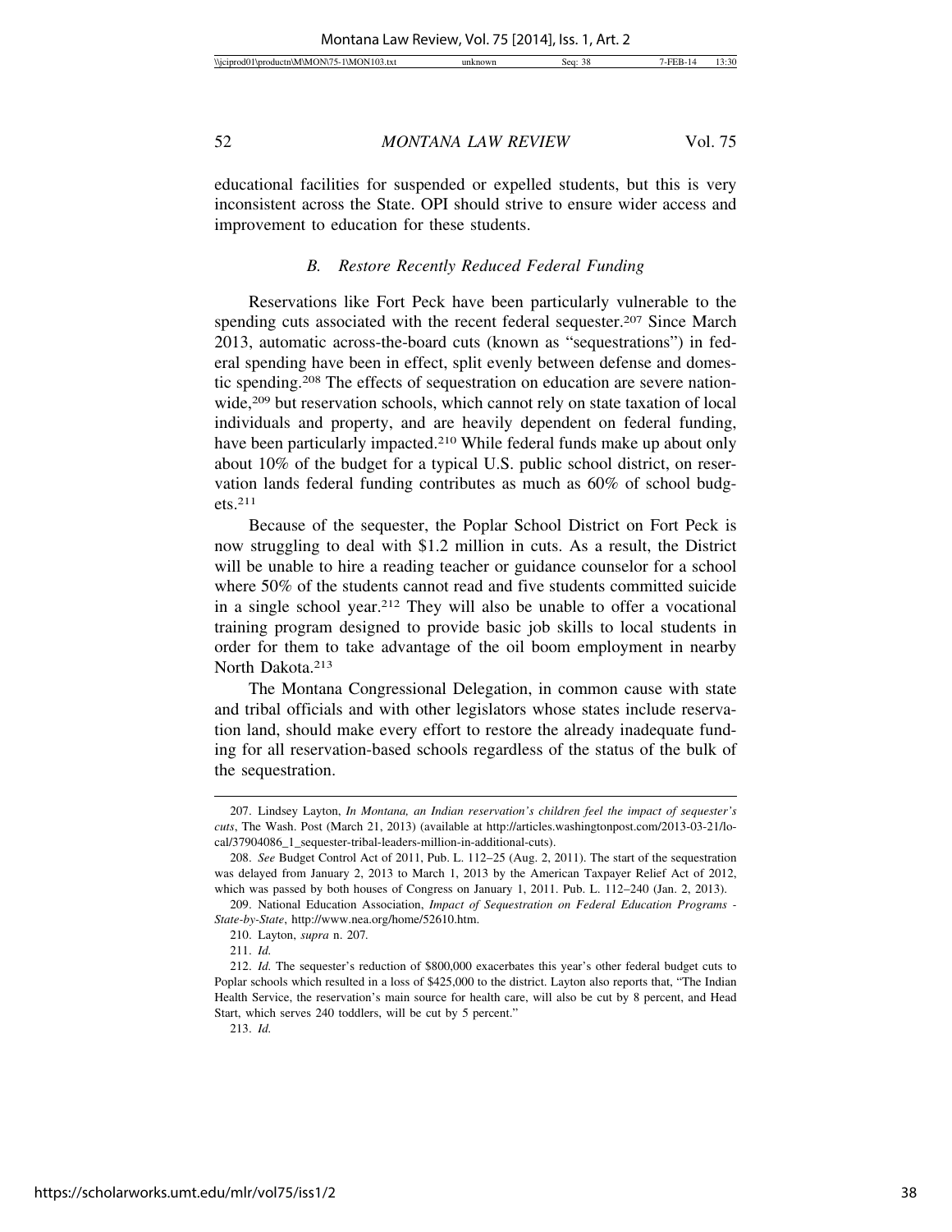educational facilities for suspended or expelled students, but this is very inconsistent across the State. OPI should strive to ensure wider access and improvement to education for these students.

### *B. Restore Recently Reduced Federal Funding*

Reservations like Fort Peck have been particularly vulnerable to the spending cuts associated with the recent federal sequester.[207] Since March 2013, automatic across-the-board cuts (known as "sequestrations") in federal spending have been in effect, split evenly between defense and domestic spending.[208] The effects of sequestration on education are severe nationwide,[209] but reservation schools, which cannot rely on state taxation of local individuals and property, and are heavily dependent on federal funding, have been particularly impacted.[210] While federal funds make up about only about 10% of the budget for a typical U.S. public school district, on reservation lands federal funding contributes as much as 60% of school budgets.[211]

Because of the sequester, the Poplar School District on Fort Peck is now struggling to deal with $1.2 million in cuts. As a result, the District will be unable to hire a reading teacher or guidance counselor for a school where 50% of the students cannot read and five students committed suicide in a single school year.[212] They will also be unable to offer a vocational training program designed to provide basic job skills to local students in order for them to take advantage of the oil boom employment in nearby North Dakota.[213]

The Montana Congressional Delegation, in common cause with state and tribal officials and with other legislators whose states include reservation land, should make every effort to restore the already inadequate funding for all reservation-based schools regardless of the status of the bulk of the sequestration.

---

207. Lindsey Layton, *In Montana, an Indian reservation's children feel the impact of sequester's cuts*, The Wash. Post (March 21, 2013) (available at http://articles.washingtonpost.com/2013-03-21/local/37904086_1_sequester-tribal-leaders-million-in-additional-cuts).

208. *See* Budget Control Act of 2011, Pub. L. 112–25 (Aug. 2, 2011). The start of the sequestration was delayed from January 2, 2013 to March 1, 2013 by the American Taxpayer Relief Act of 2012, which was passed by both houses of Congress on January 1, 2011. Pub. L. 112–240 (Jan. 2, 2013).

209. National Education Association, *Impact of Sequestration on Federal Education Programs - State-by-State*, http://www.nea.org/home/52610.htm.

210. Layton, *supra* n. 207.

211. *Id.*

212. *Id.* The sequester's reduction of $800,000 exacerbates this year's other federal budget cuts to Poplar schools which resulted in a loss of $425,000 to the district. Layton also reports that, "The Indian Health Service, the reservation's main source for health care, will also be cut by 8 percent, and Head Start, which serves 240 toddlers, will be cut by 5 percent."

213. *Id.*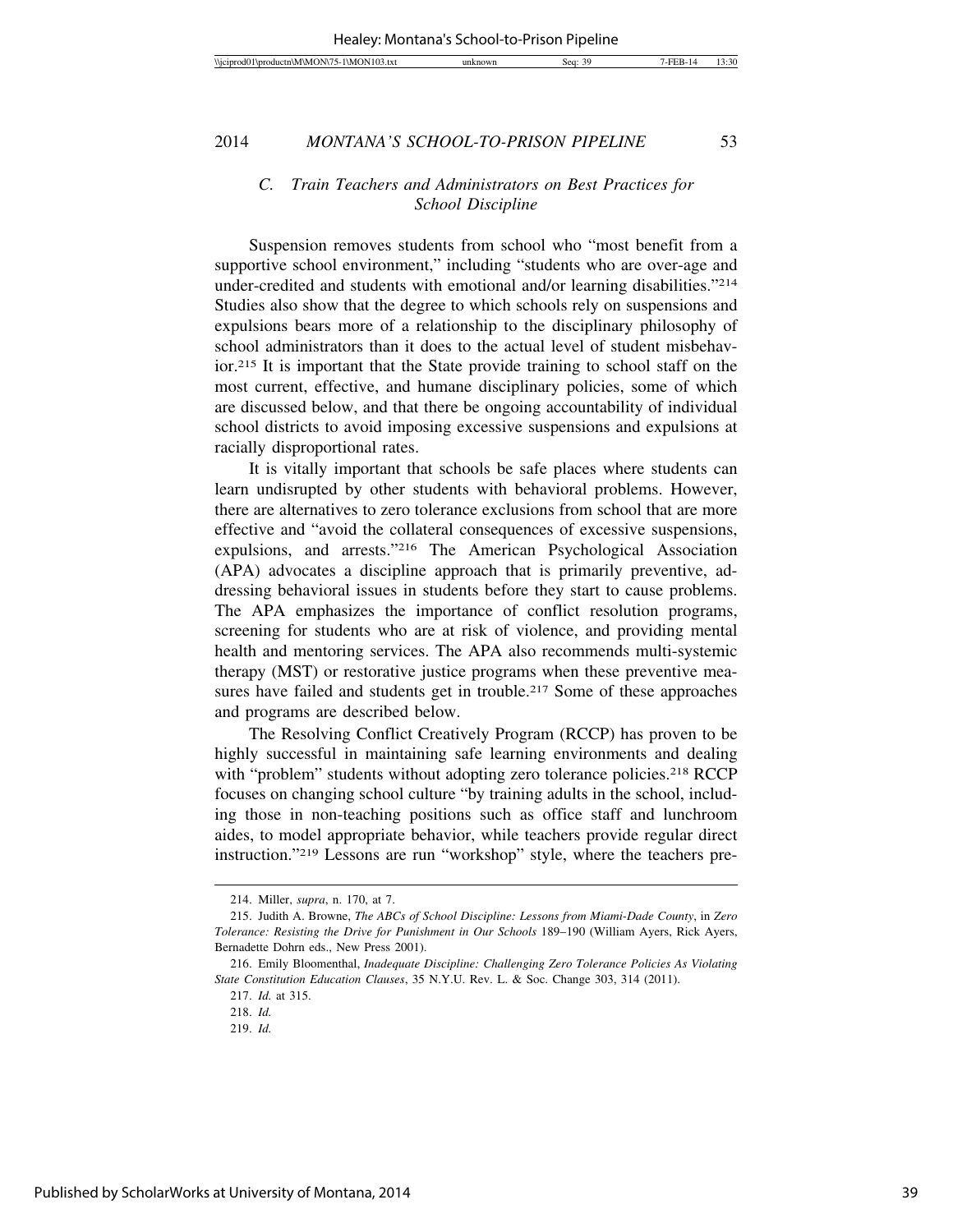### C. Train Teachers and Administrators on Best Practices for School Discipline

Suspension removes students from school who "most benefit from a supportive school environment," including "students who are over-age and under-credited and students with emotional and/or learning disabilities."[214] Studies also show that the degree to which schools rely on suspensions and expulsions bears more of a relationship to the disciplinary philosophy of school administrators than it does to the actual level of student misbehavior.[215] It is important that the State provide training to school staff on the most current, effective, and humane disciplinary policies, some of which are discussed below, and that there be ongoing accountability of individual school districts to avoid imposing excessive suspensions and expulsions at racially disproportional rates.

It is vitally important that schools be safe places where students can learn undisrupted by other students with behavioral problems. However, there are alternatives to zero tolerance exclusions from school that are more effective and "avoid the collateral consequences of excessive suspensions, expulsions, and arrests."[216] The American Psychological Association (APA) advocates a discipline approach that is primarily preventive, addressing behavioral issues in students before they start to cause problems. The APA emphasizes the importance of conflict resolution programs, screening for students who are at risk of violence, and providing mental health and mentoring services. The APA also recommends multi-systemic therapy (MST) or restorative justice programs when these preventive measures have failed and students get in trouble.[217] Some of these approaches and programs are described below.

The Resolving Conflict Creatively Program (RCCP) has proven to be highly successful in maintaining safe learning environments and dealing with "problem" students without adopting zero tolerance policies.[218] RCCP focuses on changing school culture "by training adults in the school, including those in non-teaching positions such as office staff and lunchroom aides, to model appropriate behavior, while teachers provide regular direct instruction."[219] Lessons are run "workshop" style, where the teachers pre-

---

214. Miller, *supra*, n. 170, at 7.

215. Judith A. Browne, *The ABCs of School Discipline: Lessons from Miami-Dade County*, in *Zero Tolerance: Resisting the Drive for Punishment in Our Schools* 189–190 (William Ayers, Rick Ayers, Bernadette Dohrn eds., New Press 2001).

216. Emily Bloomenthal, *Inadequate Discipline: Challenging Zero Tolerance Policies As Violating State Constitution Education Clauses*, 35 N.Y.U. Rev. L. & Soc. Change 303, 314 (2011).

217. *Id.* at 315.

218. *Id.*

219. *Id.*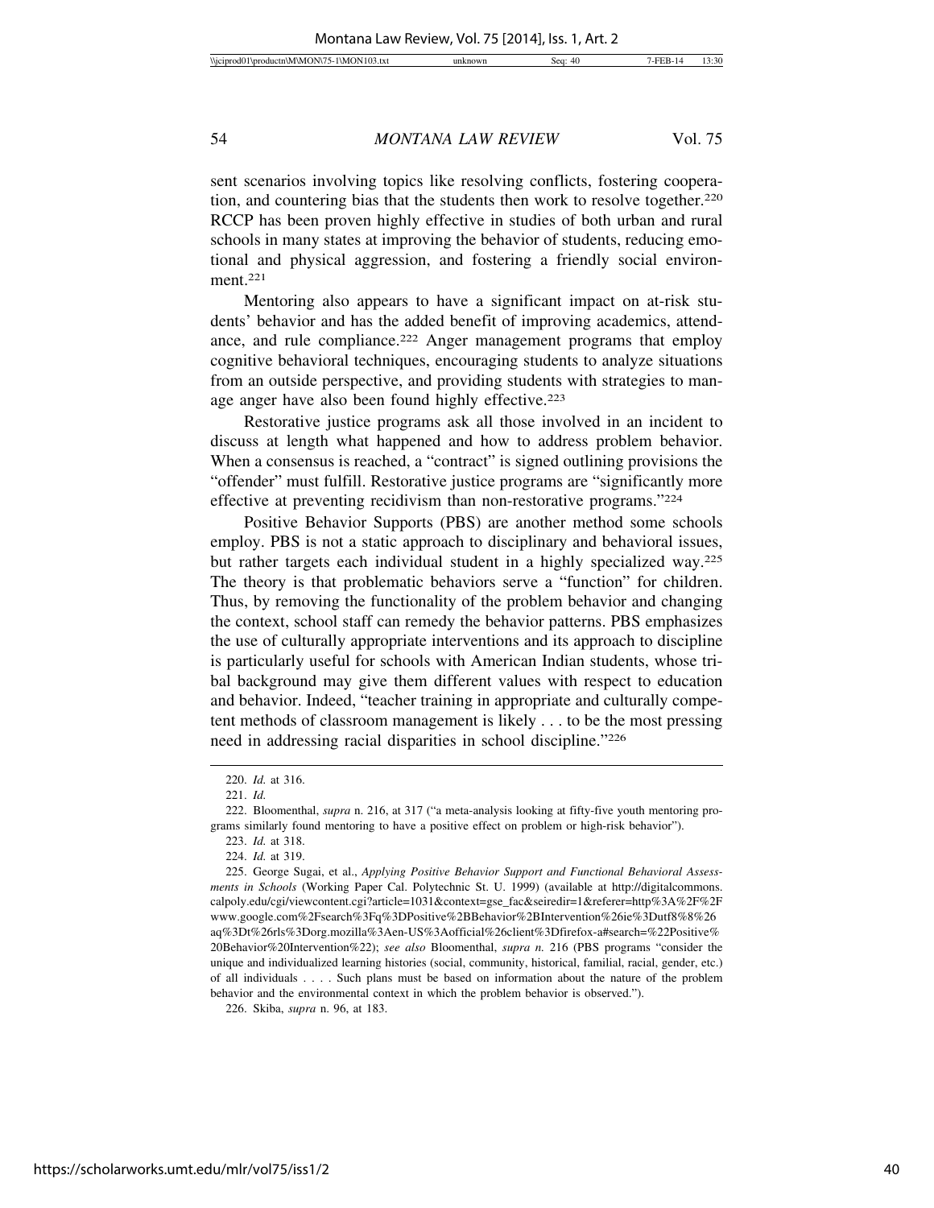sent scenarios involving topics like resolving conflicts, fostering cooperation, and countering bias that the students then work to resolve together.[220] RCCP has been proven highly effective in studies of both urban and rural schools in many states at improving the behavior of students, reducing emotional and physical aggression, and fostering a friendly social environment.[221]

Mentoring also appears to have a significant impact on at-risk students' behavior and has the added benefit of improving academics, attendance, and rule compliance.[222] Anger management programs that employ cognitive behavioral techniques, encouraging students to analyze situations from an outside perspective, and providing students with strategies to manage anger have also been found highly effective.[223]

Restorative justice programs ask all those involved in an incident to discuss at length what happened and how to address problem behavior. When a consensus is reached, a "contract" is signed outlining provisions the "offender" must fulfill. Restorative justice programs are "significantly more effective at preventing recidivism than non-restorative programs."[224]

Positive Behavior Supports (PBS) are another method some schools employ. PBS is not a static approach to disciplinary and behavioral issues, but rather targets each individual student in a highly specialized way.[225] The theory is that problematic behaviors serve a "function" for children. Thus, by removing the functionality of the problem behavior and changing the context, school staff can remedy the behavior patterns. PBS emphasizes the use of culturally appropriate interventions and its approach to discipline is particularly useful for schools with American Indian students, whose tribal background may give them different values with respect to education and behavior. Indeed, "teacher training in appropriate and culturally competent methods of classroom management is likely . . . to be the most pressing need in addressing racial disparities in school discipline."[226]

---

220. *Id.* at 316.

221. *Id.*

222. Bloomenthal, *supra* n. 216, at 317 ("a meta-analysis looking at fifty-five youth mentoring programs similarly found mentoring to have a positive effect on problem or high-risk behavior").

223. *Id.* at 318.

224. *Id.* at 319.

225. George Sugai, et al., *Applying Positive Behavior Support and Functional Behavioral Assessments in Schools* (Working Paper Cal. Polytechnic St. U. 1999) (available at http://digitalcommons.calpoly.edu/cgi/viewcontent.cgi?article=1031&context=gse_fac&seiredir=1&referer=http%3A%2F%2Fwww.google.com%2Fsearch%3Fq%3DPositive%2BBehavior%2BIntervention%26ie%3Dutf8%8%26aq%3Dt%26rls%3Dorg.mozilla%3Aen-US%3Aofficial%26client%3Dfirefox-a#search=%22Positive%20Behavior%20Intervention%22); *see also* Bloomenthal, *supra n.* 216 (PBS programs "consider the unique and individualized learning histories (social, community, historical, familial, racial, gender, etc.) of all individuals . . . . Such plans must be based on information about the nature of the problem behavior and the environmental context in which the problem behavior is observed.").

226. Skiba, *supra* n. 96, at 183.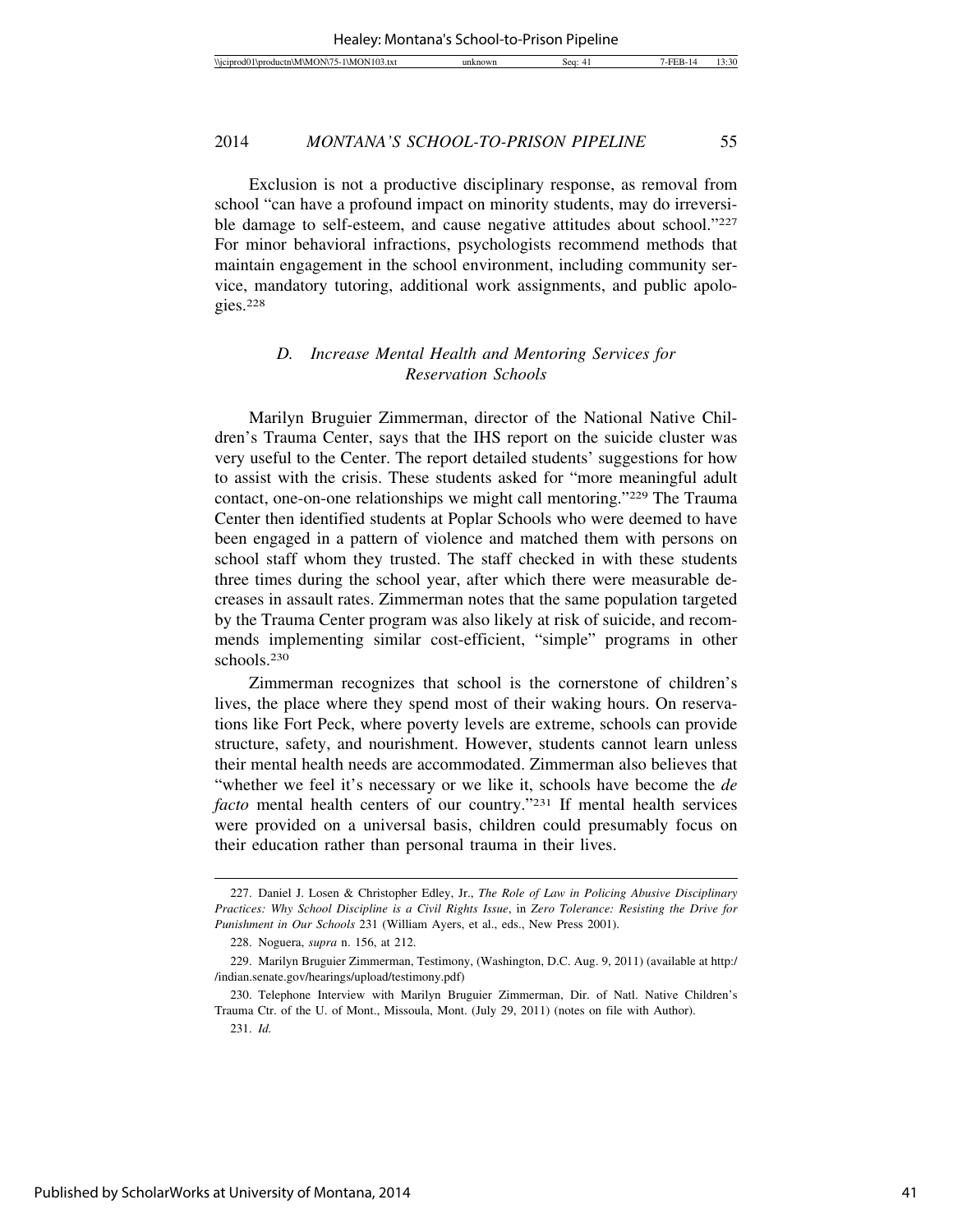Exclusion is not a productive disciplinary response, as removal from school "can have a profound impact on minority students, may do irreversible damage to self-esteem, and cause negative attitudes about school."[227] For minor behavioral infractions, psychologists recommend methods that maintain engagement in the school environment, including community service, mandatory tutoring, additional work assignments, and public apologies.[228]

### *D. Increase Mental Health and Mentoring Services for Reservation Schools*

Marilyn Bruguier Zimmerman, director of the National Native Children's Trauma Center, says that the IHS report on the suicide cluster was very useful to the Center. The report detailed students' suggestions for how to assist with the crisis. These students asked for "more meaningful adult contact, one-on-one relationships we might call mentoring."[229] The Trauma Center then identified students at Poplar Schools who were deemed to have been engaged in a pattern of violence and matched them with persons on school staff whom they trusted. The staff checked in with these students three times during the school year, after which there were measurable decreases in assault rates. Zimmerman notes that the same population targeted by the Trauma Center program was also likely at risk of suicide, and recommends implementing similar cost-efficient, "simple" programs in other schools.[230]

Zimmerman recognizes that school is the cornerstone of children's lives, the place where they spend most of their waking hours. On reservations like Fort Peck, where poverty levels are extreme, schools can provide structure, safety, and nourishment. However, students cannot learn unless their mental health needs are accommodated. Zimmerman also believes that "whether we feel it's necessary or we like it, schools have become the *de facto* mental health centers of our country."[231] If mental health services were provided on a universal basis, children could presumably focus on their education rather than personal trauma in their lives.

---

227. Daniel J. Losen & Christopher Edley, Jr., *The Role of Law in Policing Abusive Disciplinary Practices: Why School Discipline is a Civil Rights Issue*, in *Zero Tolerance: Resisting the Drive for Punishment in Our Schools* 231 (William Ayers, et al., eds., New Press 2001).

228. Noguera, *supra* n. 156, at 212.

229. Marilyn Bruguier Zimmerman, Testimony, (Washington, D.C. Aug. 9, 2011) (available at http://indian.senate.gov/hearings/upload/testimony.pdf)

230. Telephone Interview with Marilyn Bruguier Zimmerman, Dir. of Natl. Native Children's Trauma Ctr. of the U. of Mont., Missoula, Mont. (July 29, 2011) (notes on file with Author).

231. *Id.*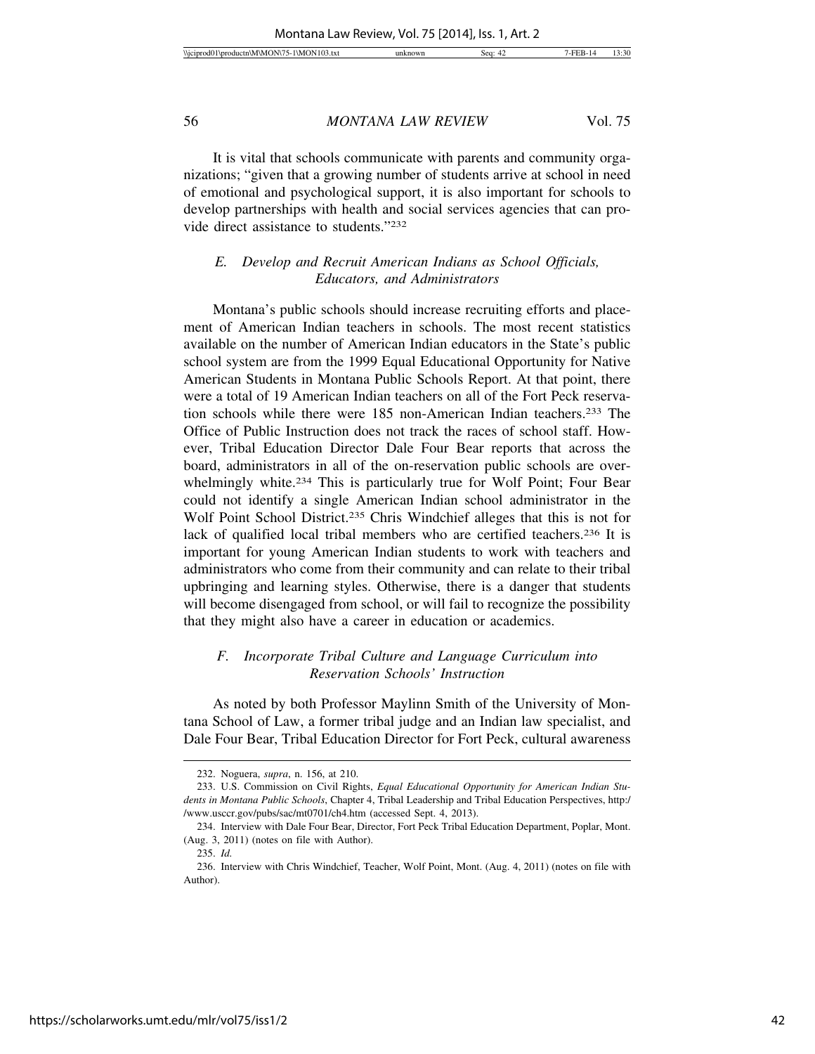It is vital that schools communicate with parents and community organizations; "given that a growing number of students arrive at school in need of emotional and psychological support, it is also important for schools to develop partnerships with health and social services agencies that can provide direct assistance to students."[232]

### *E. Develop and Recruit American Indians as School Officials, Educators, and Administrators*

Montana's public schools should increase recruiting efforts and placement of American Indian teachers in schools. The most recent statistics available on the number of American Indian educators in the State's public school system are from the 1999 Equal Educational Opportunity for Native American Students in Montana Public Schools Report. At that point, there were a total of 19 American Indian teachers on all of the Fort Peck reservation schools while there were 185 non-American Indian teachers.[233] The Office of Public Instruction does not track the races of school staff. However, Tribal Education Director Dale Four Bear reports that across the board, administrators in all of the on-reservation public schools are overwhelmingly white.[234] This is particularly true for Wolf Point; Four Bear could not identify a single American Indian school administrator in the Wolf Point School District.[235] Chris Windchief alleges that this is not for lack of qualified local tribal members who are certified teachers.[236] It is important for young American Indian students to work with teachers and administrators who come from their community and can relate to their tribal upbringing and learning styles. Otherwise, there is a danger that students will become disengaged from school, or will fail to recognize the possibility that they might also have a career in education or academics.

### *F. Incorporate Tribal Culture and Language Curriculum into Reservation Schools' Instruction*

As noted by both Professor Maylinn Smith of the University of Montana School of Law, a former tribal judge and an Indian law specialist, and Dale Four Bear, Tribal Education Director for Fort Peck, cultural awareness

---

232. Noguera, *supra*, n. 156, at 210.

233. U.S. Commission on Civil Rights, *Equal Educational Opportunity for American Indian Students in Montana Public Schools*, Chapter 4, Tribal Leadership and Tribal Education Perspectives, http://www.usccr.gov/pubs/sac/mt0701/ch4.htm (accessed Sept. 4, 2013).

234. Interview with Dale Four Bear, Director, Fort Peck Tribal Education Department, Poplar, Mont. (Aug. 3, 2011) (notes on file with Author).

235. *Id.*

236. Interview with Chris Windchief, Teacher, Wolf Point, Mont. (Aug. 4, 2011) (notes on file with Author).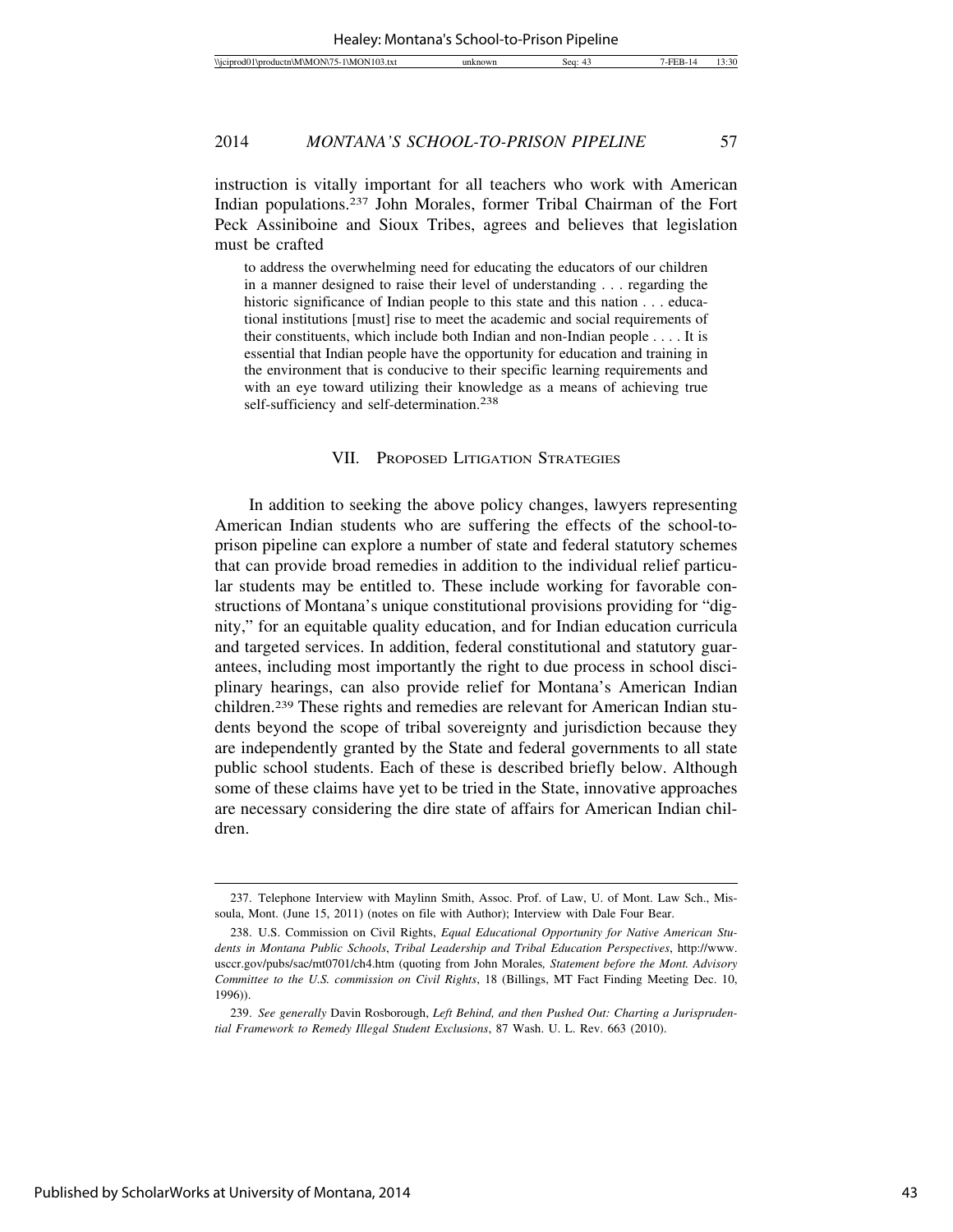instruction is vitally important for all teachers who work with American Indian populations.[237] John Morales, former Tribal Chairman of the Fort Peck Assiniboine and Sioux Tribes, agrees and believes that legislation must be crafted

> to address the overwhelming need for educating the educators of our children in a manner designed to raise their level of understanding . . . regarding the historic significance of Indian people to this state and this nation . . . educational institutions [must] rise to meet the academic and social requirements of their constituents, which include both Indian and non-Indian people . . . . It is essential that Indian people have the opportunity for education and training in the environment that is conducive to their specific learning requirements and with an eye toward utilizing their knowledge as a means of achieving true self-sufficiency and self-determination.[238]

## VII. Proposed Litigation Strategies

In addition to seeking the above policy changes, lawyers representing American Indian students who are suffering the effects of the school-to-prison pipeline can explore a number of state and federal statutory schemes that can provide broad remedies in addition to the individual relief particular students may be entitled to. These include working for favorable constructions of Montana's unique constitutional provisions providing for "dignity," for an equitable quality education, and for Indian education curricula and targeted services. In addition, federal constitutional and statutory guarantees, including most importantly the right to due process in school disciplinary hearings, can also provide relief for Montana's American Indian children.[239] These rights and remedies are relevant for American Indian students beyond the scope of tribal sovereignty and jurisdiction because they are independently granted by the State and federal governments to all state public school students. Each of these is described briefly below. Although some of these claims have yet to be tried in the State, innovative approaches are necessary considering the dire state of affairs for American Indian children.

---

237. Telephone Interview with Maylinn Smith, Assoc. Prof. of Law, U. of Mont. Law Sch., Missoula, Mont. (June 15, 2011) (notes on file with Author); Interview with Dale Four Bear.

238. U.S. Commission on Civil Rights, *Equal Educational Opportunity for Native American Students in Montana Public Schools*, *Tribal Leadership and Tribal Education Perspectives*, http://www.usccr.gov/pubs/sac/mt0701/ch4.htm (quoting from John Morales*, Statement before the Mont. Advisory Committee to the U.S. commission on Civil Rights*, 18 (Billings, MT Fact Finding Meeting Dec. 10, 1996)).

239. *See generally* Davin Rosborough, *Left Behind, and then Pushed Out: Charting a Jurisprudential Framework to Remedy Illegal Student Exclusions*, 87 Wash. U. L. Rev. 663 (2010).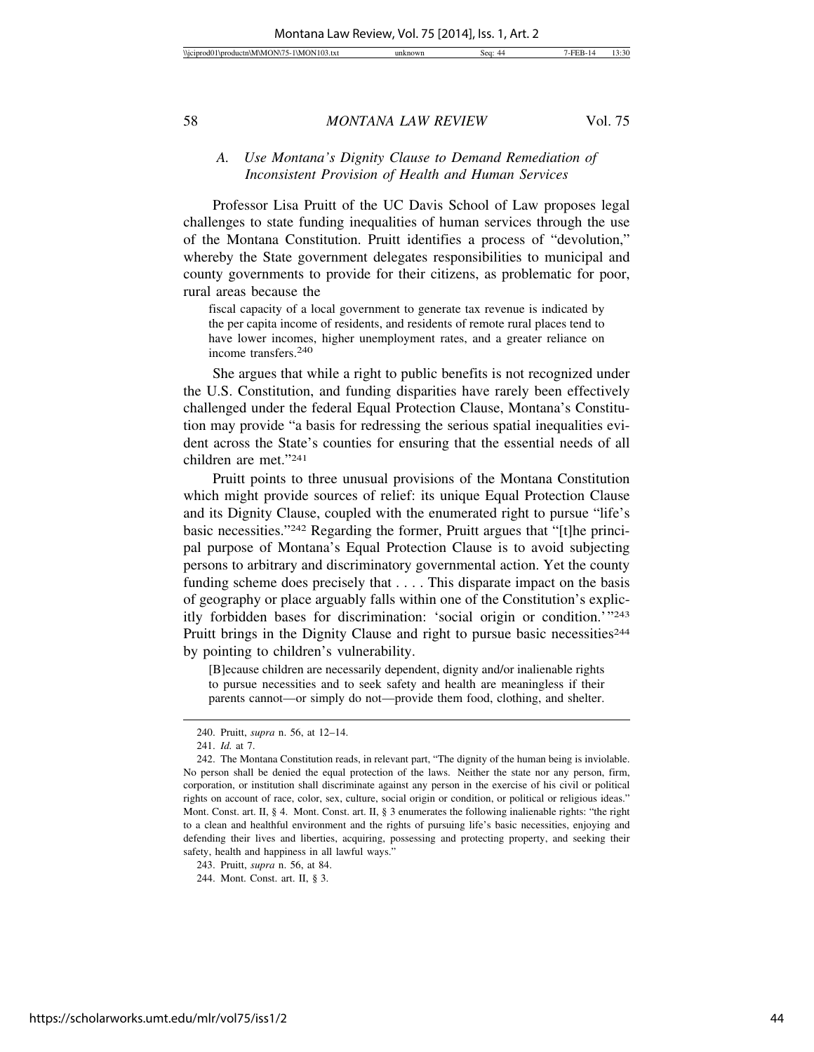### A. *Use Montana's Dignity Clause to Demand Remediation of Inconsistent Provision of Health and Human Services*

Professor Lisa Pruitt of the UC Davis School of Law proposes legal challenges to state funding inequalities of human services through the use of the Montana Constitution. Pruitt identifies a process of "devolution," whereby the State government delegates responsibilities to municipal and county governments to provide for their citizens, as problematic for poor, rural areas because the

> fiscal capacity of a local government to generate tax revenue is indicated by the per capita income of residents, and residents of remote rural places tend to have lower incomes, higher unemployment rates, and a greater reliance on income transfers.[240]

She argues that while a right to public benefits is not recognized under the U.S. Constitution, and funding disparities have rarely been effectively challenged under the federal Equal Protection Clause, Montana's Constitution may provide "a basis for redressing the serious spatial inequalities evident across the State's counties for ensuring that the essential needs of all children are met."[241]

Pruitt points to three unusual provisions of the Montana Constitution which might provide sources of relief: its unique Equal Protection Clause and its Dignity Clause, coupled with the enumerated right to pursue "life's basic necessities."[242] Regarding the former, Pruitt argues that "[t]he principal purpose of Montana's Equal Protection Clause is to avoid subjecting persons to arbitrary and discriminatory governmental action. Yet the county funding scheme does precisely that . . . . This disparate impact on the basis of geography or place arguably falls within one of the Constitution's explicitly forbidden bases for discrimination: 'social origin or condition.'"[243] Pruitt brings in the Dignity Clause and right to pursue basic necessities[244] by pointing to children's vulnerability.

> [B]ecause children are necessarily dependent, dignity and/or inalienable rights to pursue necessities and to seek safety and health are meaningless if their parents cannot—or simply do not—provide them food, clothing, and shelter.

---

240. Pruitt, *supra* n. 56, at 12–14.

241. *Id.* at 7.

242. The Montana Constitution reads, in relevant part, "The dignity of the human being is inviolable. No person shall be denied the equal protection of the laws. Neither the state nor any person, firm, corporation, or institution shall discriminate against any person in the exercise of his civil or political rights on account of race, color, sex, culture, social origin or condition, or political or religious ideas." Mont. Const. art. II, § 4. Mont. Const. art. II, § 3 enumerates the following inalienable rights: "the right to a clean and healthful environment and the rights of pursuing life's basic necessities, enjoying and defending their lives and liberties, acquiring, possessing and protecting property, and seeking their safety, health and happiness in all lawful ways."

243. Pruitt, *supra* n. 56, at 84.

244. Mont. Const. art. II, § 3.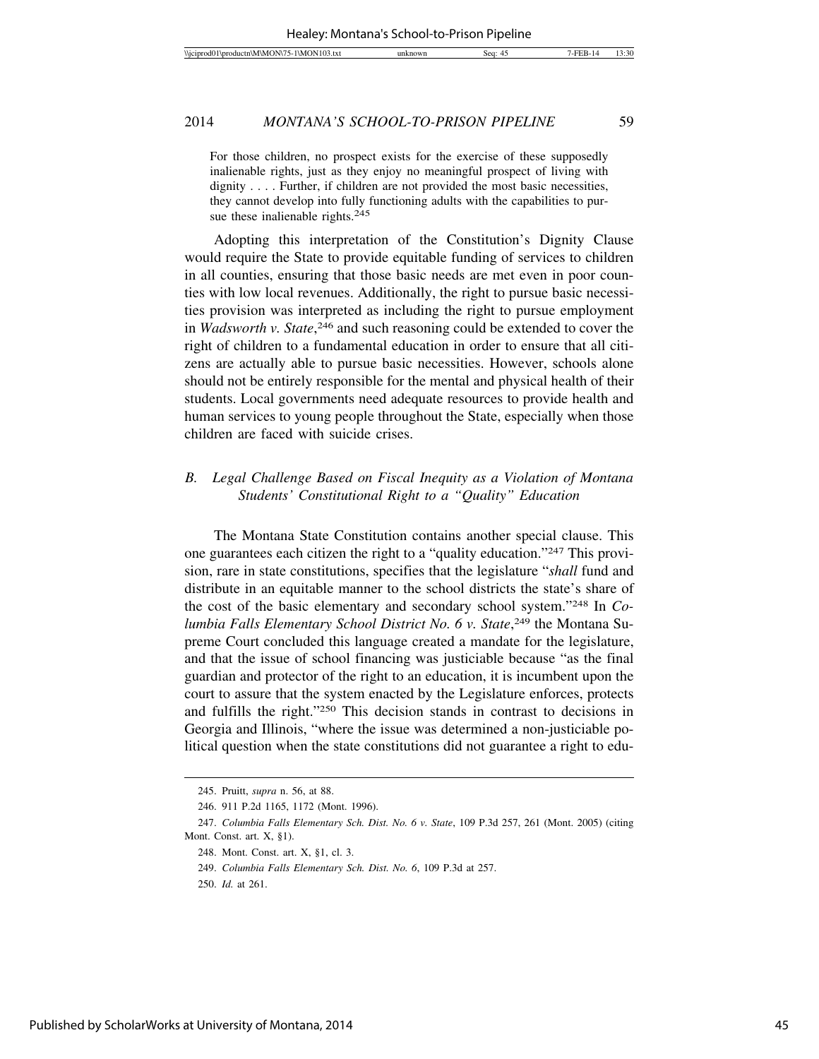For those children, no prospect exists for the exercise of these supposedly inalienable rights, just as they enjoy no meaningful prospect of living with dignity . . . . Further, if children are not provided the most basic necessities, they cannot develop into fully functioning adults with the capabilities to pursue these inalienable rights.[245]

Adopting this interpretation of the Constitution's Dignity Clause would require the State to provide equitable funding of services to children in all counties, ensuring that those basic needs are met even in poor counties with low local revenues. Additionally, the right to pursue basic necessities provision was interpreted as including the right to pursue employment in *Wadsworth v. State*,[246] and such reasoning could be extended to cover the right of children to a fundamental education in order to ensure that all citizens are actually able to pursue basic necessities. However, schools alone should not be entirely responsible for the mental and physical health of their students. Local governments need adequate resources to provide health and human services to young people throughout the State, especially when those children are faced with suicide crises.

### *B. Legal Challenge Based on Fiscal Inequity as a Violation of Montana Students' Constitutional Right to a "Quality" Education*

The Montana State Constitution contains another special clause. This one guarantees each citizen the right to a "quality education."[247] This provision, rare in state constitutions, specifies that the legislature "*shall* fund and distribute in an equitable manner to the school districts the state's share of the cost of the basic elementary and secondary school system."[248] In *Columbia Falls Elementary School District No. 6 v. State*,[249] the Montana Supreme Court concluded this language created a mandate for the legislature, and that the issue of school financing was justiciable because "as the final guardian and protector of the right to an education, it is incumbent upon the court to assure that the system enacted by the Legislature enforces, protects and fulfills the right."[250] This decision stands in contrast to decisions in Georgia and Illinois, "where the issue was determined a non-justiciable political question when the state constitutions did not guarantee a right to edu-

---

245. Pruitt, *supra* n. 56, at 88.

246. 911 P.2d 1165, 1172 (Mont. 1996).

247. *Columbia Falls Elementary Sch. Dist. No. 6 v. State*, 109 P.3d 257, 261 (Mont. 2005) (citing Mont. Const. art. X, §1).

248. Mont. Const. art. X, §1, cl. 3.

249. *Columbia Falls Elementary Sch. Dist. No. 6*, 109 P.3d at 257.

250. *Id.* at 261.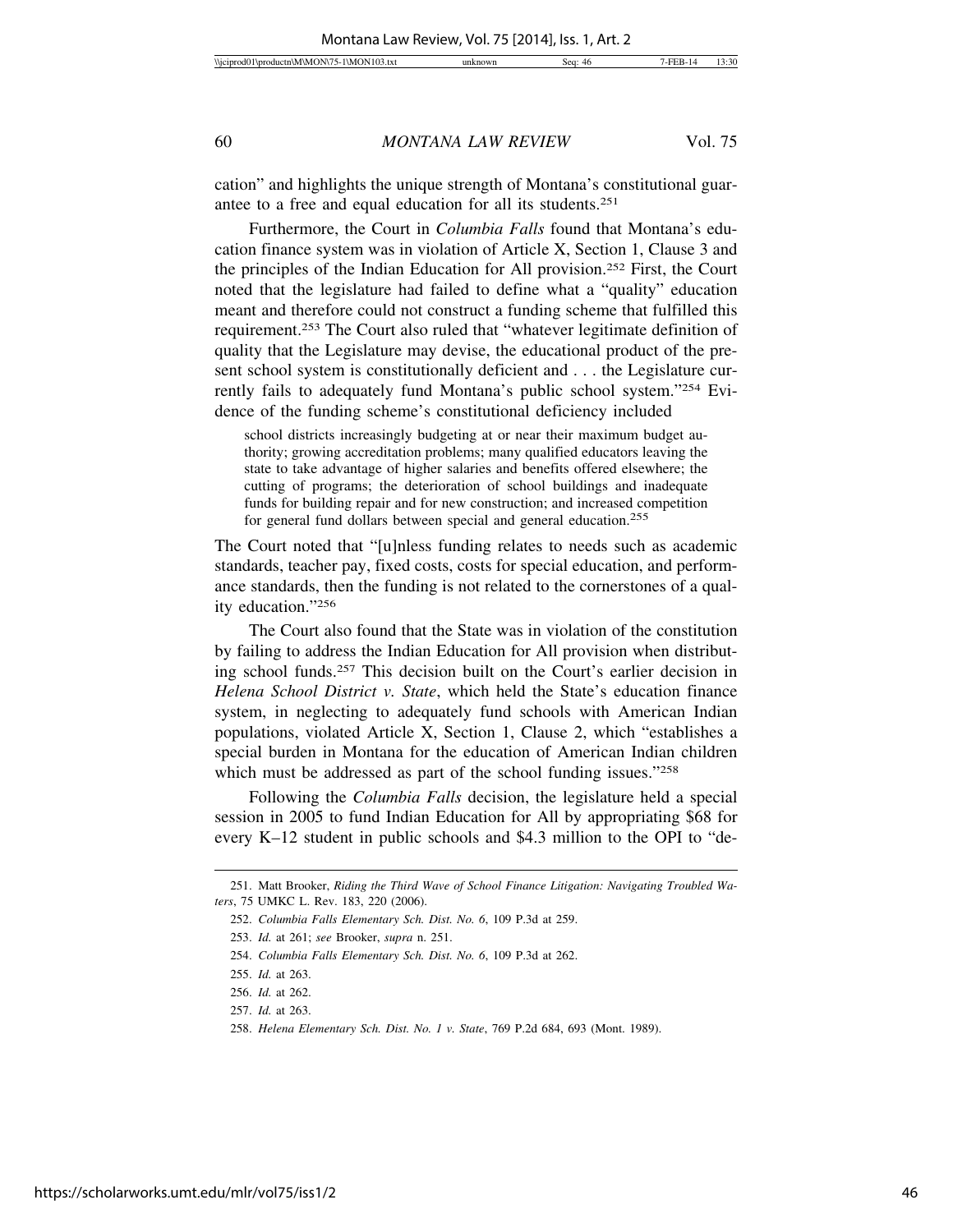cation" and highlights the unique strength of Montana's constitutional guarantee to a free and equal education for all its students.[251]

Furthermore, the Court in *Columbia Falls* found that Montana's education finance system was in violation of Article X, Section 1, Clause 3 and the principles of the Indian Education for All provision.[252] First, the Court noted that the legislature had failed to define what a "quality" education meant and therefore could not construct a funding scheme that fulfilled this requirement.[253] The Court also ruled that "whatever legitimate definition of quality that the Legislature may devise, the educational product of the present school system is constitutionally deficient and . . . the Legislature currently fails to adequately fund Montana's public school system."[254] Evidence of the funding scheme's constitutional deficiency included

> school districts increasingly budgeting at or near their maximum budget authority; growing accreditation problems; many qualified educators leaving the state to take advantage of higher salaries and benefits offered elsewhere; the cutting of programs; the deterioration of school buildings and inadequate funds for building repair and for new construction; and increased competition for general fund dollars between special and general education.[255]

The Court noted that "[u]nless funding relates to needs such as academic standards, teacher pay, fixed costs, costs for special education, and performance standards, then the funding is not related to the cornerstones of a quality education."[256]

The Court also found that the State was in violation of the constitution by failing to address the Indian Education for All provision when distributing school funds.[257] This decision built on the Court's earlier decision in *Helena School District v. State*, which held the State's education finance system, in neglecting to adequately fund schools with American Indian populations, violated Article X, Section 1, Clause 2, which "establishes a special burden in Montana for the education of American Indian children which must be addressed as part of the school funding issues."[258]

Following the *Columbia Falls* decision, the legislature held a special session in 2005 to fund Indian Education for All by appropriating $68 for every K–12 student in public schools and $4.3 million to the OPI to "de-

---

251. Matt Brooker, *Riding the Third Wave of School Finance Litigation: Navigating Troubled Waters*, 75 UMKC L. Rev. 183, 220 (2006).

252. *Columbia Falls Elementary Sch. Dist. No. 6*, 109 P.3d at 259.

253. *Id.* at 261; *see* Brooker, *supra* n. 251.

254. *Columbia Falls Elementary Sch. Dist. No. 6*, 109 P.3d at 262.

255. *Id.* at 263.

256. *Id.* at 262.

257. *Id.* at 263.

258. *Helena Elementary Sch. Dist. No. 1 v. State*, 769 P.2d 684, 693 (Mont. 1989).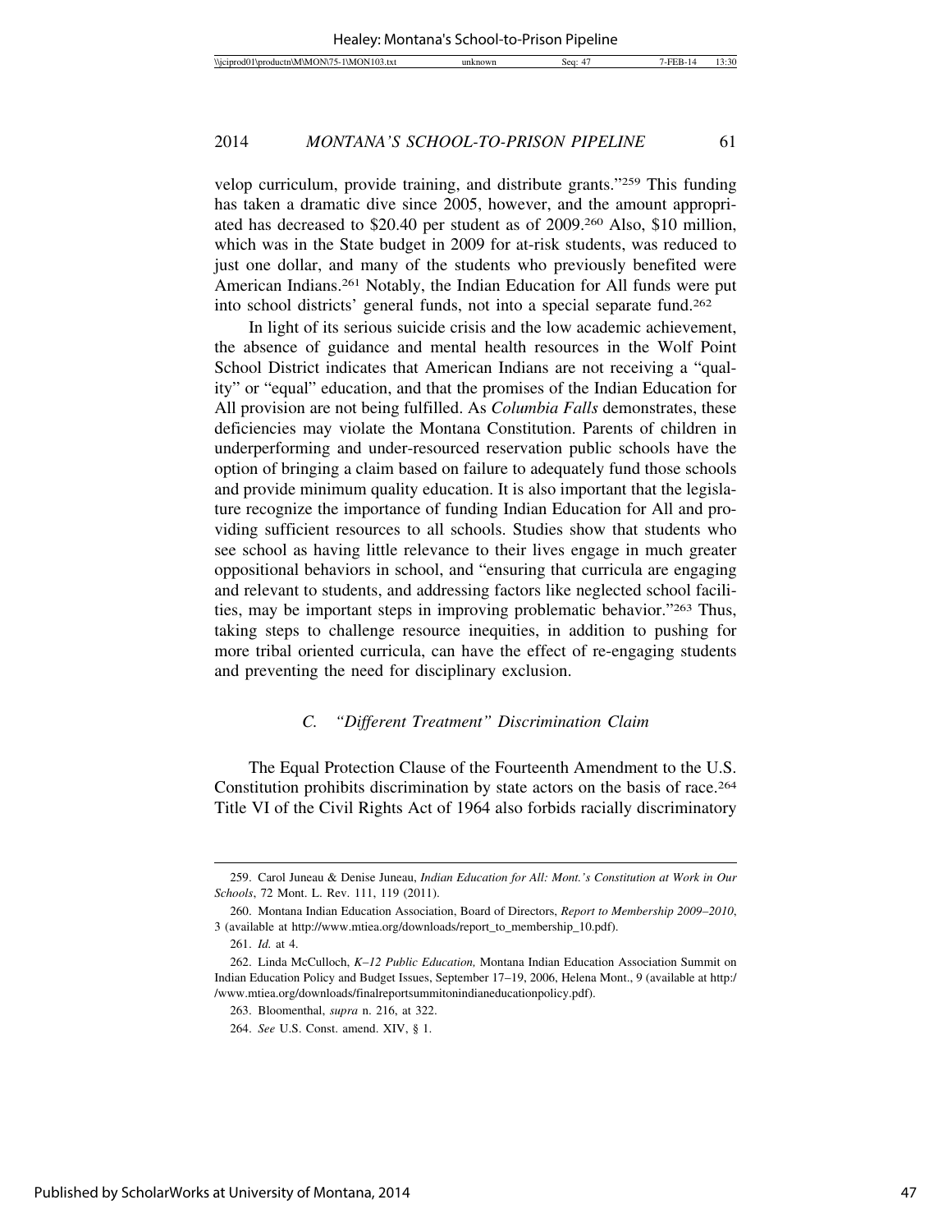velop curriculum, provide training, and distribute grants."[259] This funding has taken a dramatic dive since 2005, however, and the amount appropriated has decreased to $20.40 per student as of 2009.[260] Also, $10 million, which was in the State budget in 2009 for at-risk students, was reduced to just one dollar, and many of the students who previously benefited were American Indians.[261] Notably, the Indian Education for All funds were put into school districts' general funds, not into a special separate fund.[262]

In light of its serious suicide crisis and the low academic achievement, the absence of guidance and mental health resources in the Wolf Point School District indicates that American Indians are not receiving a "quality" or "equal" education, and that the promises of the Indian Education for All provision are not being fulfilled. As *Columbia Falls* demonstrates, these deficiencies may violate the Montana Constitution. Parents of children in underperforming and under-resourced reservation public schools have the option of bringing a claim based on failure to adequately fund those schools and provide minimum quality education. It is also important that the legislature recognize the importance of funding Indian Education for All and providing sufficient resources to all schools. Studies show that students who see school as having little relevance to their lives engage in much greater oppositional behaviors in school, and "ensuring that curricula are engaging and relevant to students, and addressing factors like neglected school facilities, may be important steps in improving problematic behavior."[263] Thus, taking steps to challenge resource inequities, in addition to pushing for more tribal oriented curricula, can have the effect of re-engaging students and preventing the need for disciplinary exclusion.

### *C. "Different Treatment" Discrimination Claim*

The Equal Protection Clause of the Fourteenth Amendment to the U.S. Constitution prohibits discrimination by state actors on the basis of race.[264] Title VI of the Civil Rights Act of 1964 also forbids racially discriminatory

---

259. Carol Juneau & Denise Juneau, *Indian Education for All: Mont.'s Constitution at Work in Our Schools*, 72 Mont. L. Rev. 111, 119 (2011).

260. Montana Indian Education Association, Board of Directors, *Report to Membership 2009–2010*, 3 (available at http://www.mtiea.org/downloads/report_to_membership_10.pdf).

261. *Id.* at 4.

262. Linda McCulloch, *K–12 Public Education,* Montana Indian Education Association Summit on Indian Education Policy and Budget Issues, September 17–19, 2006, Helena Mont., 9 (available at http://www.mtiea.org/downloads/finalreportsummitonindianeducationpolicy.pdf).

263. Bloomenthal, *supra* n. 216, at 322.

264. *See* U.S. Const. amend. XIV, § 1.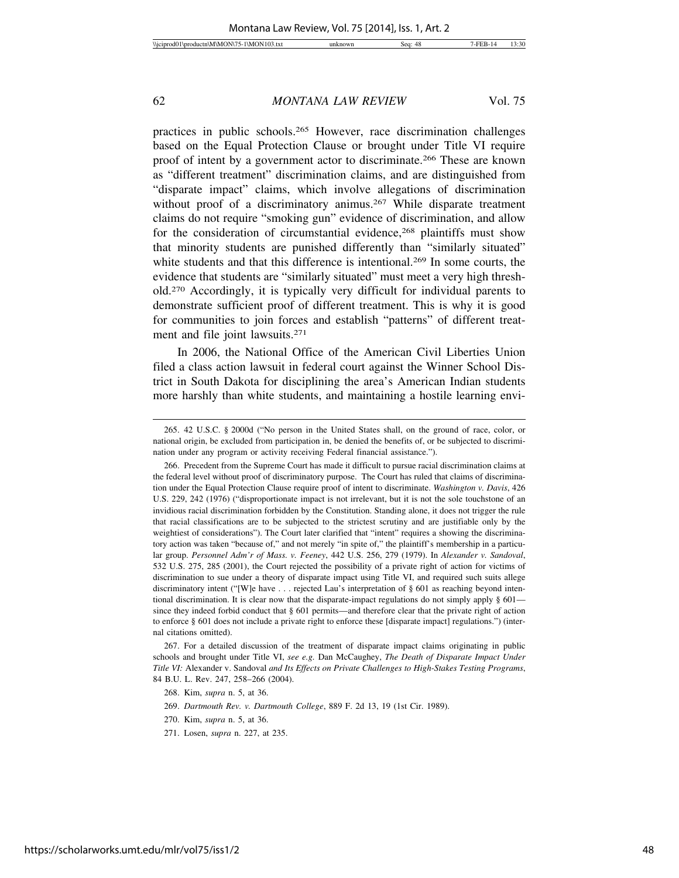practices in public schools.[265] However, race discrimination challenges based on the Equal Protection Clause or brought under Title VI require proof of intent by a government actor to discriminate.[266] These are known as "different treatment" discrimination claims, and are distinguished from "disparate impact" claims, which involve allegations of discrimination without proof of a discriminatory animus.[267] While disparate treatment claims do not require "smoking gun" evidence of discrimination, and allow for the consideration of circumstantial evidence,[268] plaintiffs must show that minority students are punished differently than "similarly situated" white students and that this difference is intentional.[269] In some courts, the evidence that students are "similarly situated" must meet a very high threshold.[270] Accordingly, it is typically very difficult for individual parents to demonstrate sufficient proof of different treatment. This is why it is good for communities to join forces and establish "patterns" of different treatment and file joint lawsuits.[271]

In 2006, the National Office of the American Civil Liberties Union filed a class action lawsuit in federal court against the Winner School District in South Dakota for disciplining the area's American Indian students more harshly than white students, and maintaining a hostile learning envi-

---

265. 42 U.S.C. § 2000d ("No person in the United States shall, on the ground of race, color, or national origin, be excluded from participation in, be denied the benefits of, or be subjected to discrimination under any program or activity receiving Federal financial assistance.").

266. Precedent from the Supreme Court has made it difficult to pursue racial discrimination claims at the federal level without proof of discriminatory purpose. The Court has ruled that claims of discrimination under the Equal Protection Clause require proof of intent to discriminate. *Washington v. Davis*, 426 U.S. 229, 242 (1976) ("disproportionate impact is not irrelevant, but it is not the sole touchstone of an invidious racial discrimination forbidden by the Constitution. Standing alone, it does not trigger the rule that racial classifications are to be subjected to the strictest scrutiny and are justifiable only by the weightiest of considerations"). The Court later clarified that "intent" requires a showing the discriminatory action was taken "because of," and not merely "in spite of," the plaintiff's membership in a particular group. *Personnel Adm'r of Mass. v. Feeney*, 442 U.S. 256, 279 (1979). In *Alexander v. Sandoval*, 532 U.S. 275, 285 (2001), the Court rejected the possibility of a private right of action for victims of discrimination to sue under a theory of disparate impact using Title VI, and required such suits allege discriminatory intent ("[W]e have . . . rejected Lau's interpretation of § 601 as reaching beyond intentional discrimination. It is clear now that the disparate-impact regulations do not simply apply § 601—since they indeed forbid conduct that § 601 permits—and therefore clear that the private right of action to enforce § 601 does not include a private right to enforce these [disparate impact] regulations.") (internal citations omitted).

267. For a detailed discussion of the treatment of disparate impact claims originating in public schools and brought under Title VI, *see e.g.* Dan McCaughey, *The Death of Disparate Impact Under Title VI:* Alexander v. Sandoval *and Its Effects on Private Challenges to High-Stakes Testing Programs*, 84 B.U. L. Rev. 247, 258–266 (2004).

268. Kim, *supra* n. 5, at 36.

269. *Dartmouth Rev. v. Dartmouth College*, 889 F. 2d 13, 19 (1st Cir. 1989).

270. Kim, *supra* n. 5, at 36.

271. Losen, *supra* n. 227, at 235.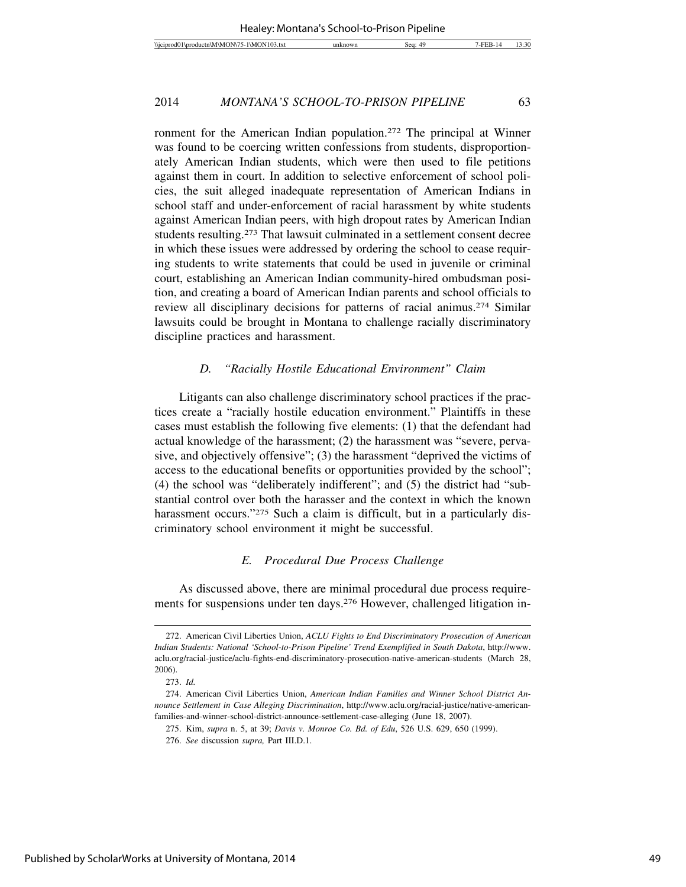ronment for the American Indian population.[272] The principal at Winner was found to be coercing written confessions from students, disproportionately American Indian students, which were then used to file petitions against them in court. In addition to selective enforcement of school policies, the suit alleged inadequate representation of American Indians in school staff and under-enforcement of racial harassment by white students against American Indian peers, with high dropout rates by American Indian students resulting.[273] That lawsuit culminated in a settlement consent decree in which these issues were addressed by ordering the school to cease requiring students to write statements that could be used in juvenile or criminal court, establishing an American Indian community-hired ombudsman position, and creating a board of American Indian parents and school officials to review all disciplinary decisions for patterns of racial animus.[274] Similar lawsuits could be brought in Montana to challenge racially discriminatory discipline practices and harassment.

### *D. "Racially Hostile Educational Environment" Claim*

Litigants can also challenge discriminatory school practices if the practices create a "racially hostile education environment." Plaintiffs in these cases must establish the following five elements: (1) that the defendant had actual knowledge of the harassment; (2) the harassment was "severe, pervasive, and objectively offensive"; (3) the harassment "deprived the victims of access to the educational benefits or opportunities provided by the school"; (4) the school was "deliberately indifferent"; and (5) the district had "substantial control over both the harasser and the context in which the known harassment occurs."[275] Such a claim is difficult, but in a particularly discriminatory school environment it might be successful.

### *E. Procedural Due Process Challenge*

As discussed above, there are minimal procedural due process requirements for suspensions under ten days.[276] However, challenged litigation in-

---

272. American Civil Liberties Union, *ACLU Fights to End Discriminatory Prosecution of American Indian Students: National 'School-to-Prison Pipeline' Trend Exemplified in South Dakota*, http://www.aclu.org/racial-justice/aclu-fights-end-discriminatory-prosecution-native-american-students (March 28, 2006).

273. *Id.*

274. American Civil Liberties Union, *American Indian Families and Winner School District Announce Settlement in Case Alleging Discrimination*, http://www.aclu.org/racial-justice/native-american-families-and-winner-school-district-announce-settlement-case-alleging (June 18, 2007).

275. Kim, *supra* n. 5, at 39; *Davis v. Monroe Co. Bd. of Edu*, 526 U.S. 629, 650 (1999).

276. *See* discussion *supra,* Part III.D.1.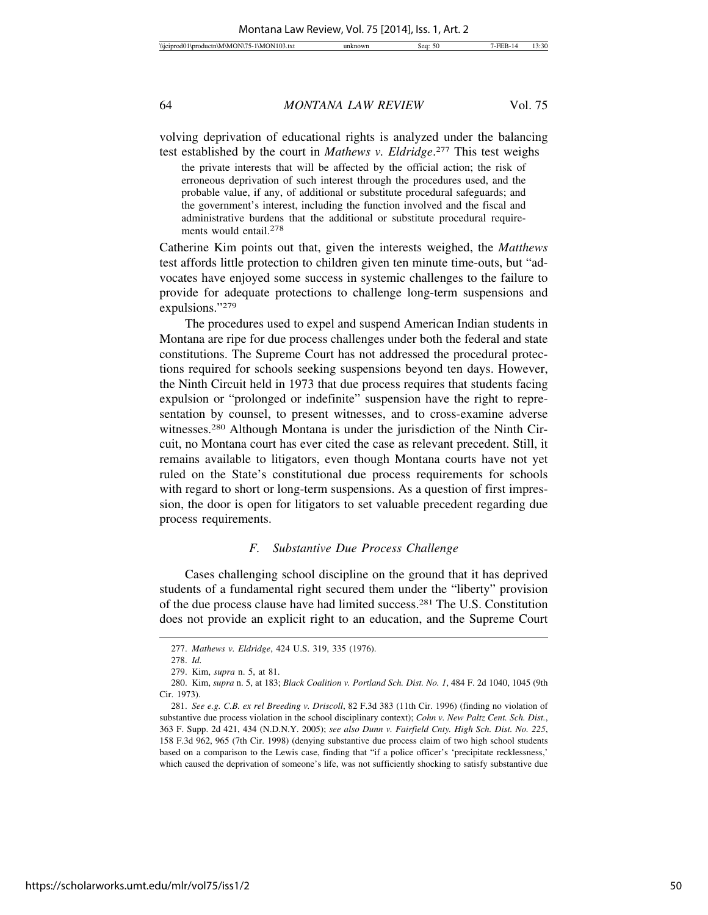volving deprivation of educational rights is analyzed under the balancing test established by the court in *Mathews v. Eldridge*.[277] This test weighs

> the private interests that will be affected by the official action; the risk of erroneous deprivation of such interest through the procedures used, and the probable value, if any, of additional or substitute procedural safeguards; and the government's interest, including the function involved and the fiscal and administrative burdens that the additional or substitute procedural requirements would entail.[278]

Catherine Kim points out that, given the interests weighed, the *Matthews* test affords little protection to children given ten minute time-outs, but "advocates have enjoyed some success in systemic challenges to the failure to provide for adequate protections to challenge long-term suspensions and expulsions."[279]

The procedures used to expel and suspend American Indian students in Montana are ripe for due process challenges under both the federal and state constitutions. The Supreme Court has not addressed the procedural protections required for schools seeking suspensions beyond ten days. However, the Ninth Circuit held in 1973 that due process requires that students facing expulsion or "prolonged or indefinite" suspension have the right to representation by counsel, to present witnesses, and to cross-examine adverse witnesses.[280] Although Montana is under the jurisdiction of the Ninth Circuit, no Montana court has ever cited the case as relevant precedent. Still, it remains available to litigators, even though Montana courts have not yet ruled on the State's constitutional due process requirements for schools with regard to short or long-term suspensions. As a question of first impression, the door is open for litigators to set valuable precedent regarding due process requirements.

### *F. Substantive Due Process Challenge*

Cases challenging school discipline on the ground that it has deprived students of a fundamental right secured them under the "liberty" provision of the due process clause have had limited success.[281] The U.S. Constitution does not provide an explicit right to an education, and the Supreme Court

---

277. *Mathews v. Eldridge*, 424 U.S. 319, 335 (1976).

278. *Id.*

279. Kim, *supra* n. 5, at 81.

280. Kim, *supra* n. 5, at 183; *Black Coalition v. Portland Sch. Dist. No. 1*, 484 F. 2d 1040, 1045 (9th Cir. 1973).

281. *See e.g. C.B. ex rel Breeding v. Driscoll*, 82 F.3d 383 (11th Cir. 1996) (finding no violation of substantive due process violation in the school disciplinary context); *Cohn v. New Paltz Cent. Sch. Dist.*, 363 F. Supp. 2d 421, 434 (N.D.N.Y. 2005); *see also Dunn v. Fairfield Cnty. High Sch. Dist. No. 225*, 158 F.3d 962, 965 (7th Cir. 1998) (denying substantive due process claim of two high school students based on a comparison to the Lewis case, finding that "if a police officer's 'precipitate recklessness,' which caused the deprivation of someone's life, was not sufficiently shocking to satisfy substantive due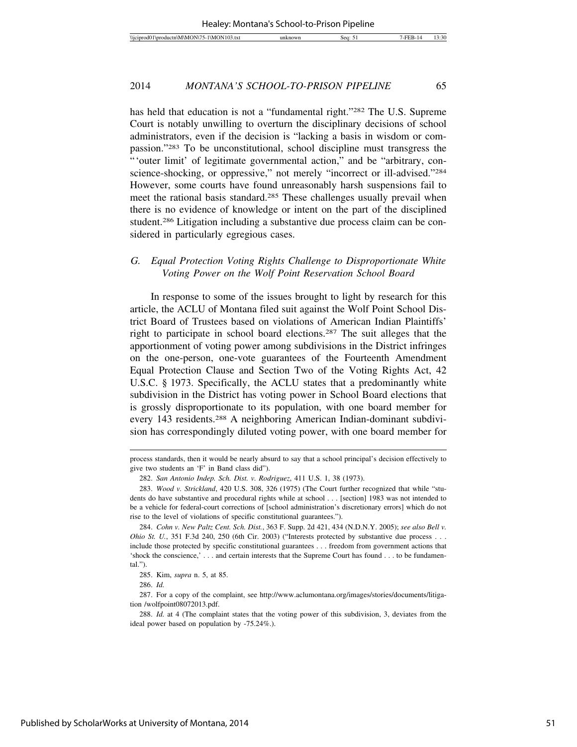has held that education is not a "fundamental right."[282] The U.S. Supreme Court is notably unwilling to overturn the disciplinary decisions of school administrators, even if the decision is "lacking a basis in wisdom or compassion."[283] To be unconstitutional, school discipline must transgress the "'outer limit' of legitimate governmental action," and be "arbitrary, conscience-shocking, or oppressive," not merely "incorrect or ill-advised."[284] However, some courts have found unreasonably harsh suspensions fail to meet the rational basis standard.[285] These challenges usually prevail when there is no evidence of knowledge or intent on the part of the disciplined student.[286] Litigation including a substantive due process claim can be considered in particularly egregious cases.

### G. *Equal Protection Voting Rights Challenge to Disproportionate White Voting Power on the Wolf Point Reservation School Board*

In response to some of the issues brought to light by research for this article, the ACLU of Montana filed suit against the Wolf Point School District Board of Trustees based on violations of American Indian Plaintiffs' right to participate in school board elections.[287] The suit alleges that the apportionment of voting power among subdivisions in the District infringes on the one-person, one-vote guarantees of the Fourteenth Amendment Equal Protection Clause and Section Two of the Voting Rights Act, 42 U.S.C. § 1973. Specifically, the ACLU states that a predominantly white subdivision in the District has voting power in School Board elections that is grossly disproportionate to its population, with one board member for every 143 residents.[288] A neighboring American Indian-dominant subdivision has correspondingly diluted voting power, with one board member for

---

process standards, then it would be nearly absurd to say that a school principal's decision effectively to give two students an 'F' in Band class did").

282. *San Antonio Indep. Sch. Dist. v. Rodriguez*, 411 U.S. 1, 38 (1973).

283. *Wood v. Strickland*, 420 U.S. 308, 326 (1975) (The Court further recognized that while "students do have substantive and procedural rights while at school . . . [section] 1983 was not intended to be a vehicle for federal-court corrections of [school administration's discretionary errors] which do not rise to the level of violations of specific constitutional guarantees.").

284. *Cohn v. New Paltz Cent. Sch. Dist.*, 363 F. Supp. 2d 421, 434 (N.D.N.Y. 2005); *see also Bell v. Ohio St. U.*, 351 F.3d 240, 250 (6th Cir. 2003) ("Interests protected by substantive due process . . . include those protected by specific constitutional guarantees . . . freedom from government actions that 'shock the conscience,' . . . and certain interests that the Supreme Court has found . . . to be fundamental.").

285. Kim, *supra* n. 5, at 85.

286. *Id.*

287. For a copy of the complaint, see http://www.aclumontana.org/images/stories/documents/litigation /wolfpoint08072013.pdf.

288. *Id.* at 4 (The complaint states that the voting power of this subdivision, 3, deviates from the ideal power based on population by -75.24%.).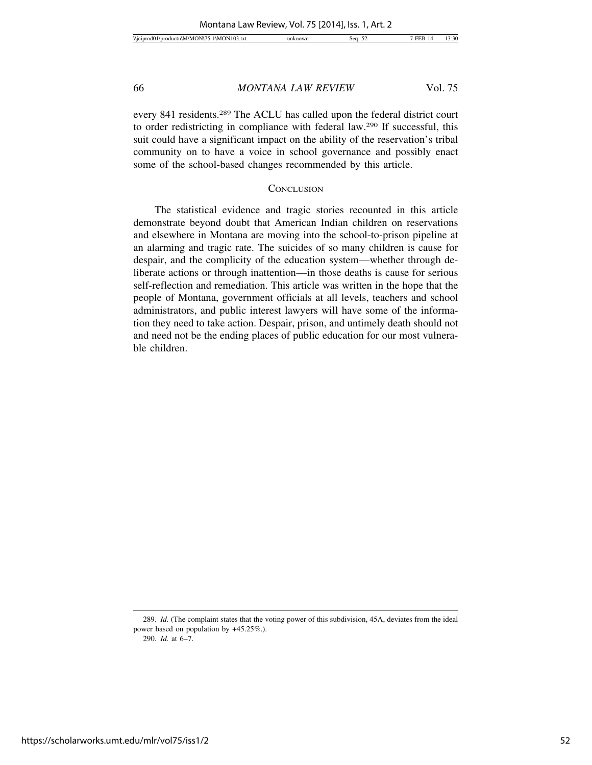every 841 residents.[289] The ACLU has called upon the federal district court to order redistricting in compliance with federal law.[290] If successful, this suit could have a significant impact on the ability of the reservation's tribal community on to have a voice in school governance and possibly enact some of the school-based changes recommended by this article.

## CONCLUSION

The statistical evidence and tragic stories recounted in this article demonstrate beyond doubt that American Indian children on reservations and elsewhere in Montana are moving into the school-to-prison pipeline at an alarming and tragic rate. The suicides of so many children is cause for despair, and the complicity of the education system—whether through deliberate actions or through inattention—in those deaths is cause for serious self-reflection and remediation. This article was written in the hope that the people of Montana, government officials at all levels, teachers and school administrators, and public interest lawyers will have some of the information they need to take action. Despair, prison, and untimely death should not and need not be the ending places of public education for our most vulnerable children.

---

289. *Id.* (The complaint states that the voting power of this subdivision, 45A, deviates from the ideal power based on population by +45.25%.).

290. *Id.* at 6–7.